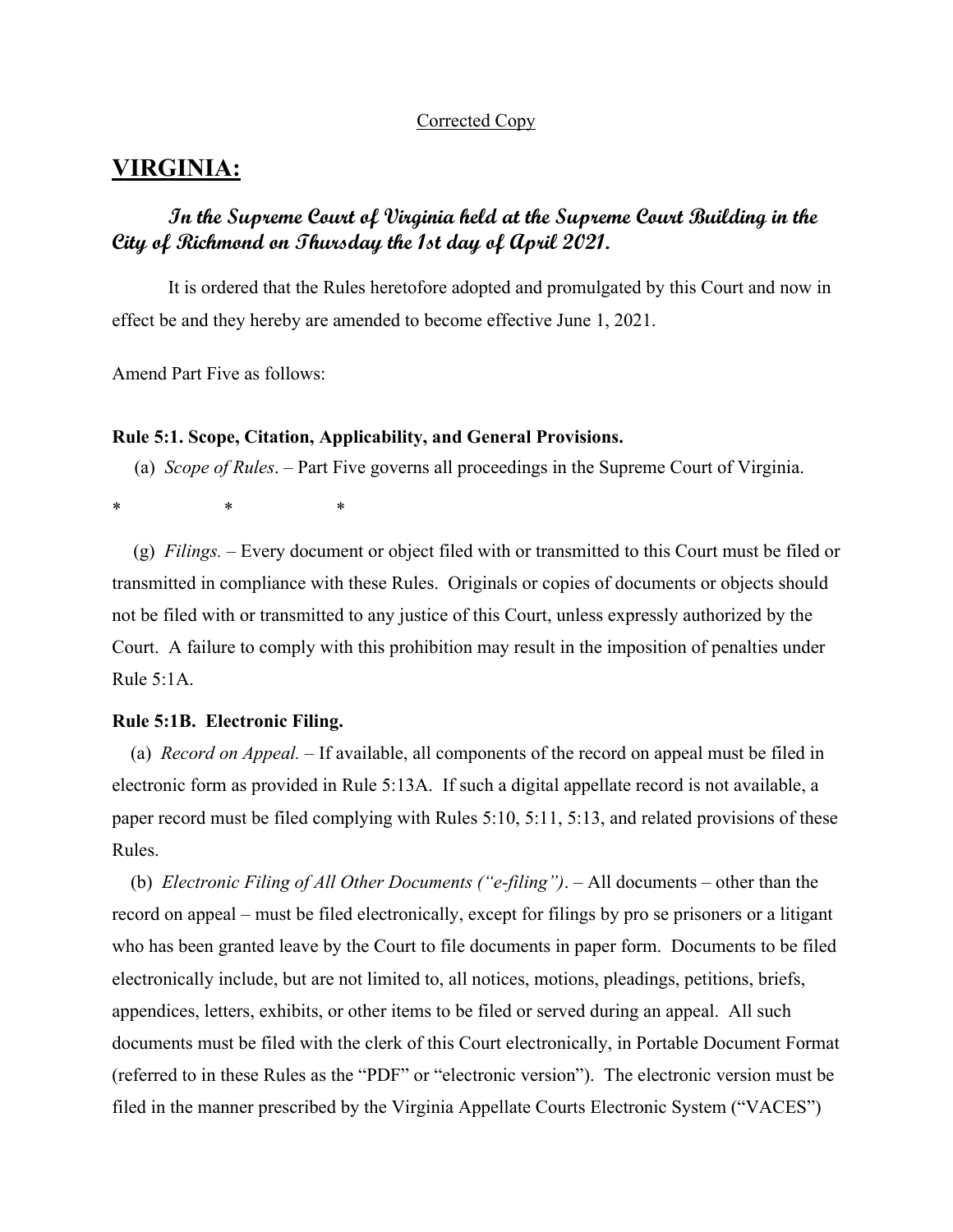Corrected Copy

# VIRGINIA:

***In the Supreme Court of Virginia held at the Supreme Court Building in the City of Richmond on Thursday the 1st day of April 2021.***

It is ordered that the Rules heretofore adopted and promulgated by this Court and now in effect be and they hereby are amended to become effective June 1, 2021.

Amend Part Five as follows:

**Rule 5:1. Scope, Citation, Applicability, and General Provisions.**

(a) *Scope of Rules*. – Part Five governs all proceedings in the Supreme Court of Virginia.

\*　　　　\*　　　　\*

(g) *Filings.* – Every document or object filed with or transmitted to this Court must be filed or transmitted in compliance with these Rules. Originals or copies of documents or objects should not be filed with or transmitted to any justice of this Court, unless expressly authorized by the Court. A failure to comply with this prohibition may result in the imposition of penalties under Rule 5:1A.

**Rule 5:1B. Electronic Filing.**

(a) *Record on Appeal.* – If available, all components of the record on appeal must be filed in electronic form as provided in Rule 5:13A. If such a digital appellate record is not available, a paper record must be filed complying with Rules 5:10, 5:11, 5:13, and related provisions of these Rules.

(b) *Electronic Filing of All Other Documents ("e-filing")*. – All documents – other than the record on appeal – must be filed electronically, except for filings by pro se prisoners or a litigant who has been granted leave by the Court to file documents in paper form. Documents to be filed electronically include, but are not limited to, all notices, motions, pleadings, petitions, briefs, appendices, letters, exhibits, or other items to be filed or served during an appeal. All such documents must be filed with the clerk of this Court electronically, in Portable Document Format (referred to in these Rules as the "PDF" or "electronic version"). The electronic version must be filed in the manner prescribed by the Virginia Appellate Courts Electronic System ("VACES")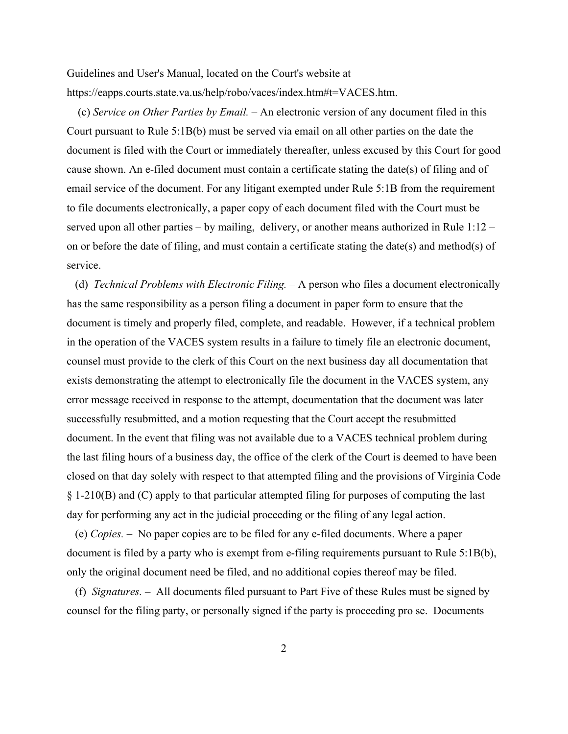Guidelines and User's Manual, located on the Court's website at https://eapps.courts.state.va.us/help/robo/vaces/index.htm#t=VACES.htm.

(c) *Service on Other Parties by Email.* – An electronic version of any document filed in this Court pursuant to Rule 5:1B(b) must be served via email on all other parties on the date the document is filed with the Court or immediately thereafter, unless excused by this Court for good cause shown. An e-filed document must contain a certificate stating the date(s) of filing and of email service of the document. For any litigant exempted under Rule 5:1B from the requirement to file documents electronically, a paper copy of each document filed with the Court must be served upon all other parties – by mailing, delivery, or another means authorized in Rule 1:12 – on or before the date of filing, and must contain a certificate stating the date(s) and method(s) of service.

(d) *Technical Problems with Electronic Filing.* – A person who files a document electronically has the same responsibility as a person filing a document in paper form to ensure that the document is timely and properly filed, complete, and readable. However, if a technical problem in the operation of the VACES system results in a failure to timely file an electronic document, counsel must provide to the clerk of this Court on the next business day all documentation that exists demonstrating the attempt to electronically file the document in the VACES system, any error message received in response to the attempt, documentation that the document was later successfully resubmitted, and a motion requesting that the Court accept the resubmitted document. In the event that filing was not available due to a VACES technical problem during the last filing hours of a business day, the office of the clerk of the Court is deemed to have been closed on that day solely with respect to that attempted filing and the provisions of Virginia Code § 1-210(B) and (C) apply to that particular attempted filing for purposes of computing the last day for performing any act in the judicial proceeding or the filing of any legal action.

(e) *Copies.* – No paper copies are to be filed for any e-filed documents. Where a paper document is filed by a party who is exempt from e-filing requirements pursuant to Rule 5:1B(b), only the original document need be filed, and no additional copies thereof may be filed.

(f) *Signatures.* – All documents filed pursuant to Part Five of these Rules must be signed by counsel for the filing party, or personally signed if the party is proceeding pro se. Documents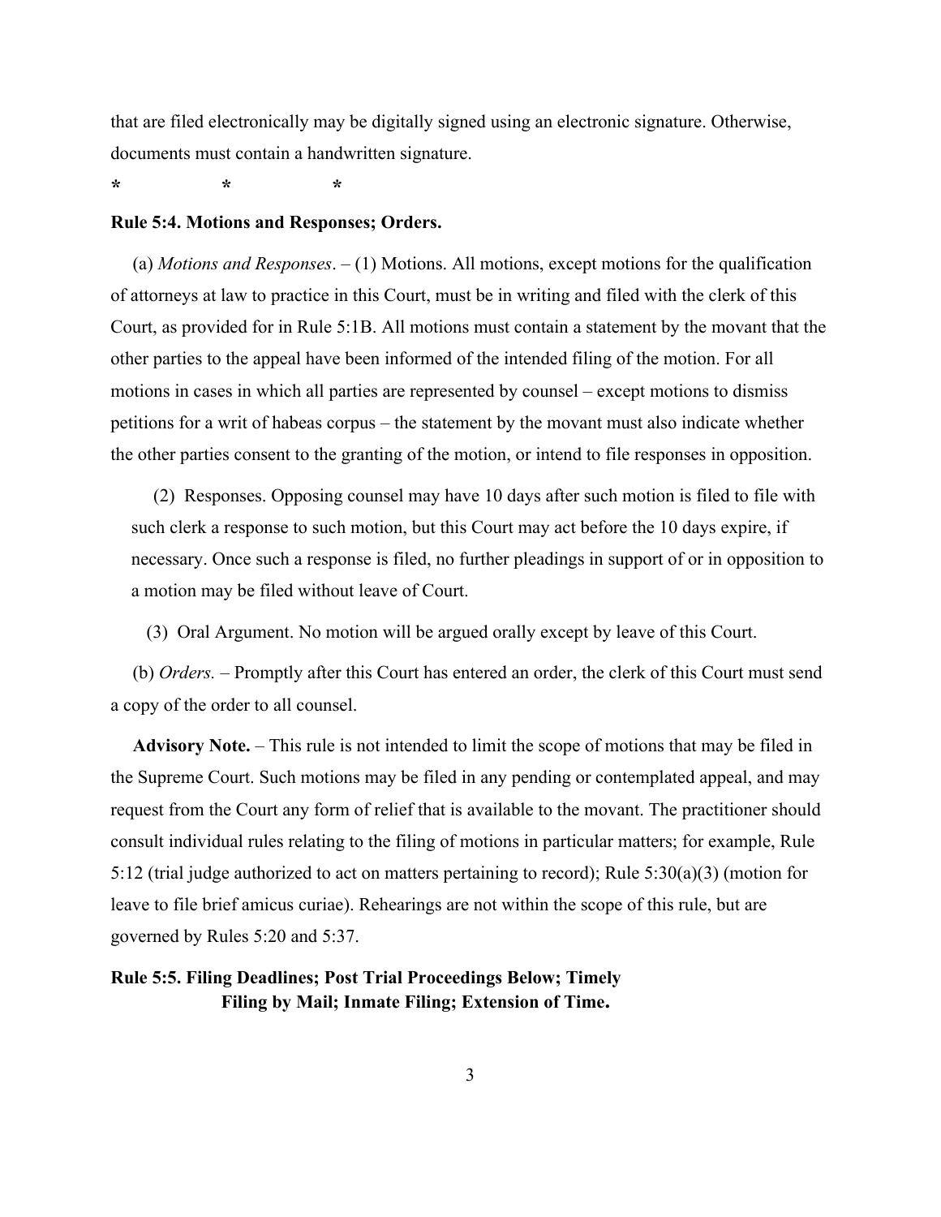that are filed electronically may be digitally signed using an electronic signature. Otherwise, documents must contain a handwritten signature.

*                    *                    *

**Rule 5:4. Motions and Responses; Orders.**

(a) *Motions and Responses*. – (1) Motions. All motions, except motions for the qualification of attorneys at law to practice in this Court, must be in writing and filed with the clerk of this Court, as provided for in Rule 5:1B. All motions must contain a statement by the movant that the other parties to the appeal have been informed of the intended filing of the motion. For all motions in cases in which all parties are represented by counsel – except motions to dismiss petitions for a writ of habeas corpus – the statement by the movant must also indicate whether the other parties consent to the granting of the motion, or intend to file responses in opposition.

(2) Responses. Opposing counsel may have 10 days after such motion is filed to file with such clerk a response to such motion, but this Court may act before the 10 days expire, if necessary. Once such a response is filed, no further pleadings in support of or in opposition to a motion may be filed without leave of Court.

(3) Oral Argument. No motion will be argued orally except by leave of this Court.

(b) *Orders.* – Promptly after this Court has entered an order, the clerk of this Court must send a copy of the order to all counsel.

**Advisory Note.** – This rule is not intended to limit the scope of motions that may be filed in the Supreme Court. Such motions may be filed in any pending or contemplated appeal, and may request from the Court any form of relief that is available to the movant. The practitioner should consult individual rules relating to the filing of motions in particular matters; for example, Rule 5:12 (trial judge authorized to act on matters pertaining to record); Rule 5:30(a)(3) (motion for leave to file brief amicus curiae). Rehearings are not within the scope of this rule, but are governed by Rules 5:20 and 5:37.

**Rule 5:5. Filing Deadlines; Post Trial Proceedings Below; Timely Filing by Mail; Inmate Filing; Extension of Time.**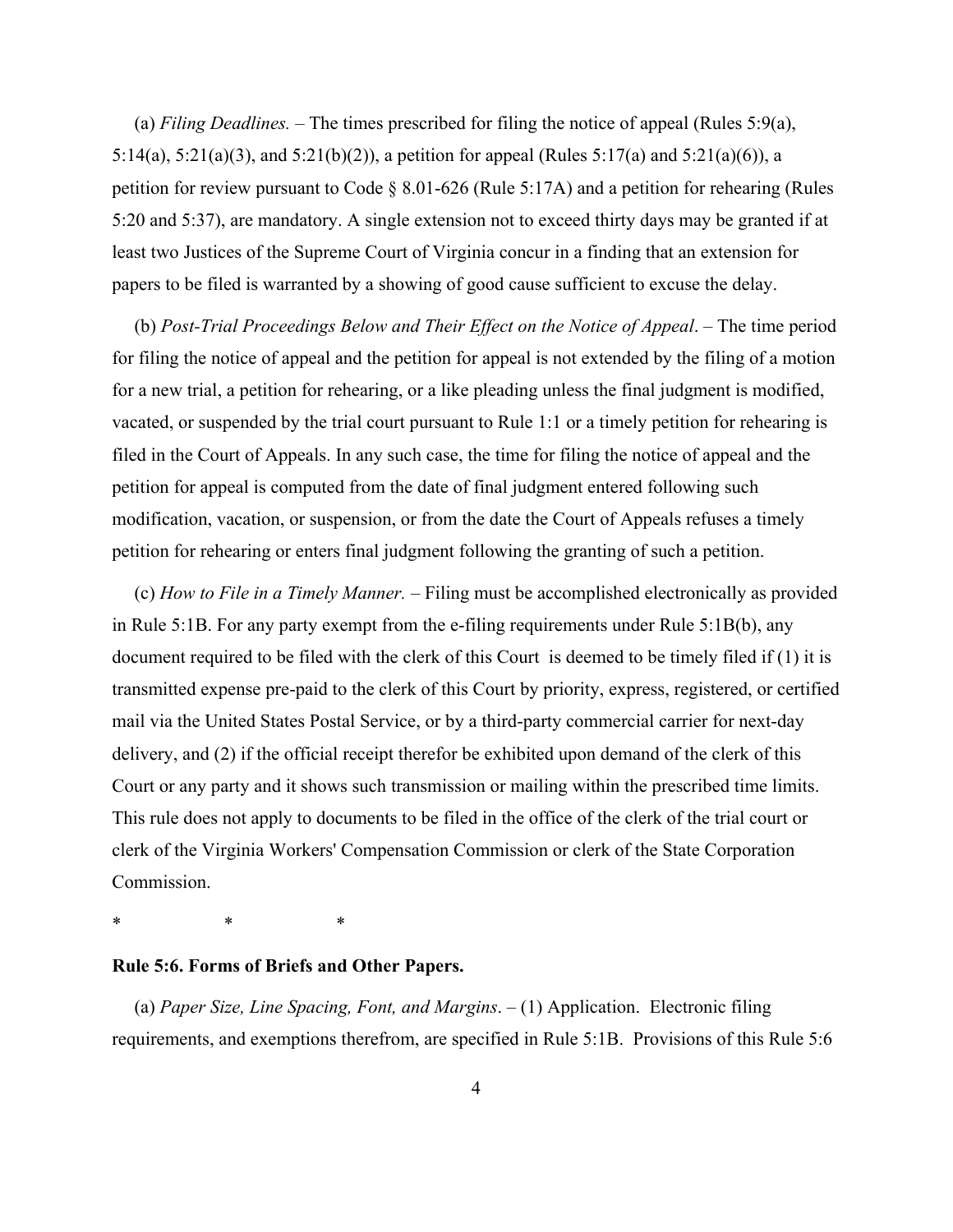(a) *Filing Deadlines.* – The times prescribed for filing the notice of appeal (Rules 5:9(a), 5:14(a), 5:21(a)(3), and 5:21(b)(2)), a petition for appeal (Rules 5:17(a) and 5:21(a)(6)), a petition for review pursuant to Code § 8.01-626 (Rule 5:17A) and a petition for rehearing (Rules 5:20 and 5:37), are mandatory. A single extension not to exceed thirty days may be granted if at least two Justices of the Supreme Court of Virginia concur in a finding that an extension for papers to be filed is warranted by a showing of good cause sufficient to excuse the delay.

(b) *Post-Trial Proceedings Below and Their Effect on the Notice of Appeal*. – The time period for filing the notice of appeal and the petition for appeal is not extended by the filing of a motion for a new trial, a petition for rehearing, or a like pleading unless the final judgment is modified, vacated, or suspended by the trial court pursuant to Rule 1:1 or a timely petition for rehearing is filed in the Court of Appeals. In any such case, the time for filing the notice of appeal and the petition for appeal is computed from the date of final judgment entered following such modification, vacation, or suspension, or from the date the Court of Appeals refuses a timely petition for rehearing or enters final judgment following the granting of such a petition.

(c) *How to File in a Timely Manner.* – Filing must be accomplished electronically as provided in Rule 5:1B. For any party exempt from the e-filing requirements under Rule 5:1B(b), any document required to be filed with the clerk of this Court is deemed to be timely filed if (1) it is transmitted expense pre-paid to the clerk of this Court by priority, express, registered, or certified mail via the United States Postal Service, or by a third-party commercial carrier for next-day delivery, and (2) if the official receipt therefor be exhibited upon demand of the clerk of this Court or any party and it shows such transmission or mailing within the prescribed time limits. This rule does not apply to documents to be filed in the office of the clerk of the trial court or clerk of the Virginia Workers' Compensation Commission or clerk of the State Corporation Commission.

\*　　　　\*　　　　\*

**Rule 5:6. Forms of Briefs and Other Papers.**

(a) *Paper Size, Line Spacing, Font, and Margins*. – (1) Application. Electronic filing requirements, and exemptions therefrom, are specified in Rule 5:1B. Provisions of this Rule 5:6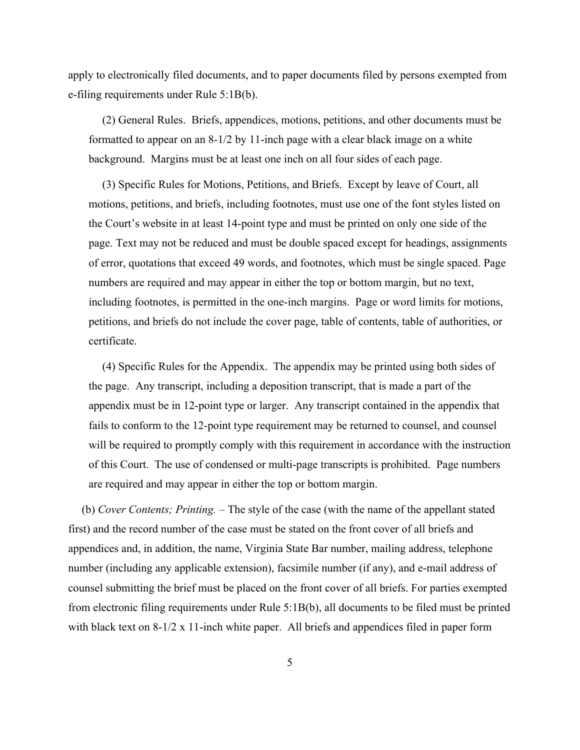apply to electronically filed documents, and to paper documents filed by persons exempted from e-filing requirements under Rule 5:1B(b).

(2) General Rules. Briefs, appendices, motions, petitions, and other documents must be formatted to appear on an 8-1/2 by 11-inch page with a clear black image on a white background. Margins must be at least one inch on all four sides of each page.

(3) Specific Rules for Motions, Petitions, and Briefs. Except by leave of Court, all motions, petitions, and briefs, including footnotes, must use one of the font styles listed on the Court's website in at least 14-point type and must be printed on only one side of the page. Text may not be reduced and must be double spaced except for headings, assignments of error, quotations that exceed 49 words, and footnotes, which must be single spaced. Page numbers are required and may appear in either the top or bottom margin, but no text, including footnotes, is permitted in the one-inch margins. Page or word limits for motions, petitions, and briefs do not include the cover page, table of contents, table of authorities, or certificate.

(4) Specific Rules for the Appendix. The appendix may be printed using both sides of the page. Any transcript, including a deposition transcript, that is made a part of the appendix must be in 12-point type or larger. Any transcript contained in the appendix that fails to conform to the 12-point type requirement may be returned to counsel, and counsel will be required to promptly comply with this requirement in accordance with the instruction of this Court. The use of condensed or multi-page transcripts is prohibited. Page numbers are required and may appear in either the top or bottom margin.

(b) *Cover Contents; Printing.* – The style of the case (with the name of the appellant stated first) and the record number of the case must be stated on the front cover of all briefs and appendices and, in addition, the name, Virginia State Bar number, mailing address, telephone number (including any applicable extension), facsimile number (if any), and e-mail address of counsel submitting the brief must be placed on the front cover of all briefs. For parties exempted from electronic filing requirements under Rule 5:1B(b), all documents to be filed must be printed with black text on 8-1/2 x 11-inch white paper. All briefs and appendices filed in paper form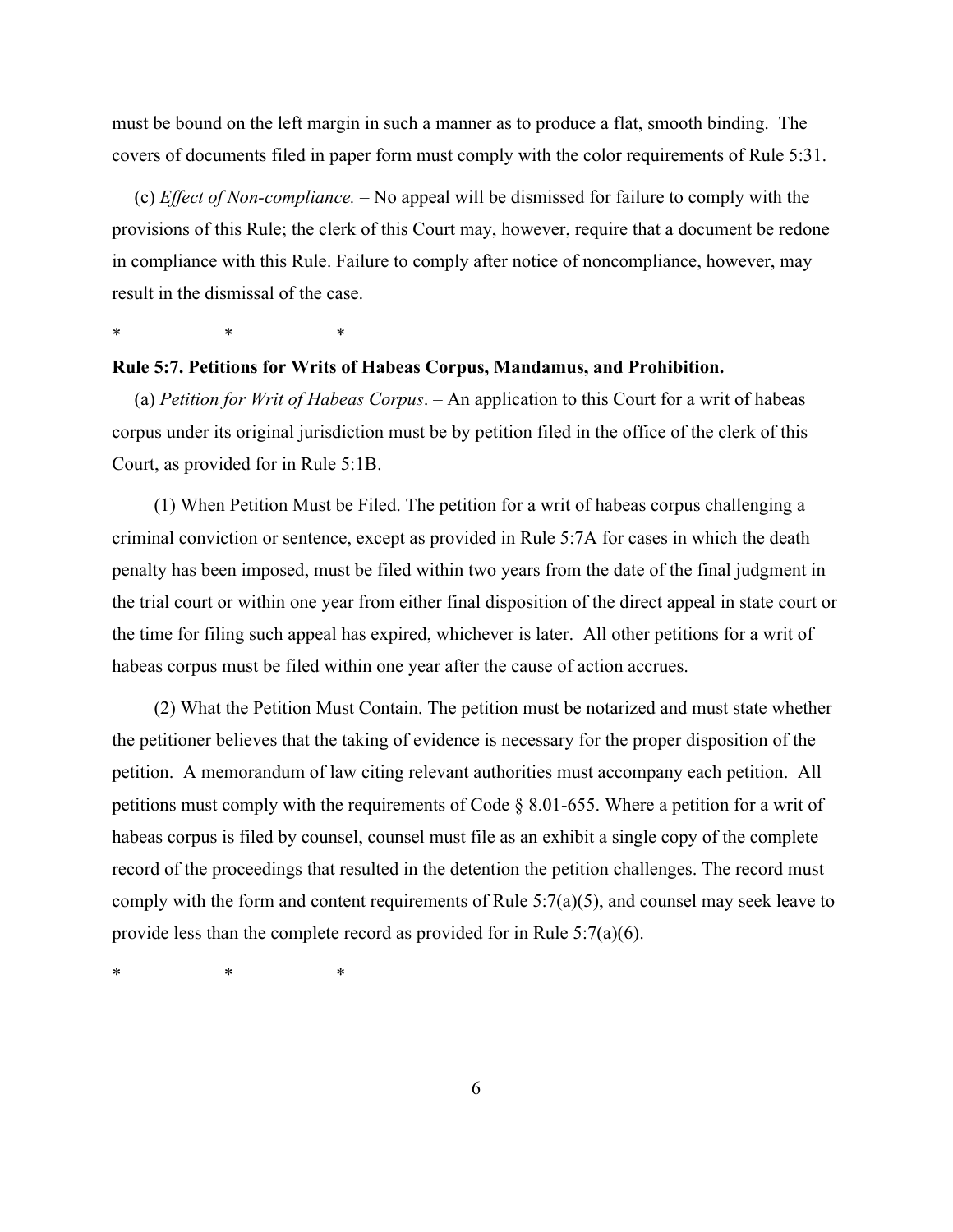must be bound on the left margin in such a manner as to produce a flat, smooth binding. The covers of documents filed in paper form must comply with the color requirements of Rule 5:31.

(c) *Effect of Non-compliance.* – No appeal will be dismissed for failure to comply with the provisions of this Rule; the clerk of this Court may, however, require that a document be redone in compliance with this Rule. Failure to comply after notice of noncompliance, however, may result in the dismissal of the case.

\* \* \*

**Rule 5:7. Petitions for Writs of Habeas Corpus, Mandamus, and Prohibition.**

(a) *Petition for Writ of Habeas Corpus*. – An application to this Court for a writ of habeas corpus under its original jurisdiction must be by petition filed in the office of the clerk of this Court, as provided for in Rule 5:1B.

(1) When Petition Must be Filed. The petition for a writ of habeas corpus challenging a criminal conviction or sentence, except as provided in Rule 5:7A for cases in which the death penalty has been imposed, must be filed within two years from the date of the final judgment in the trial court or within one year from either final disposition of the direct appeal in state court or the time for filing such appeal has expired, whichever is later. All other petitions for a writ of habeas corpus must be filed within one year after the cause of action accrues.

(2) What the Petition Must Contain. The petition must be notarized and must state whether the petitioner believes that the taking of evidence is necessary for the proper disposition of the petition. A memorandum of law citing relevant authorities must accompany each petition. All petitions must comply with the requirements of Code § 8.01-655. Where a petition for a writ of habeas corpus is filed by counsel, counsel must file as an exhibit a single copy of the complete record of the proceedings that resulted in the detention the petition challenges. The record must comply with the form and content requirements of Rule 5:7(a)(5), and counsel may seek leave to provide less than the complete record as provided for in Rule 5:7(a)(6).

\* \* \*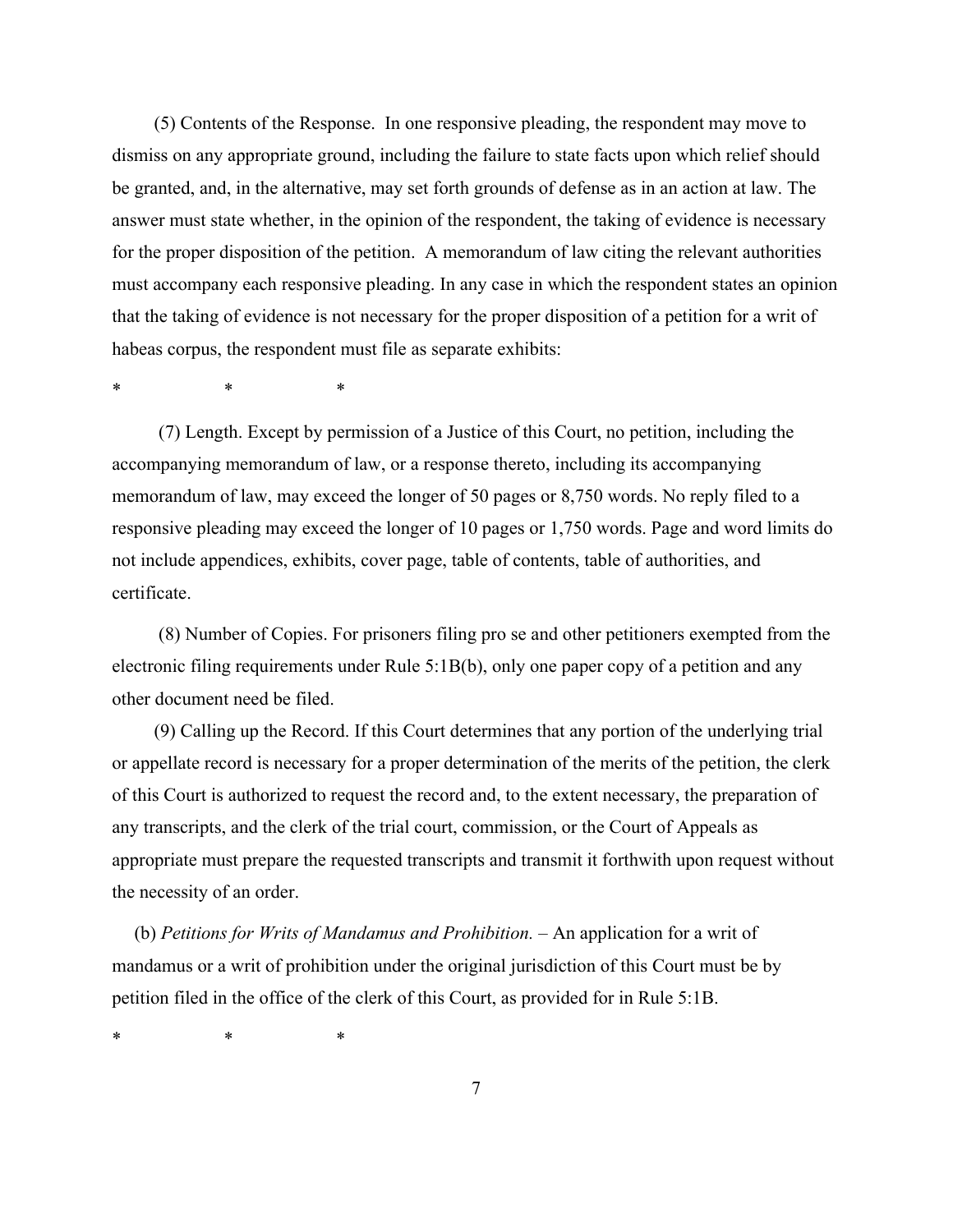(5) Contents of the Response. In one responsive pleading, the respondent may move to dismiss on any appropriate ground, including the failure to state facts upon which relief should be granted, and, in the alternative, may set forth grounds of defense as in an action at law. The answer must state whether, in the opinion of the respondent, the taking of evidence is necessary for the proper disposition of the petition. A memorandum of law citing the relevant authorities must accompany each responsive pleading. In any case in which the respondent states an opinion that the taking of evidence is not necessary for the proper disposition of a petition for a writ of habeas corpus, the respondent must file as separate exhibits:

\*    \*    \*

(7) Length. Except by permission of a Justice of this Court, no petition, including the accompanying memorandum of law, or a response thereto, including its accompanying memorandum of law, may exceed the longer of 50 pages or 8,750 words. No reply filed to a responsive pleading may exceed the longer of 10 pages or 1,750 words. Page and word limits do not include appendices, exhibits, cover page, table of contents, table of authorities, and certificate.

(8) Number of Copies. For prisoners filing pro se and other petitioners exempted from the electronic filing requirements under Rule 5:1B(b), only one paper copy of a petition and any other document need be filed.

(9) Calling up the Record. If this Court determines that any portion of the underlying trial or appellate record is necessary for a proper determination of the merits of the petition, the clerk of this Court is authorized to request the record and, to the extent necessary, the preparation of any transcripts, and the clerk of the trial court, commission, or the Court of Appeals as appropriate must prepare the requested transcripts and transmit it forthwith upon request without the necessity of an order.

(b) *Petitions for Writs of Mandamus and Prohibition.* – An application for a writ of mandamus or a writ of prohibition under the original jurisdiction of this Court must be by petition filed in the office of the clerk of this Court, as provided for in Rule 5:1B.

\*    \*    \*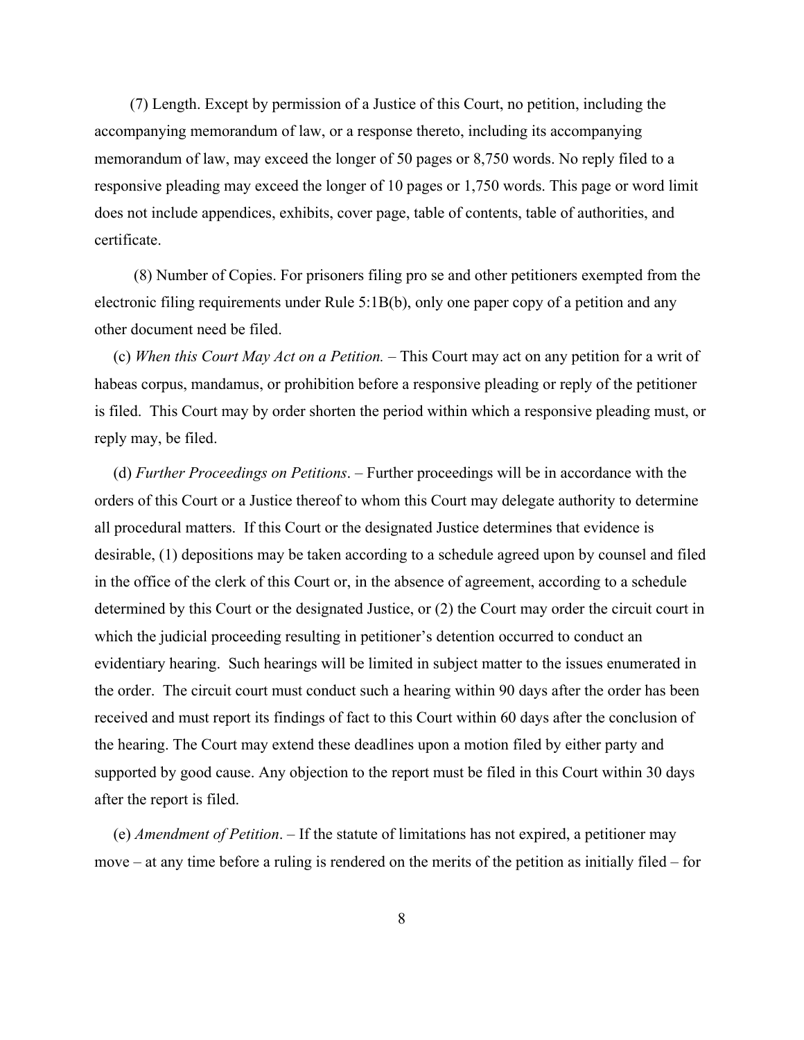(7) Length. Except by permission of a Justice of this Court, no petition, including the accompanying memorandum of law, or a response thereto, including its accompanying memorandum of law, may exceed the longer of 50 pages or 8,750 words. No reply filed to a responsive pleading may exceed the longer of 10 pages or 1,750 words. This page or word limit does not include appendices, exhibits, cover page, table of contents, table of authorities, and certificate.

(8) Number of Copies. For prisoners filing pro se and other petitioners exempted from the electronic filing requirements under Rule 5:1B(b), only one paper copy of a petition and any other document need be filed.

(c) *When this Court May Act on a Petition.* – This Court may act on any petition for a writ of habeas corpus, mandamus, or prohibition before a responsive pleading or reply of the petitioner is filed. This Court may by order shorten the period within which a responsive pleading must, or reply may, be filed.

(d) *Further Proceedings on Petitions*. – Further proceedings will be in accordance with the orders of this Court or a Justice thereof to whom this Court may delegate authority to determine all procedural matters. If this Court or the designated Justice determines that evidence is desirable, (1) depositions may be taken according to a schedule agreed upon by counsel and filed in the office of the clerk of this Court or, in the absence of agreement, according to a schedule determined by this Court or the designated Justice, or (2) the Court may order the circuit court in which the judicial proceeding resulting in petitioner's detention occurred to conduct an evidentiary hearing. Such hearings will be limited in subject matter to the issues enumerated in the order. The circuit court must conduct such a hearing within 90 days after the order has been received and must report its findings of fact to this Court within 60 days after the conclusion of the hearing. The Court may extend these deadlines upon a motion filed by either party and supported by good cause. Any objection to the report must be filed in this Court within 30 days after the report is filed.

(e) *Amendment of Petition*. – If the statute of limitations has not expired, a petitioner may move – at any time before a ruling is rendered on the merits of the petition as initially filed – for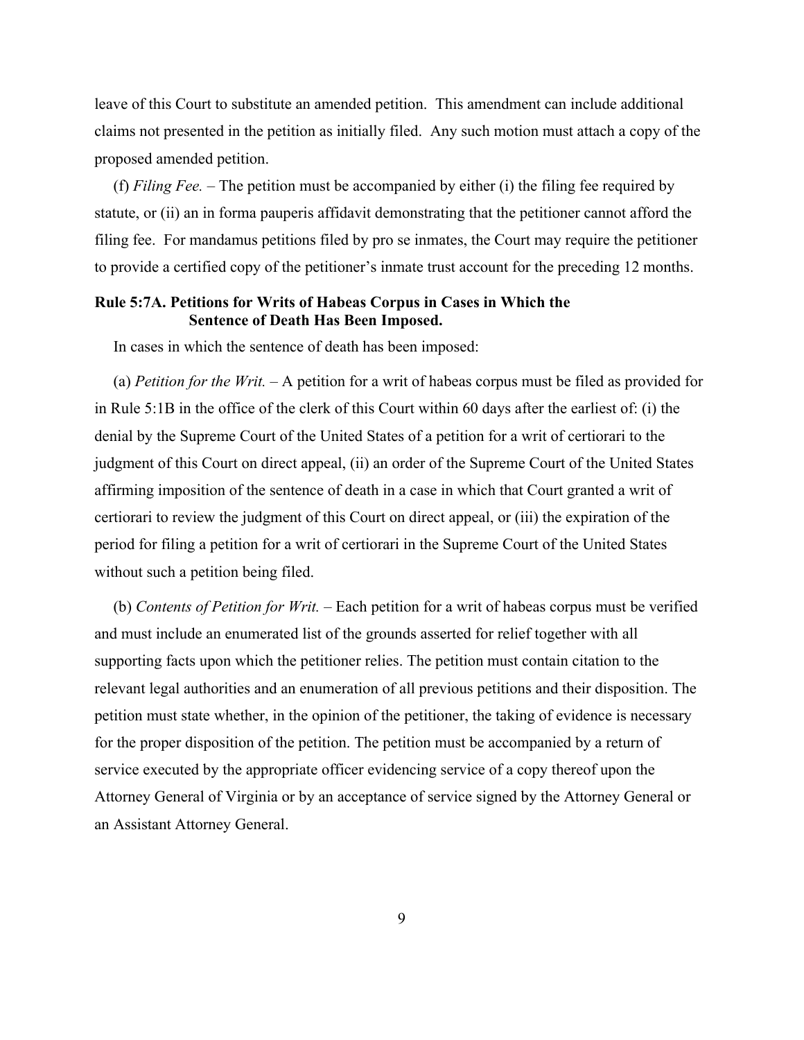leave of this Court to substitute an amended petition. This amendment can include additional claims not presented in the petition as initially filed. Any such motion must attach a copy of the proposed amended petition.

(f) *Filing Fee.* – The petition must be accompanied by either (i) the filing fee required by statute, or (ii) an in forma pauperis affidavit demonstrating that the petitioner cannot afford the filing fee. For mandamus petitions filed by pro se inmates, the Court may require the petitioner to provide a certified copy of the petitioner's inmate trust account for the preceding 12 months.

**Rule 5:7A. Petitions for Writs of Habeas Corpus in Cases in Which the Sentence of Death Has Been Imposed.**

In cases in which the sentence of death has been imposed:

(a) *Petition for the Writ.* – A petition for a writ of habeas corpus must be filed as provided for in Rule 5:1B in the office of the clerk of this Court within 60 days after the earliest of: (i) the denial by the Supreme Court of the United States of a petition for a writ of certiorari to the judgment of this Court on direct appeal, (ii) an order of the Supreme Court of the United States affirming imposition of the sentence of death in a case in which that Court granted a writ of certiorari to review the judgment of this Court on direct appeal, or (iii) the expiration of the period for filing a petition for a writ of certiorari in the Supreme Court of the United States without such a petition being filed.

(b) *Contents of Petition for Writ.* – Each petition for a writ of habeas corpus must be verified and must include an enumerated list of the grounds asserted for relief together with all supporting facts upon which the petitioner relies. The petition must contain citation to the relevant legal authorities and an enumeration of all previous petitions and their disposition. The petition must state whether, in the opinion of the petitioner, the taking of evidence is necessary for the proper disposition of the petition. The petition must be accompanied by a return of service executed by the appropriate officer evidencing service of a copy thereof upon the Attorney General of Virginia or by an acceptance of service signed by the Attorney General or an Assistant Attorney General.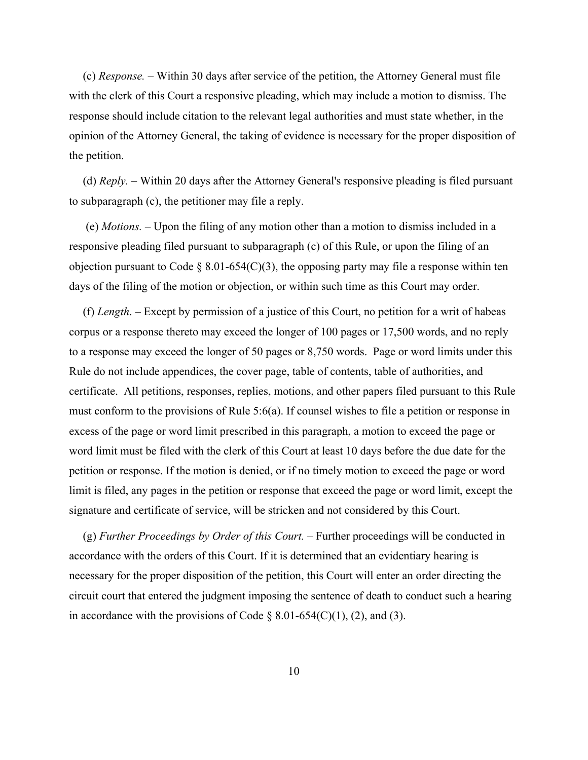(c) *Response.* – Within 30 days after service of the petition, the Attorney General must file with the clerk of this Court a responsive pleading, which may include a motion to dismiss. The response should include citation to the relevant legal authorities and must state whether, in the opinion of the Attorney General, the taking of evidence is necessary for the proper disposition of the petition.

(d) *Reply.* – Within 20 days after the Attorney General's responsive pleading is filed pursuant to subparagraph (c), the petitioner may file a reply.

(e) *Motions.* – Upon the filing of any motion other than a motion to dismiss included in a responsive pleading filed pursuant to subparagraph (c) of this Rule, or upon the filing of an objection pursuant to Code § 8.01-654(C)(3), the opposing party may file a response within ten days of the filing of the motion or objection, or within such time as this Court may order.

(f) *Length*. – Except by permission of a justice of this Court, no petition for a writ of habeas corpus or a response thereto may exceed the longer of 100 pages or 17,500 words, and no reply to a response may exceed the longer of 50 pages or 8,750 words. Page or word limits under this Rule do not include appendices, the cover page, table of contents, table of authorities, and certificate. All petitions, responses, replies, motions, and other papers filed pursuant to this Rule must conform to the provisions of Rule 5:6(a). If counsel wishes to file a petition or response in excess of the page or word limit prescribed in this paragraph, a motion to exceed the page or word limit must be filed with the clerk of this Court at least 10 days before the due date for the petition or response. If the motion is denied, or if no timely motion to exceed the page or word limit is filed, any pages in the petition or response that exceed the page or word limit, except the signature and certificate of service, will be stricken and not considered by this Court.

(g) *Further Proceedings by Order of this Court.* – Further proceedings will be conducted in accordance with the orders of this Court. If it is determined that an evidentiary hearing is necessary for the proper disposition of the petition, this Court will enter an order directing the circuit court that entered the judgment imposing the sentence of death to conduct such a hearing in accordance with the provisions of Code § 8.01-654(C)(1), (2), and (3).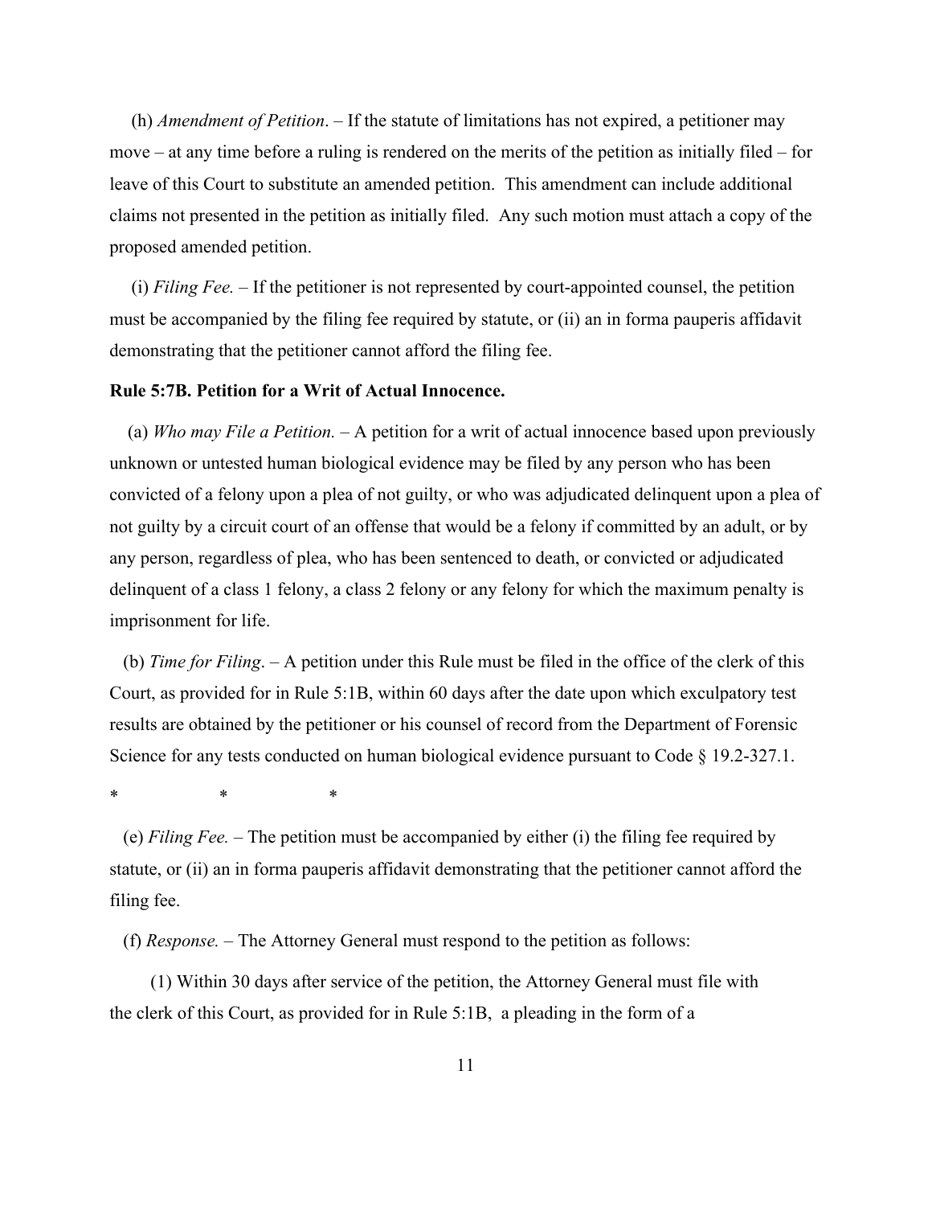(h) *Amendment of Petition*. – If the statute of limitations has not expired, a petitioner may move – at any time before a ruling is rendered on the merits of the petition as initially filed – for leave of this Court to substitute an amended petition. This amendment can include additional claims not presented in the petition as initially filed. Any such motion must attach a copy of the proposed amended petition.

(i) *Filing Fee.* – If the petitioner is not represented by court-appointed counsel, the petition must be accompanied by the filing fee required by statute, or (ii) an in forma pauperis affidavit demonstrating that the petitioner cannot afford the filing fee.

**Rule 5:7B. Petition for a Writ of Actual Innocence.**

(a) *Who may File a Petition.* – A petition for a writ of actual innocence based upon previously unknown or untested human biological evidence may be filed by any person who has been convicted of a felony upon a plea of not guilty, or who was adjudicated delinquent upon a plea of not guilty by a circuit court of an offense that would be a felony if committed by an adult, or by any person, regardless of plea, who has been sentenced to death, or convicted or adjudicated delinquent of a class 1 felony, a class 2 felony or any felony for which the maximum penalty is imprisonment for life.

(b) *Time for Filing*. – A petition under this Rule must be filed in the office of the clerk of this Court, as provided for in Rule 5:1B, within 60 days after the date upon which exculpatory test results are obtained by the petitioner or his counsel of record from the Department of Forensic Science for any tests conducted on human biological evidence pursuant to Code § 19.2-327.1.

\*                    \*                    \*

(e) *Filing Fee.* – The petition must be accompanied by either (i) the filing fee required by statute, or (ii) an in forma pauperis affidavit demonstrating that the petitioner cannot afford the filing fee.

(f) *Response.* – The Attorney General must respond to the petition as follows:

(1) Within 30 days after service of the petition, the Attorney General must file with the clerk of this Court, as provided for in Rule 5:1B, a pleading in the form of a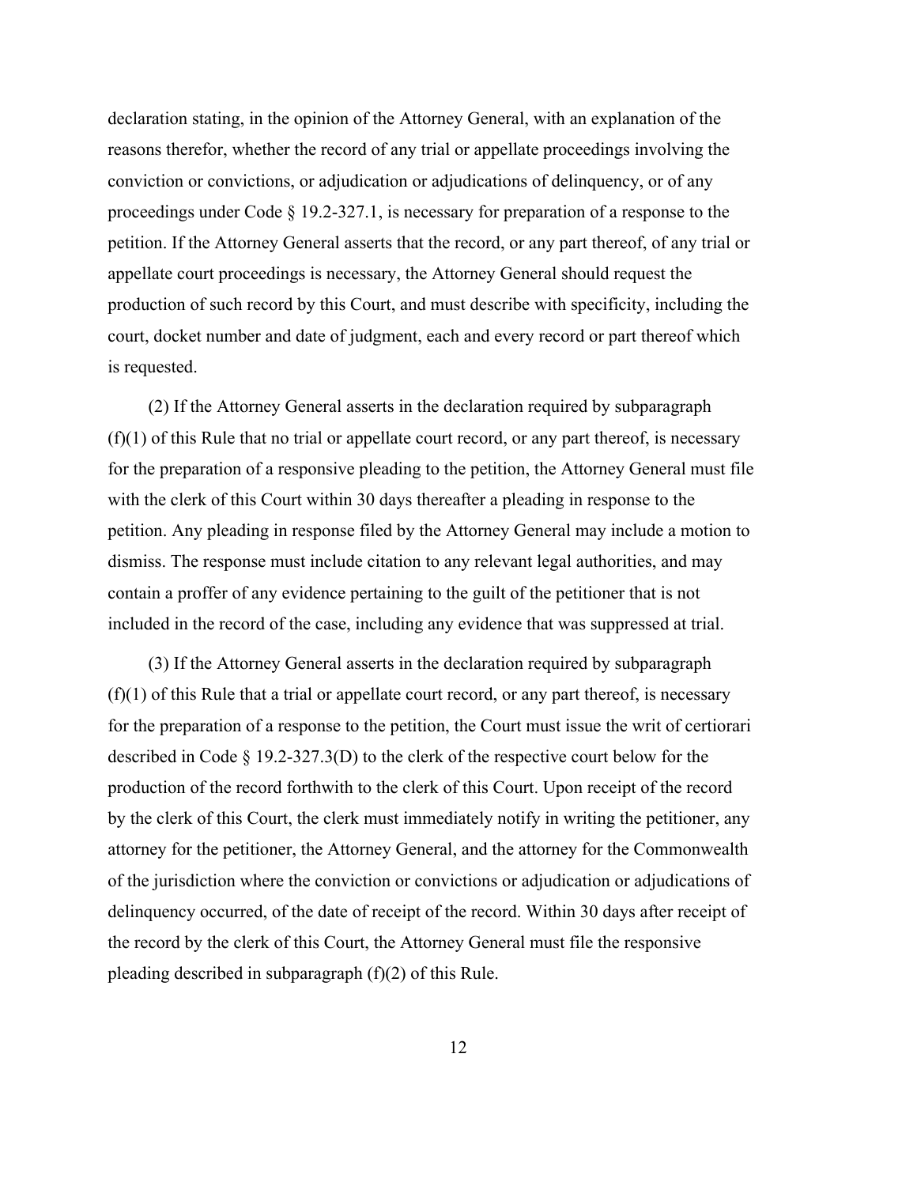declaration stating, in the opinion of the Attorney General, with an explanation of the reasons therefor, whether the record of any trial or appellate proceedings involving the conviction or convictions, or adjudication or adjudications of delinquency, or of any proceedings under Code § 19.2-327.1, is necessary for preparation of a response to the petition. If the Attorney General asserts that the record, or any part thereof, of any trial or appellate court proceedings is necessary, the Attorney General should request the production of such record by this Court, and must describe with specificity, including the court, docket number and date of judgment, each and every record or part thereof which is requested.

(2) If the Attorney General asserts in the declaration required by subparagraph (f)(1) of this Rule that no trial or appellate court record, or any part thereof, is necessary for the preparation of a responsive pleading to the petition, the Attorney General must file with the clerk of this Court within 30 days thereafter a pleading in response to the petition. Any pleading in response filed by the Attorney General may include a motion to dismiss. The response must include citation to any relevant legal authorities, and may contain a proffer of any evidence pertaining to the guilt of the petitioner that is not included in the record of the case, including any evidence that was suppressed at trial.

(3) If the Attorney General asserts in the declaration required by subparagraph (f)(1) of this Rule that a trial or appellate court record, or any part thereof, is necessary for the preparation of a response to the petition, the Court must issue the writ of certiorari described in Code § 19.2-327.3(D) to the clerk of the respective court below for the production of the record forthwith to the clerk of this Court. Upon receipt of the record by the clerk of this Court, the clerk must immediately notify in writing the petitioner, any attorney for the petitioner, the Attorney General, and the attorney for the Commonwealth of the jurisdiction where the conviction or convictions or adjudication or adjudications of delinquency occurred, of the date of receipt of the record. Within 30 days after receipt of the record by the clerk of this Court, the Attorney General must file the responsive pleading described in subparagraph (f)(2) of this Rule.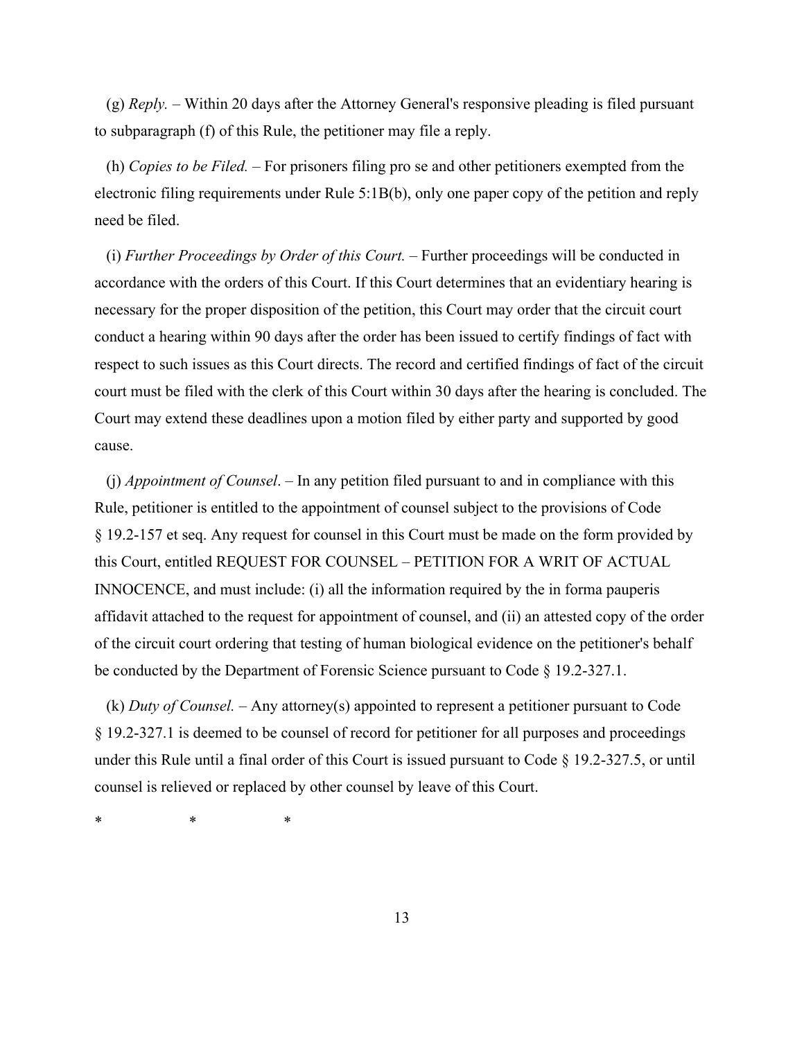(g) *Reply.* – Within 20 days after the Attorney General's responsive pleading is filed pursuant to subparagraph (f) of this Rule, the petitioner may file a reply.

(h) *Copies to be Filed.* – For prisoners filing pro se and other petitioners exempted from the electronic filing requirements under Rule 5:1B(b), only one paper copy of the petition and reply need be filed.

(i) *Further Proceedings by Order of this Court.* – Further proceedings will be conducted in accordance with the orders of this Court. If this Court determines that an evidentiary hearing is necessary for the proper disposition of the petition, this Court may order that the circuit court conduct a hearing within 90 days after the order has been issued to certify findings of fact with respect to such issues as this Court directs. The record and certified findings of fact of the circuit court must be filed with the clerk of this Court within 30 days after the hearing is concluded. The Court may extend these deadlines upon a motion filed by either party and supported by good cause.

(j) *Appointment of Counsel*. – In any petition filed pursuant to and in compliance with this Rule, petitioner is entitled to the appointment of counsel subject to the provisions of Code § 19.2-157 et seq. Any request for counsel in this Court must be made on the form provided by this Court, entitled REQUEST FOR COUNSEL – PETITION FOR A WRIT OF ACTUAL INNOCENCE, and must include: (i) all the information required by the in forma pauperis affidavit attached to the request for appointment of counsel, and (ii) an attested copy of the order of the circuit court ordering that testing of human biological evidence on the petitioner's behalf be conducted by the Department of Forensic Science pursuant to Code § 19.2-327.1.

(k) *Duty of Counsel.* – Any attorney(s) appointed to represent a petitioner pursuant to Code § 19.2-327.1 is deemed to be counsel of record for petitioner for all purposes and proceedings under this Rule until a final order of this Court is issued pursuant to Code § 19.2-327.5, or until counsel is relieved or replaced by other counsel by leave of this Court.

\* \* \*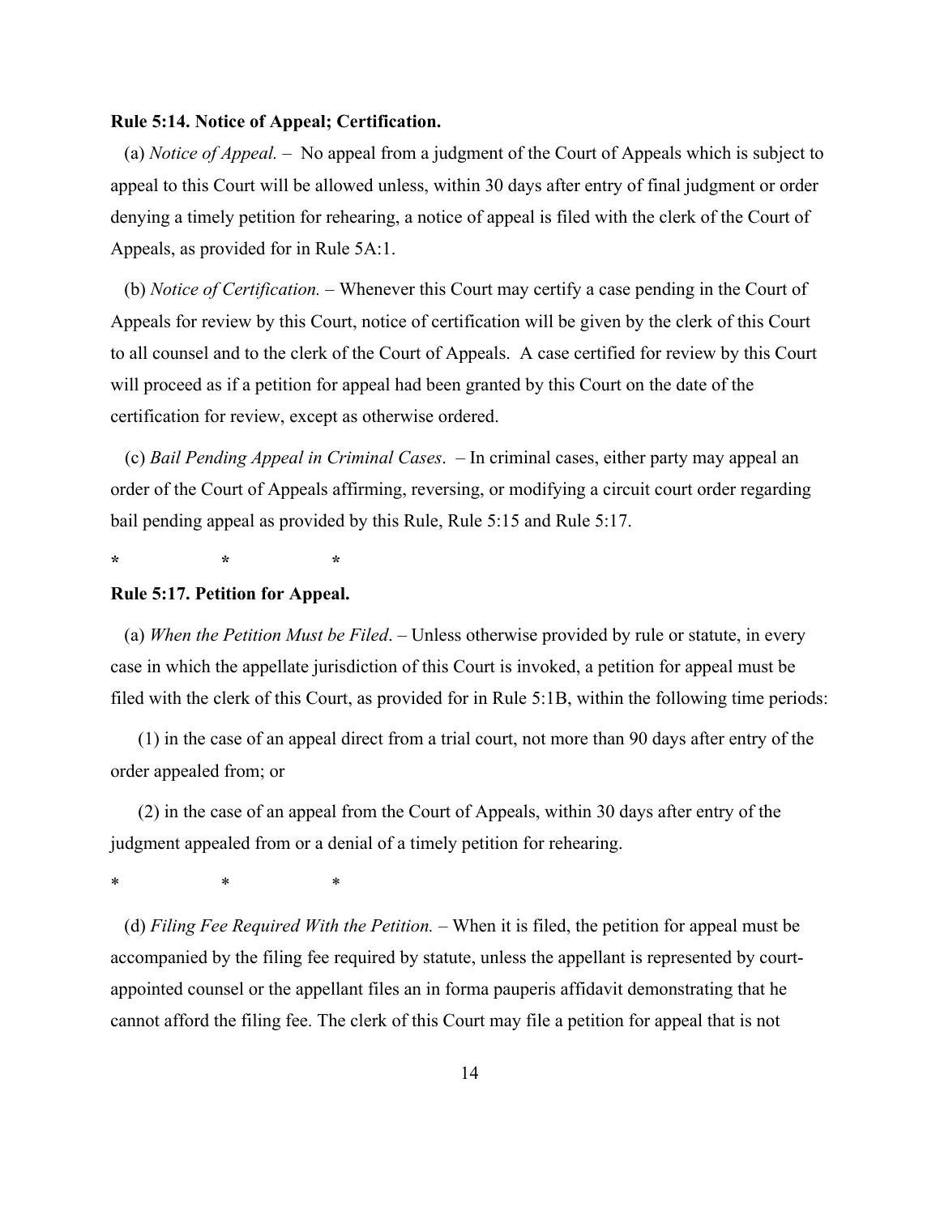**Rule 5:14. Notice of Appeal; Certification.**

(a) *Notice of Appeal.* – No appeal from a judgment of the Court of Appeals which is subject to appeal to this Court will be allowed unless, within 30 days after entry of final judgment or order denying a timely petition for rehearing, a notice of appeal is filed with the clerk of the Court of Appeals, as provided for in Rule 5A:1.

(b) *Notice of Certification.* – Whenever this Court may certify a case pending in the Court of Appeals for review by this Court, notice of certification will be given by the clerk of this Court to all counsel and to the clerk of the Court of Appeals. A case certified for review by this Court will proceed as if a petition for appeal had been granted by this Court on the date of the certification for review, except as otherwise ordered.

(c) *Bail Pending Appeal in Criminal Cases*. – In criminal cases, either party may appeal an order of the Court of Appeals affirming, reversing, or modifying a circuit court order regarding bail pending appeal as provided by this Rule, Rule 5:15 and Rule 5:17.

**\*		\*		\***

**Rule 5:17. Petition for Appeal.**

(a) *When the Petition Must be Filed*. – Unless otherwise provided by rule or statute, in every case in which the appellate jurisdiction of this Court is invoked, a petition for appeal must be filed with the clerk of this Court, as provided for in Rule 5:1B, within the following time periods:

(1) in the case of an appeal direct from a trial court, not more than 90 days after entry of the order appealed from; or

(2) in the case of an appeal from the Court of Appeals, within 30 days after entry of the judgment appealed from or a denial of a timely petition for rehearing.

\*		\*		\*

(d) *Filing Fee Required With the Petition.* – When it is filed, the petition for appeal must be accompanied by the filing fee required by statute, unless the appellant is represented by court-appointed counsel or the appellant files an in forma pauperis affidavit demonstrating that he cannot afford the filing fee. The clerk of this Court may file a petition for appeal that is not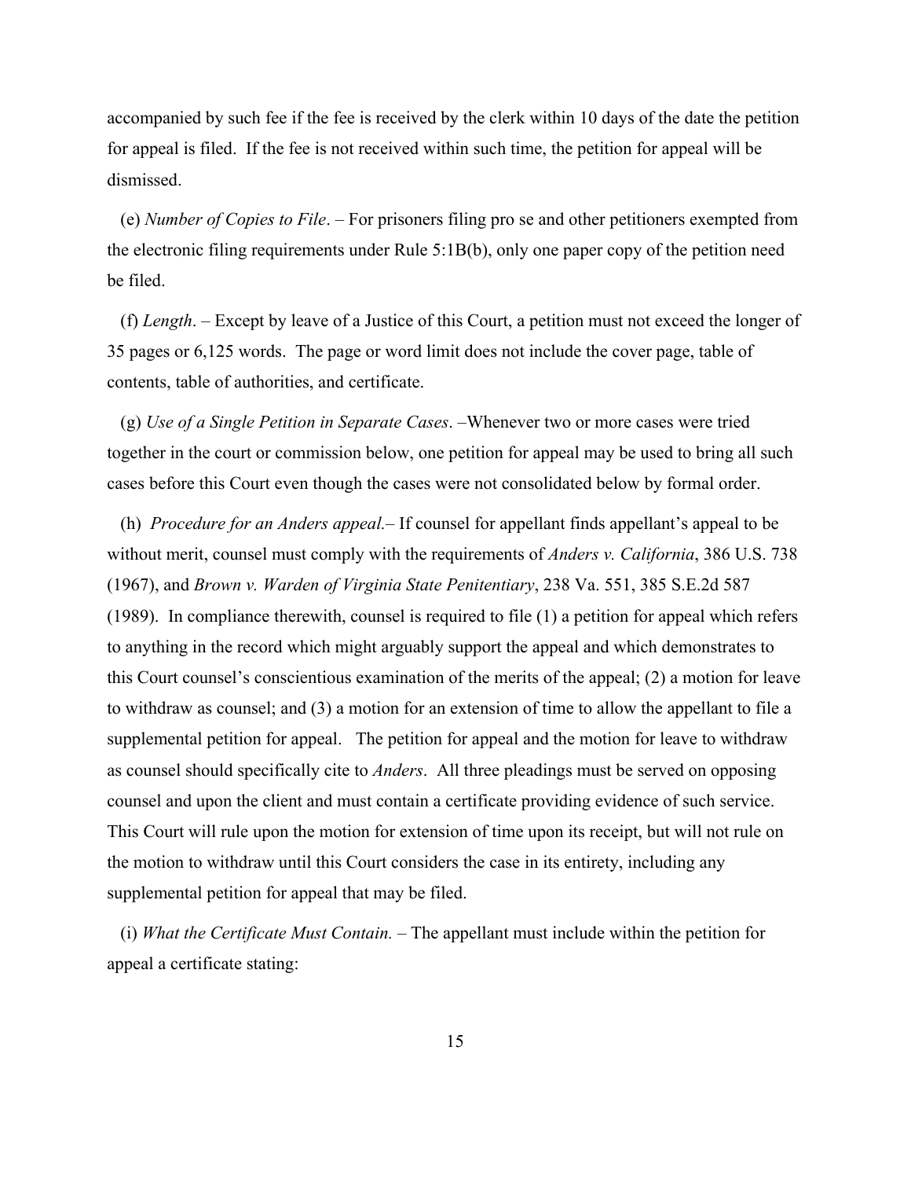accompanied by such fee if the fee is received by the clerk within 10 days of the date the petition for appeal is filed. If the fee is not received within such time, the petition for appeal will be dismissed.

(e) *Number of Copies to File*. – For prisoners filing pro se and other petitioners exempted from the electronic filing requirements under Rule 5:1B(b), only one paper copy of the petition need be filed.

(f) *Length*. – Except by leave of a Justice of this Court, a petition must not exceed the longer of 35 pages or 6,125 words. The page or word limit does not include the cover page, table of contents, table of authorities, and certificate.

(g) *Use of a Single Petition in Separate Cases*. –Whenever two or more cases were tried together in the court or commission below, one petition for appeal may be used to bring all such cases before this Court even though the cases were not consolidated below by formal order.

(h) *Procedure for an Anders appeal.*– If counsel for appellant finds appellant's appeal to be without merit, counsel must comply with the requirements of *Anders v. California*, 386 U.S. 738 (1967), and *Brown v. Warden of Virginia State Penitentiary*, 238 Va. 551, 385 S.E.2d 587 (1989). In compliance therewith, counsel is required to file (1) a petition for appeal which refers to anything in the record which might arguably support the appeal and which demonstrates to this Court counsel's conscientious examination of the merits of the appeal; (2) a motion for leave to withdraw as counsel; and (3) a motion for an extension of time to allow the appellant to file a supplemental petition for appeal. The petition for appeal and the motion for leave to withdraw as counsel should specifically cite to *Anders*. All three pleadings must be served on opposing counsel and upon the client and must contain a certificate providing evidence of such service. This Court will rule upon the motion for extension of time upon its receipt, but will not rule on the motion to withdraw until this Court considers the case in its entirety, including any supplemental petition for appeal that may be filed.

(i) *What the Certificate Must Contain.* – The appellant must include within the petition for appeal a certificate stating: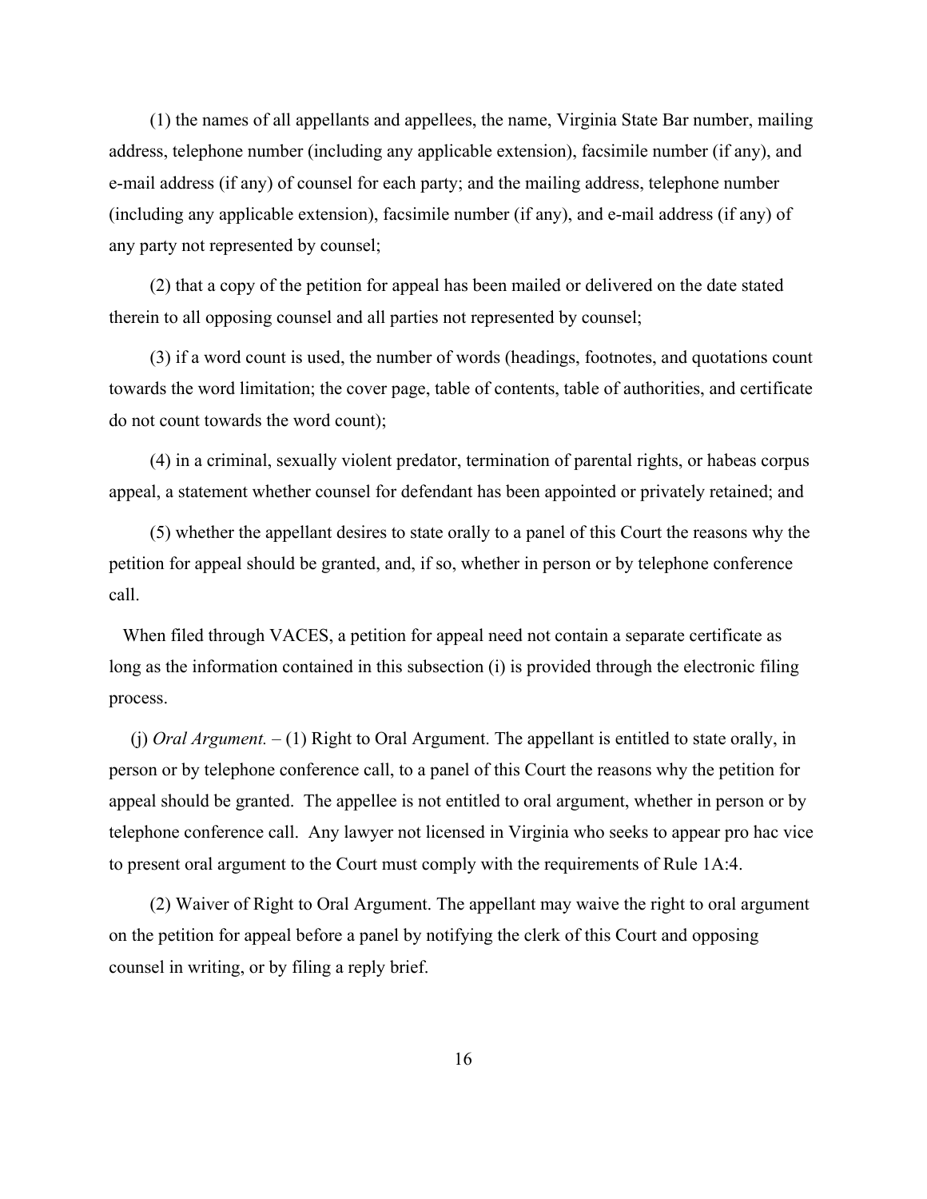(1) the names of all appellants and appellees, the name, Virginia State Bar number, mailing address, telephone number (including any applicable extension), facsimile number (if any), and e-mail address (if any) of counsel for each party; and the mailing address, telephone number (including any applicable extension), facsimile number (if any), and e-mail address (if any) of any party not represented by counsel;

(2) that a copy of the petition for appeal has been mailed or delivered on the date stated therein to all opposing counsel and all parties not represented by counsel;

(3) if a word count is used, the number of words (headings, footnotes, and quotations count towards the word limitation; the cover page, table of contents, table of authorities, and certificate do not count towards the word count);

(4) in a criminal, sexually violent predator, termination of parental rights, or habeas corpus appeal, a statement whether counsel for defendant has been appointed or privately retained; and

(5) whether the appellant desires to state orally to a panel of this Court the reasons why the petition for appeal should be granted, and, if so, whether in person or by telephone conference call.

When filed through VACES, a petition for appeal need not contain a separate certificate as long as the information contained in this subsection (i) is provided through the electronic filing process.

(j) *Oral Argument.* – (1) Right to Oral Argument. The appellant is entitled to state orally, in person or by telephone conference call, to a panel of this Court the reasons why the petition for appeal should be granted. The appellee is not entitled to oral argument, whether in person or by telephone conference call. Any lawyer not licensed in Virginia who seeks to appear pro hac vice to present oral argument to the Court must comply with the requirements of Rule 1A:4.

(2) Waiver of Right to Oral Argument. The appellant may waive the right to oral argument on the petition for appeal before a panel by notifying the clerk of this Court and opposing counsel in writing, or by filing a reply brief.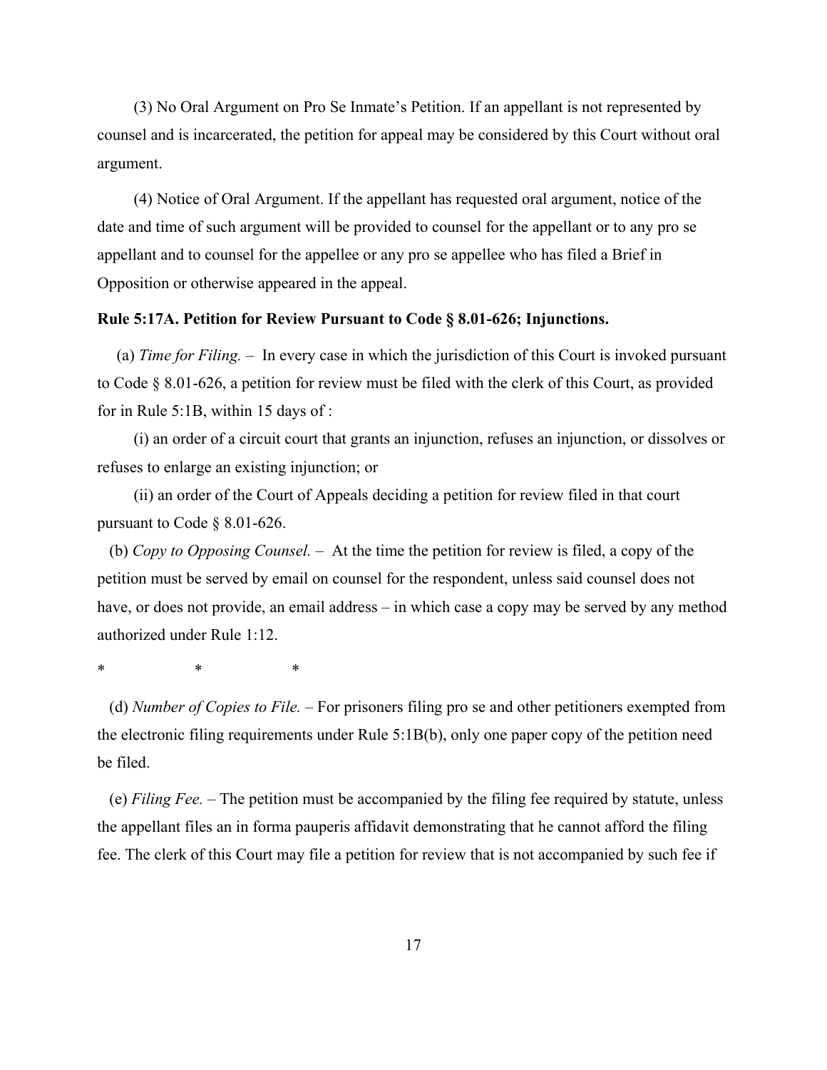(3) No Oral Argument on Pro Se Inmate's Petition. If an appellant is not represented by counsel and is incarcerated, the petition for appeal may be considered by this Court without oral argument.

(4) Notice of Oral Argument. If the appellant has requested oral argument, notice of the date and time of such argument will be provided to counsel for the appellant or to any pro se appellant and to counsel for the appellee or any pro se appellee who has filed a Brief in Opposition or otherwise appeared in the appeal.

**Rule 5:17A. Petition for Review Pursuant to Code § 8.01-626; Injunctions.**

(a) *Time for Filing.* – In every case in which the jurisdiction of this Court is invoked pursuant to Code § 8.01-626, a petition for review must be filed with the clerk of this Court, as provided for in Rule 5:1B, within 15 days of :

(i) an order of a circuit court that grants an injunction, refuses an injunction, or dissolves or refuses to enlarge an existing injunction; or

(ii) an order of the Court of Appeals deciding a petition for review filed in that court pursuant to Code § 8.01-626.

(b) *Copy to Opposing Counsel.* – At the time the petition for review is filed, a copy of the petition must be served by email on counsel for the respondent, unless said counsel does not have, or does not provide, an email address – in which case a copy may be served by any method authorized under Rule 1:12.

\*                    \*                    \*

(d) *Number of Copies to File.* – For prisoners filing pro se and other petitioners exempted from the electronic filing requirements under Rule 5:1B(b), only one paper copy of the petition need be filed.

(e) *Filing Fee.* – The petition must be accompanied by the filing fee required by statute, unless the appellant files an in forma pauperis affidavit demonstrating that he cannot afford the filing fee. The clerk of this Court may file a petition for review that is not accompanied by such fee if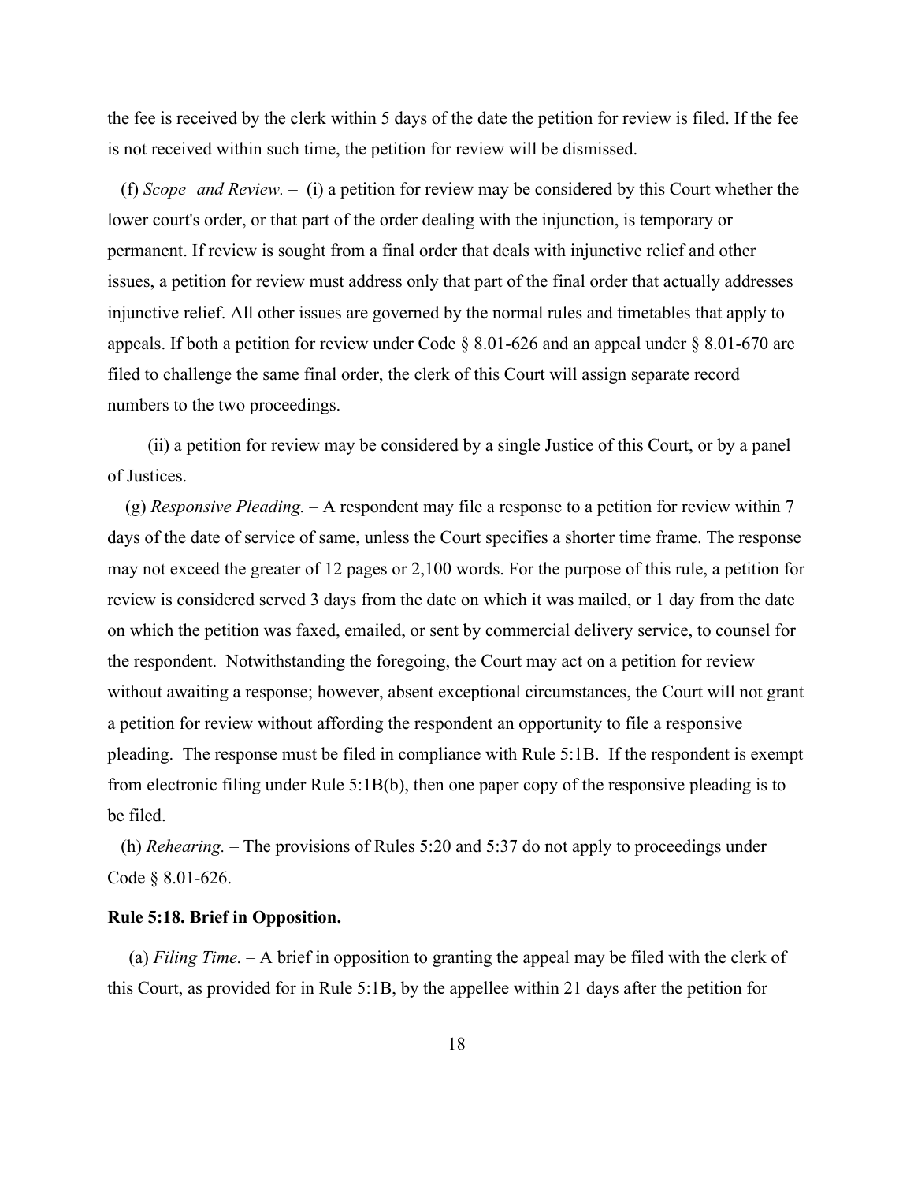the fee is received by the clerk within 5 days of the date the petition for review is filed. If the fee is not received within such time, the petition for review will be dismissed.

(f) *Scope and Review.* – (i) a petition for review may be considered by this Court whether the lower court's order, or that part of the order dealing with the injunction, is temporary or permanent. If review is sought from a final order that deals with injunctive relief and other issues, a petition for review must address only that part of the final order that actually addresses injunctive relief. All other issues are governed by the normal rules and timetables that apply to appeals. If both a petition for review under Code § 8.01-626 and an appeal under § 8.01-670 are filed to challenge the same final order, the clerk of this Court will assign separate record numbers to the two proceedings.

(ii) a petition for review may be considered by a single Justice of this Court, or by a panel of Justices.

(g) *Responsive Pleading.* – A respondent may file a response to a petition for review within 7 days of the date of service of same, unless the Court specifies a shorter time frame. The response may not exceed the greater of 12 pages or 2,100 words. For the purpose of this rule, a petition for review is considered served 3 days from the date on which it was mailed, or 1 day from the date on which the petition was faxed, emailed, or sent by commercial delivery service, to counsel for the respondent. Notwithstanding the foregoing, the Court may act on a petition for review without awaiting a response; however, absent exceptional circumstances, the Court will not grant a petition for review without affording the respondent an opportunity to file a responsive pleading. The response must be filed in compliance with Rule 5:1B. If the respondent is exempt from electronic filing under Rule 5:1B(b), then one paper copy of the responsive pleading is to be filed.

(h) *Rehearing.* – The provisions of Rules 5:20 and 5:37 do not apply to proceedings under Code § 8.01-626.

**Rule 5:18. Brief in Opposition.**

(a) *Filing Time.* – A brief in opposition to granting the appeal may be filed with the clerk of this Court, as provided for in Rule 5:1B, by the appellee within 21 days after the petition for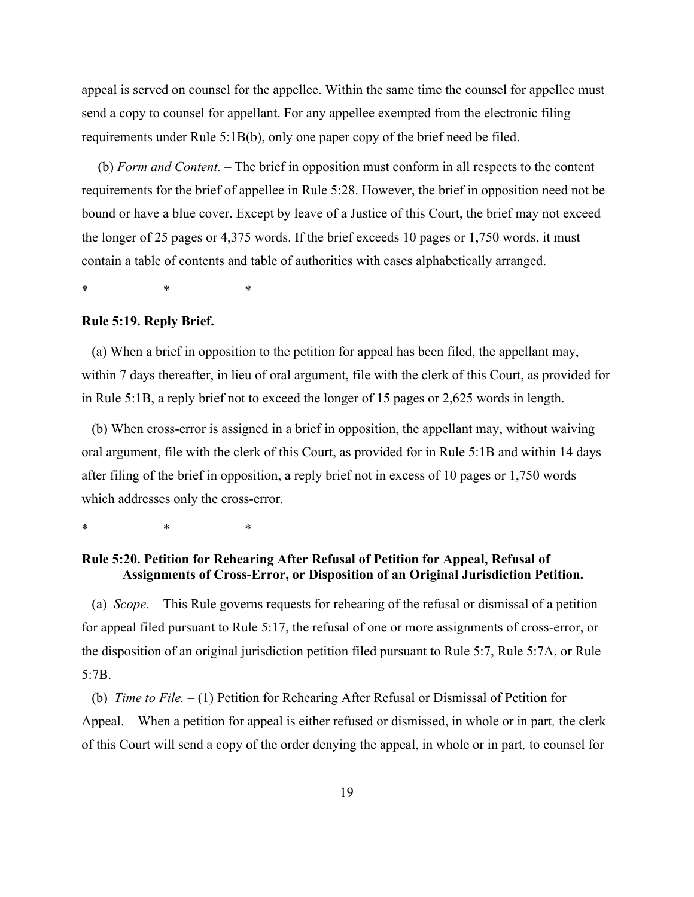appeal is served on counsel for the appellee. Within the same time the counsel for appellee must send a copy to counsel for appellant. For any appellee exempted from the electronic filing requirements under Rule 5:1B(b), only one paper copy of the brief need be filed.

(b) *Form and Content.* – The brief in opposition must conform in all respects to the content requirements for the brief of appellee in Rule 5:28. However, the brief in opposition need not be bound or have a blue cover. Except by leave of a Justice of this Court, the brief may not exceed the longer of 25 pages or 4,375 words. If the brief exceeds 10 pages or 1,750 words, it must contain a table of contents and table of authorities with cases alphabetically arranged.

\*                    \*                    \*

**Rule 5:19. Reply Brief.**

(a) When a brief in opposition to the petition for appeal has been filed, the appellant may, within 7 days thereafter, in lieu of oral argument, file with the clerk of this Court, as provided for in Rule 5:1B, a reply brief not to exceed the longer of 15 pages or 2,625 words in length.

(b) When cross-error is assigned in a brief in opposition, the appellant may, without waiving oral argument, file with the clerk of this Court, as provided for in Rule 5:1B and within 14 days after filing of the brief in opposition, a reply brief not in excess of 10 pages or 1,750 words which addresses only the cross-error.

\*                    \*                    \*

**Rule 5:20. Petition for Rehearing After Refusal of Petition for Appeal, Refusal of Assignments of Cross-Error, or Disposition of an Original Jurisdiction Petition.**

(a) *Scope.* – This Rule governs requests for rehearing of the refusal or dismissal of a petition for appeal filed pursuant to Rule 5:17, the refusal of one or more assignments of cross-error, or the disposition of an original jurisdiction petition filed pursuant to Rule 5:7, Rule 5:7A, or Rule 5:7B.

(b) *Time to File.* – (1) Petition for Rehearing After Refusal or Dismissal of Petition for Appeal. – When a petition for appeal is either refused or dismissed, in whole or in part*,* the clerk of this Court will send a copy of the order denying the appeal, in whole or in part*,* to counsel for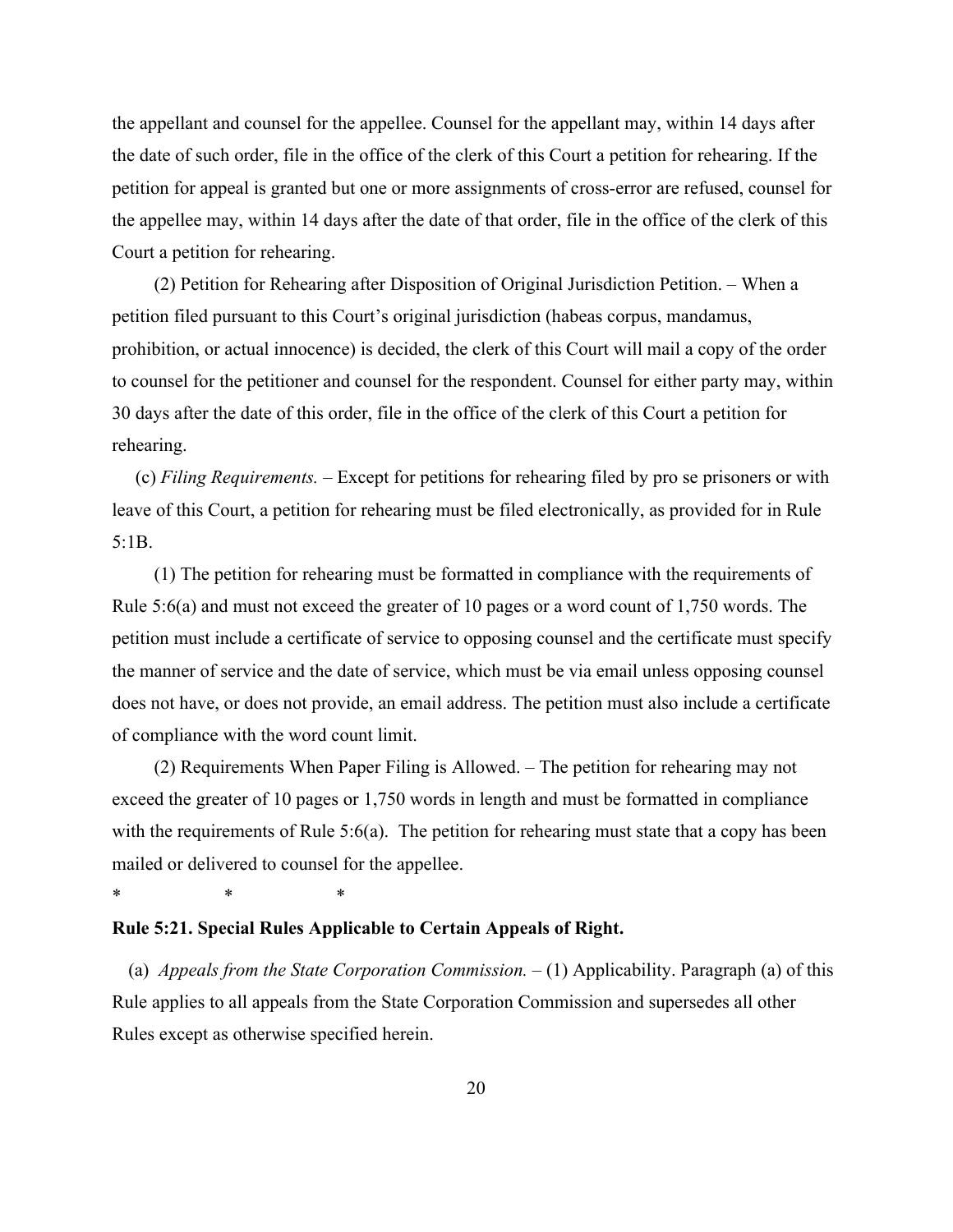the appellant and counsel for the appellee. Counsel for the appellant may, within 14 days after the date of such order, file in the office of the clerk of this Court a petition for rehearing. If the petition for appeal is granted but one or more assignments of cross-error are refused, counsel for the appellee may, within 14 days after the date of that order, file in the office of the clerk of this Court a petition for rehearing.

(2) Petition for Rehearing after Disposition of Original Jurisdiction Petition. – When a petition filed pursuant to this Court's original jurisdiction (habeas corpus, mandamus, prohibition, or actual innocence) is decided, the clerk of this Court will mail a copy of the order to counsel for the petitioner and counsel for the respondent. Counsel for either party may, within 30 days after the date of this order, file in the office of the clerk of this Court a petition for rehearing.

(c) *Filing Requirements.* – Except for petitions for rehearing filed by pro se prisoners or with leave of this Court, a petition for rehearing must be filed electronically, as provided for in Rule 5:1B.

(1) The petition for rehearing must be formatted in compliance with the requirements of Rule 5:6(a) and must not exceed the greater of 10 pages or a word count of 1,750 words. The petition must include a certificate of service to opposing counsel and the certificate must specify the manner of service and the date of service, which must be via email unless opposing counsel does not have, or does not provide, an email address. The petition must also include a certificate of compliance with the word count limit.

(2) Requirements When Paper Filing is Allowed. – The petition for rehearing may not exceed the greater of 10 pages or 1,750 words in length and must be formatted in compliance with the requirements of Rule 5:6(a). The petition for rehearing must state that a copy has been mailed or delivered to counsel for the appellee.

\* \* \*

**Rule 5:21. Special Rules Applicable to Certain Appeals of Right.**

(a) *Appeals from the State Corporation Commission.* – (1) Applicability. Paragraph (a) of this Rule applies to all appeals from the State Corporation Commission and supersedes all other Rules except as otherwise specified herein.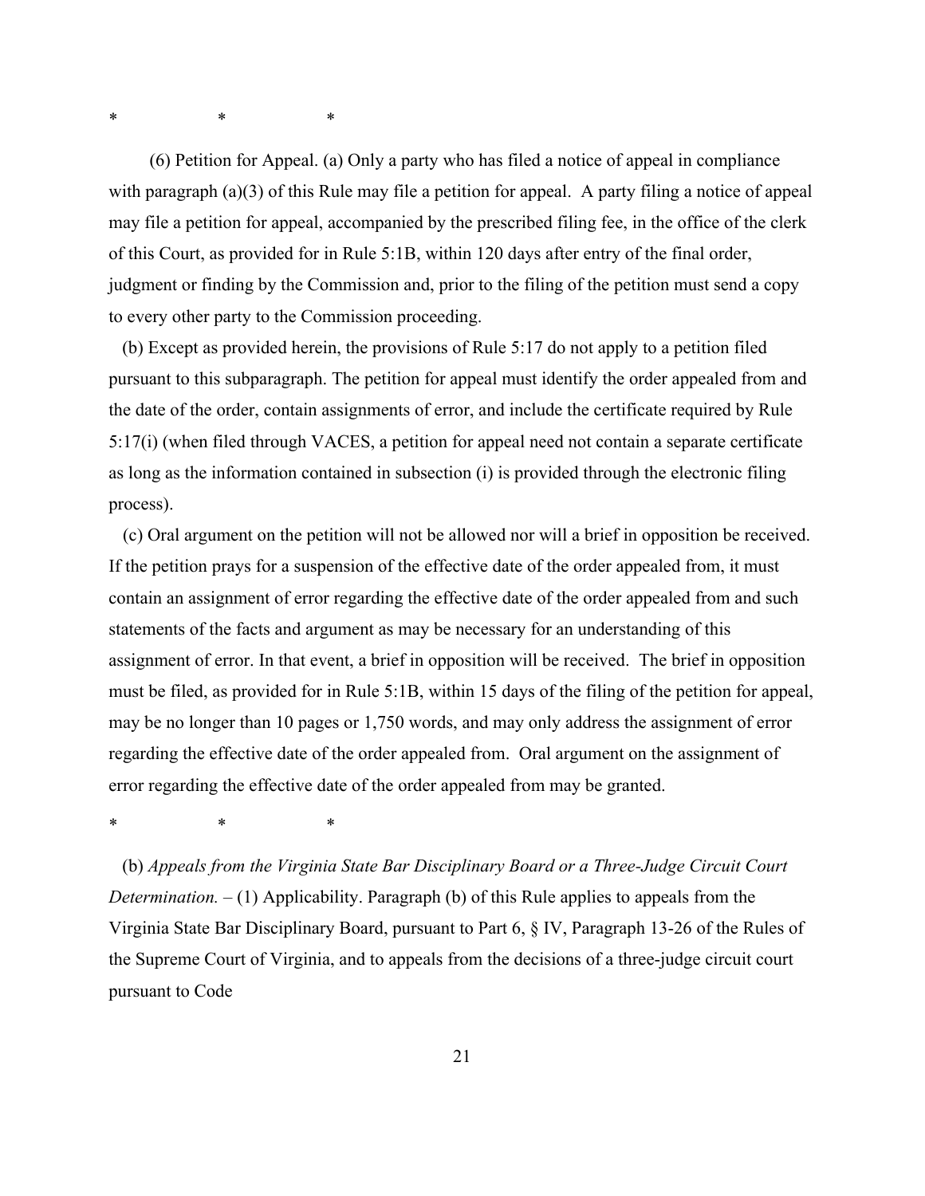\*                    \*                    \*

(6) Petition for Appeal. (a) Only a party who has filed a notice of appeal in compliance with paragraph (a)(3) of this Rule may file a petition for appeal. A party filing a notice of appeal may file a petition for appeal, accompanied by the prescribed filing fee, in the office of the clerk of this Court, as provided for in Rule 5:1B, within 120 days after entry of the final order, judgment or finding by the Commission and, prior to the filing of the petition must send a copy to every other party to the Commission proceeding.

(b) Except as provided herein, the provisions of Rule 5:17 do not apply to a petition filed pursuant to this subparagraph. The petition for appeal must identify the order appealed from and the date of the order, contain assignments of error, and include the certificate required by Rule 5:17(i) (when filed through VACES, a petition for appeal need not contain a separate certificate as long as the information contained in subsection (i) is provided through the electronic filing process).

(c) Oral argument on the petition will not be allowed nor will a brief in opposition be received. If the petition prays for a suspension of the effective date of the order appealed from, it must contain an assignment of error regarding the effective date of the order appealed from and such statements of the facts and argument as may be necessary for an understanding of this assignment of error. In that event, a brief in opposition will be received. The brief in opposition must be filed, as provided for in Rule 5:1B, within 15 days of the filing of the petition for appeal, may be no longer than 10 pages or 1,750 words, and may only address the assignment of error regarding the effective date of the order appealed from. Oral argument on the assignment of error regarding the effective date of the order appealed from may be granted.

\*                    \*                    \*

(b) *Appeals from the Virginia State Bar Disciplinary Board or a Three-Judge Circuit Court Determination.* – (1) Applicability. Paragraph (b) of this Rule applies to appeals from the Virginia State Bar Disciplinary Board, pursuant to Part 6, § IV, Paragraph 13-26 of the Rules of the Supreme Court of Virginia, and to appeals from the decisions of a three-judge circuit court pursuant to Code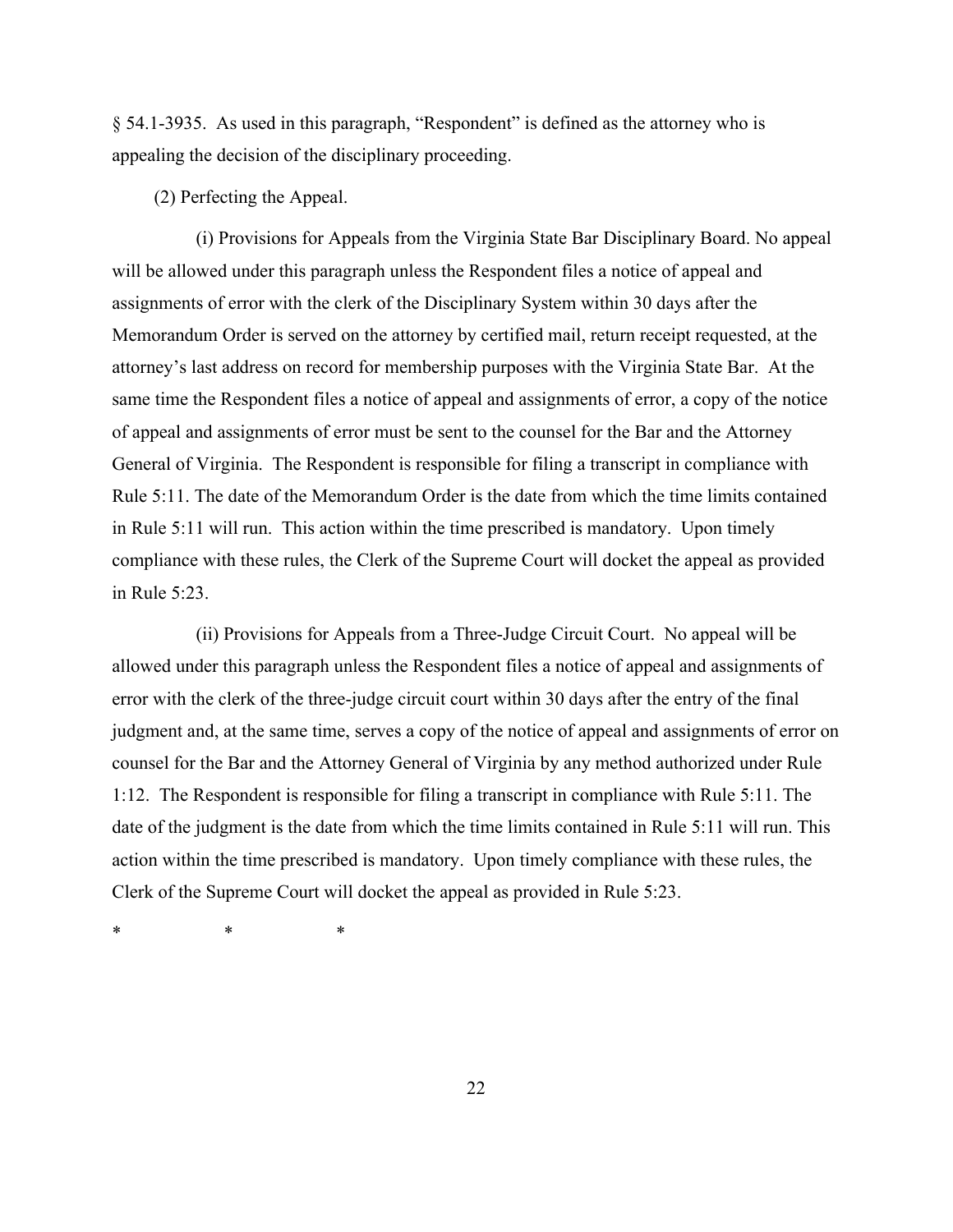§ 54.1-3935. As used in this paragraph, “Respondent” is defined as the attorney who is appealing the decision of the disciplinary proceeding.

(2) Perfecting the Appeal.

(i) Provisions for Appeals from the Virginia State Bar Disciplinary Board. No appeal will be allowed under this paragraph unless the Respondent files a notice of appeal and assignments of error with the clerk of the Disciplinary System within 30 days after the Memorandum Order is served on the attorney by certified mail, return receipt requested, at the attorney’s last address on record for membership purposes with the Virginia State Bar. At the same time the Respondent files a notice of appeal and assignments of error, a copy of the notice of appeal and assignments of error must be sent to the counsel for the Bar and the Attorney General of Virginia. The Respondent is responsible for filing a transcript in compliance with Rule 5:11. The date of the Memorandum Order is the date from which the time limits contained in Rule 5:11 will run. This action within the time prescribed is mandatory. Upon timely compliance with these rules, the Clerk of the Supreme Court will docket the appeal as provided in Rule 5:23.

(ii) Provisions for Appeals from a Three-Judge Circuit Court. No appeal will be allowed under this paragraph unless the Respondent files a notice of appeal and assignments of error with the clerk of the three-judge circuit court within 30 days after the entry of the final judgment and, at the same time, serves a copy of the notice of appeal and assignments of error on counsel for the Bar and the Attorney General of Virginia by any method authorized under Rule 1:12. The Respondent is responsible for filing a transcript in compliance with Rule 5:11. The date of the judgment is the date from which the time limits contained in Rule 5:11 will run. This action within the time prescribed is mandatory. Upon timely compliance with these rules, the Clerk of the Supreme Court will docket the appeal as provided in Rule 5:23.

\*        \*        \*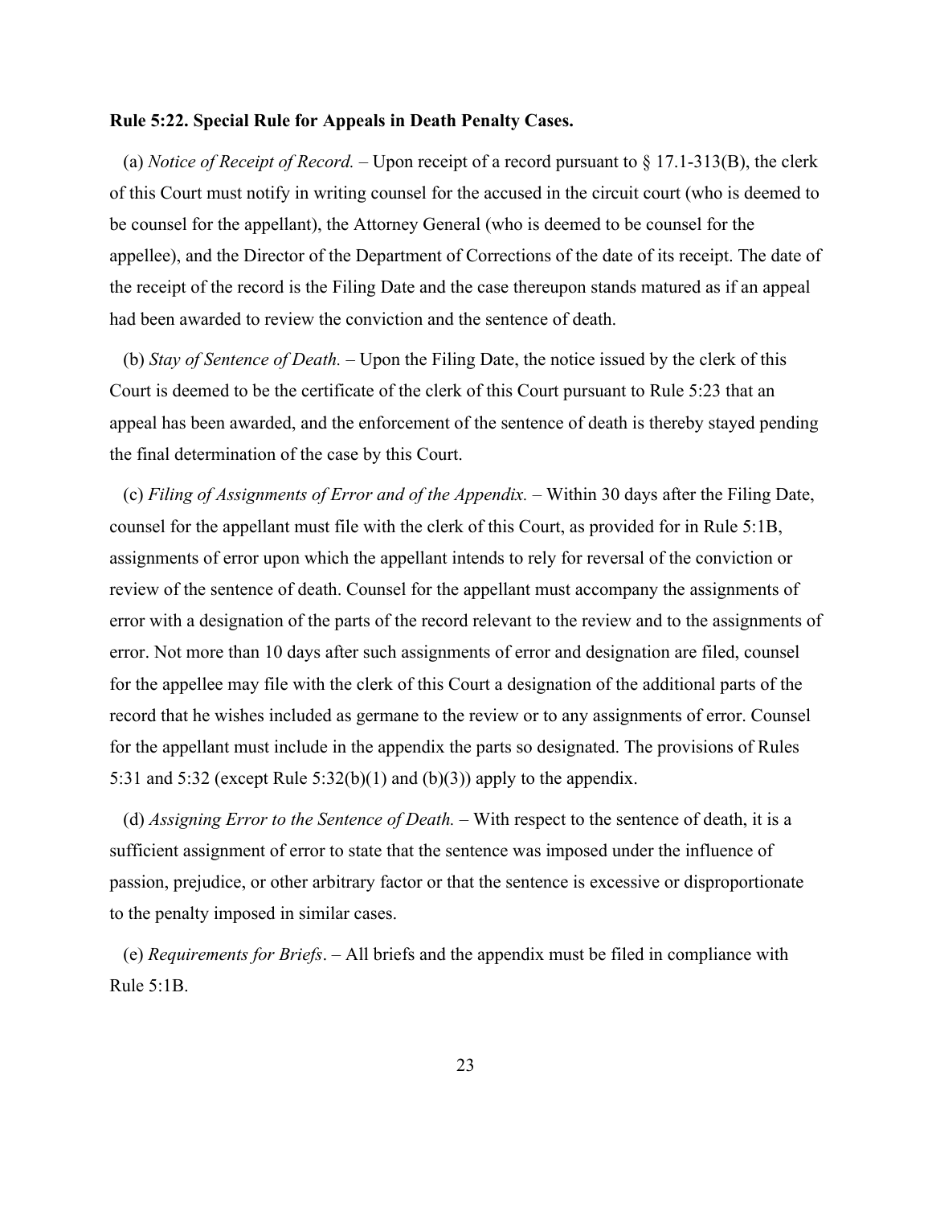**Rule 5:22. Special Rule for Appeals in Death Penalty Cases.**

(a) *Notice of Receipt of Record.* – Upon receipt of a record pursuant to § 17.1-313(B), the clerk of this Court must notify in writing counsel for the accused in the circuit court (who is deemed to be counsel for the appellant), the Attorney General (who is deemed to be counsel for the appellee), and the Director of the Department of Corrections of the date of its receipt. The date of the receipt of the record is the Filing Date and the case thereupon stands matured as if an appeal had been awarded to review the conviction and the sentence of death.

(b) *Stay of Sentence of Death.* – Upon the Filing Date, the notice issued by the clerk of this Court is deemed to be the certificate of the clerk of this Court pursuant to Rule 5:23 that an appeal has been awarded, and the enforcement of the sentence of death is thereby stayed pending the final determination of the case by this Court.

(c) *Filing of Assignments of Error and of the Appendix.* – Within 30 days after the Filing Date, counsel for the appellant must file with the clerk of this Court, as provided for in Rule 5:1B, assignments of error upon which the appellant intends to rely for reversal of the conviction or review of the sentence of death. Counsel for the appellant must accompany the assignments of error with a designation of the parts of the record relevant to the review and to the assignments of error. Not more than 10 days after such assignments of error and designation are filed, counsel for the appellee may file with the clerk of this Court a designation of the additional parts of the record that he wishes included as germane to the review or to any assignments of error. Counsel for the appellant must include in the appendix the parts so designated. The provisions of Rules 5:31 and 5:32 (except Rule 5:32(b)(1) and (b)(3)) apply to the appendix.

(d) *Assigning Error to the Sentence of Death.* – With respect to the sentence of death, it is a sufficient assignment of error to state that the sentence was imposed under the influence of passion, prejudice, or other arbitrary factor or that the sentence is excessive or disproportionate to the penalty imposed in similar cases.

(e) *Requirements for Briefs*. – All briefs and the appendix must be filed in compliance with Rule 5:1B.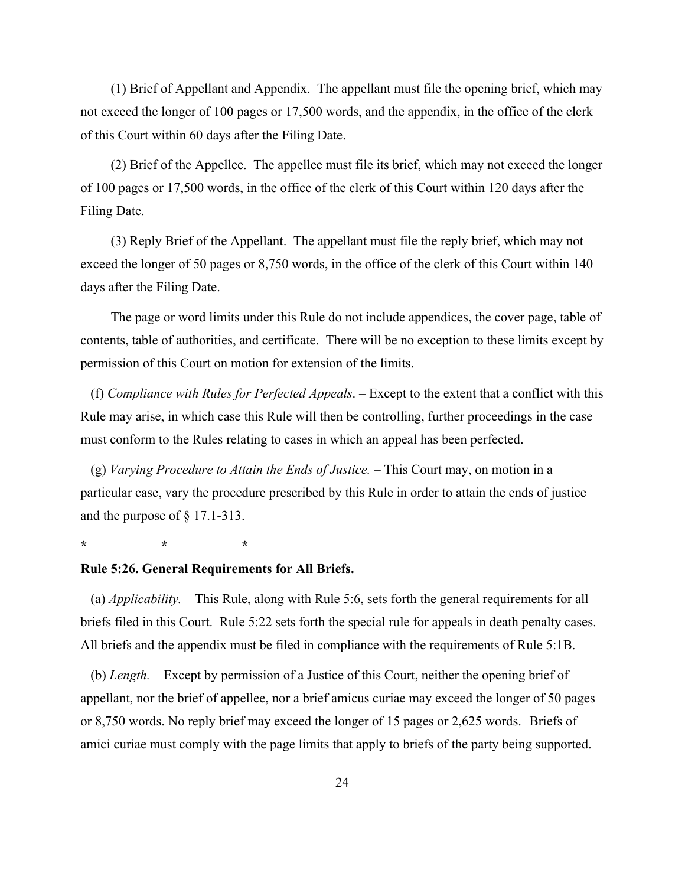(1) Brief of Appellant and Appendix. The appellant must file the opening brief, which may not exceed the longer of 100 pages or 17,500 words, and the appendix, in the office of the clerk of this Court within 60 days after the Filing Date.

(2) Brief of the Appellee. The appellee must file its brief, which may not exceed the longer of 100 pages or 17,500 words, in the office of the clerk of this Court within 120 days after the Filing Date.

(3) Reply Brief of the Appellant. The appellant must file the reply brief, which may not exceed the longer of 50 pages or 8,750 words, in the office of the clerk of this Court within 140 days after the Filing Date.

The page or word limits under this Rule do not include appendices, the cover page, table of contents, table of authorities, and certificate. There will be no exception to these limits except by permission of this Court on motion for extension of the limits.

(f) *Compliance with Rules for Perfected Appeals*. – Except to the extent that a conflict with this Rule may arise, in which case this Rule will then be controlling, further proceedings in the case must conform to the Rules relating to cases in which an appeal has been perfected.

(g) *Varying Procedure to Attain the Ends of Justice.* – This Court may, on motion in a particular case, vary the procedure prescribed by this Rule in order to attain the ends of justice and the purpose of § 17.1-313.

**\*  \*  \***

**Rule 5:26. General Requirements for All Briefs.**

(a) *Applicability.* – This Rule, along with Rule 5:6, sets forth the general requirements for all briefs filed in this Court. Rule 5:22 sets forth the special rule for appeals in death penalty cases. All briefs and the appendix must be filed in compliance with the requirements of Rule 5:1B.

(b) *Length.* – Except by permission of a Justice of this Court, neither the opening brief of appellant, nor the brief of appellee, nor a brief amicus curiae may exceed the longer of 50 pages or 8,750 words. No reply brief may exceed the longer of 15 pages or 2,625 words. Briefs of amici curiae must comply with the page limits that apply to briefs of the party being supported.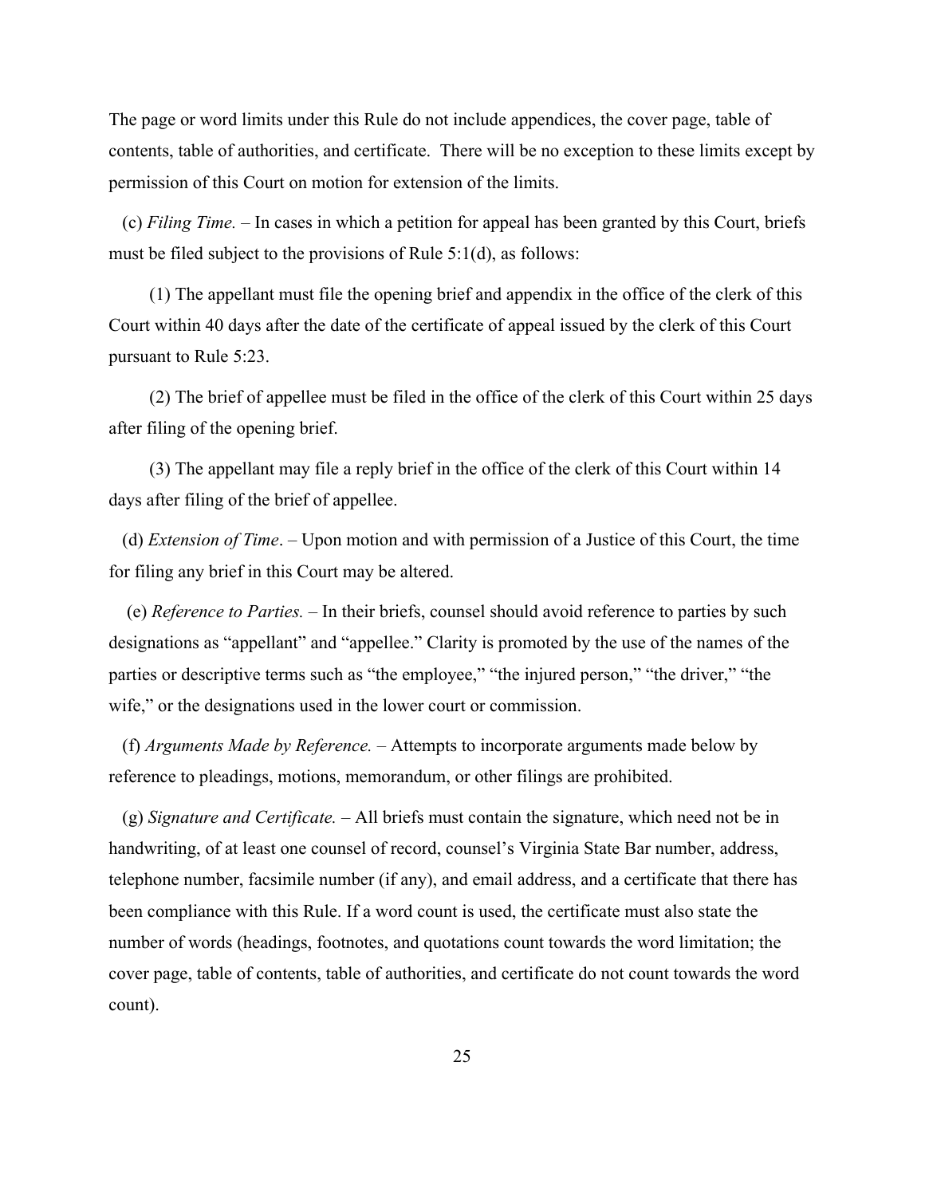The page or word limits under this Rule do not include appendices, the cover page, table of contents, table of authorities, and certificate. There will be no exception to these limits except by permission of this Court on motion for extension of the limits.

(c) *Filing Time.* – In cases in which a petition for appeal has been granted by this Court, briefs must be filed subject to the provisions of Rule 5:1(d), as follows:

(1) The appellant must file the opening brief and appendix in the office of the clerk of this Court within 40 days after the date of the certificate of appeal issued by the clerk of this Court pursuant to Rule 5:23.

(2) The brief of appellee must be filed in the office of the clerk of this Court within 25 days after filing of the opening brief.

(3) The appellant may file a reply brief in the office of the clerk of this Court within 14 days after filing of the brief of appellee.

(d) *Extension of Time*. – Upon motion and with permission of a Justice of this Court, the time for filing any brief in this Court may be altered.

(e) *Reference to Parties.* – In their briefs, counsel should avoid reference to parties by such designations as "appellant" and "appellee." Clarity is promoted by the use of the names of the parties or descriptive terms such as "the employee," "the injured person," "the driver," "the wife," or the designations used in the lower court or commission.

(f) *Arguments Made by Reference.* – Attempts to incorporate arguments made below by reference to pleadings, motions, memorandum, or other filings are prohibited.

(g) *Signature and Certificate.* – All briefs must contain the signature, which need not be in handwriting, of at least one counsel of record, counsel's Virginia State Bar number, address, telephone number, facsimile number (if any), and email address, and a certificate that there has been compliance with this Rule. If a word count is used, the certificate must also state the number of words (headings, footnotes, and quotations count towards the word limitation; the cover page, table of contents, table of authorities, and certificate do not count towards the word count).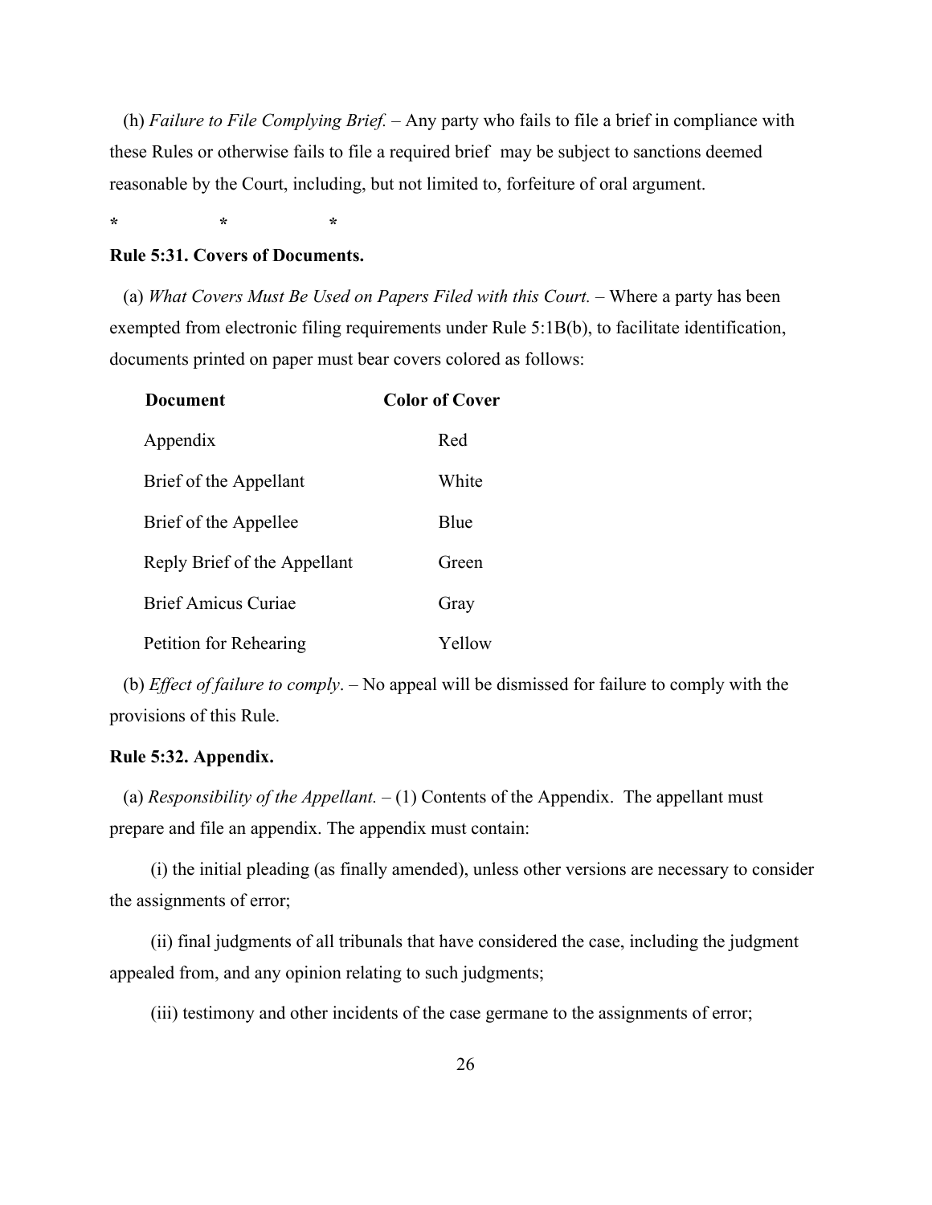(h) *Failure to File Complying Brief.* – Any party who fails to file a brief in compliance with these Rules or otherwise fails to file a required brief may be subject to sanctions deemed reasonable by the Court, including, but not limited to, forfeiture of oral argument.

\*   \*   \*

**Rule 5:31. Covers of Documents.**

(a) *What Covers Must Be Used on Papers Filed with this Court.* – Where a party has been exempted from electronic filing requirements under Rule 5:1B(b), to facilitate identification, documents printed on paper must bear covers colored as follows:

| Document | Color of Cover |
| --- | --- |
| Appendix | Red |
| Brief of the Appellant | White |
| Brief of the Appellee | Blue |
| Reply Brief of the Appellant | Green |
| Brief Amicus Curiae | Gray |
| Petition for Rehearing | Yellow |

(b) *Effect of failure to comply*. – No appeal will be dismissed for failure to comply with the provisions of this Rule.

**Rule 5:32. Appendix.**

(a) *Responsibility of the Appellant.* – (1) Contents of the Appendix. The appellant must prepare and file an appendix. The appendix must contain:

(i) the initial pleading (as finally amended), unless other versions are necessary to consider the assignments of error;

(ii) final judgments of all tribunals that have considered the case, including the judgment appealed from, and any opinion relating to such judgments;

(iii) testimony and other incidents of the case germane to the assignments of error;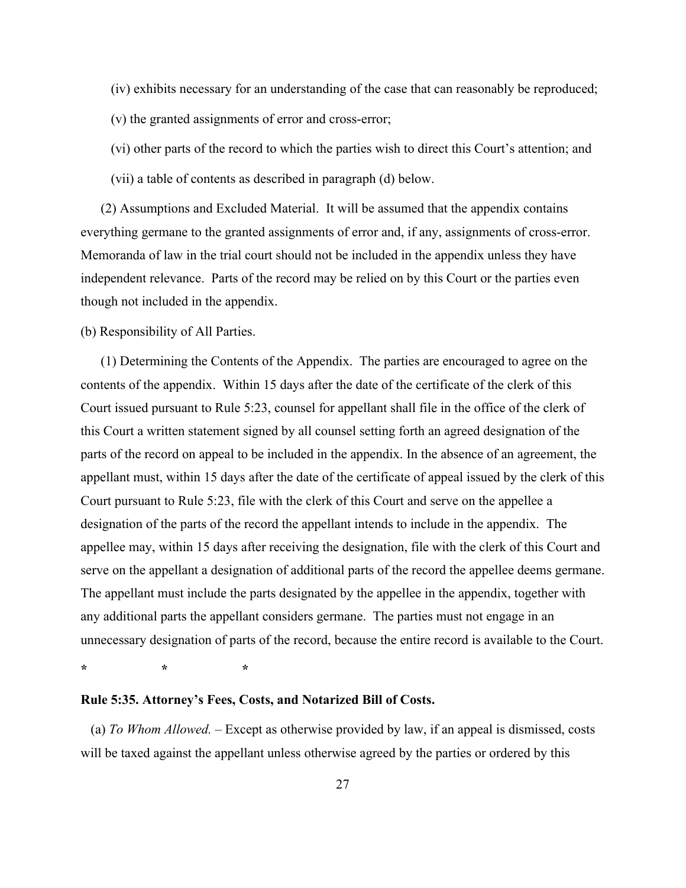(iv) exhibits necessary for an understanding of the case that can reasonably be reproduced;

(v) the granted assignments of error and cross-error;

(vi) other parts of the record to which the parties wish to direct this Court's attention; and

(vii) a table of contents as described in paragraph (d) below.

(2) Assumptions and Excluded Material. It will be assumed that the appendix contains everything germane to the granted assignments of error and, if any, assignments of cross-error. Memoranda of law in the trial court should not be included in the appendix unless they have independent relevance. Parts of the record may be relied on by this Court or the parties even though not included in the appendix.

(b) Responsibility of All Parties.

(1) Determining the Contents of the Appendix. The parties are encouraged to agree on the contents of the appendix. Within 15 days after the date of the certificate of the clerk of this Court issued pursuant to Rule 5:23, counsel for appellant shall file in the office of the clerk of this Court a written statement signed by all counsel setting forth an agreed designation of the parts of the record on appeal to be included in the appendix. In the absence of an agreement, the appellant must, within 15 days after the date of the certificate of appeal issued by the clerk of this Court pursuant to Rule 5:23, file with the clerk of this Court and serve on the appellee a designation of the parts of the record the appellant intends to include in the appendix. The appellee may, within 15 days after receiving the designation, file with the clerk of this Court and serve on the appellant a designation of additional parts of the record the appellee deems germane. The appellant must include the parts designated by the appellee in the appendix, together with any additional parts the appellant considers germane. The parties must not engage in an unnecessary designation of parts of the record, because the entire record is available to the Court.

\*  \*  \*

**Rule 5:35. Attorney's Fees, Costs, and Notarized Bill of Costs.**

(a) *To Whom Allowed.* – Except as otherwise provided by law, if an appeal is dismissed, costs will be taxed against the appellant unless otherwise agreed by the parties or ordered by this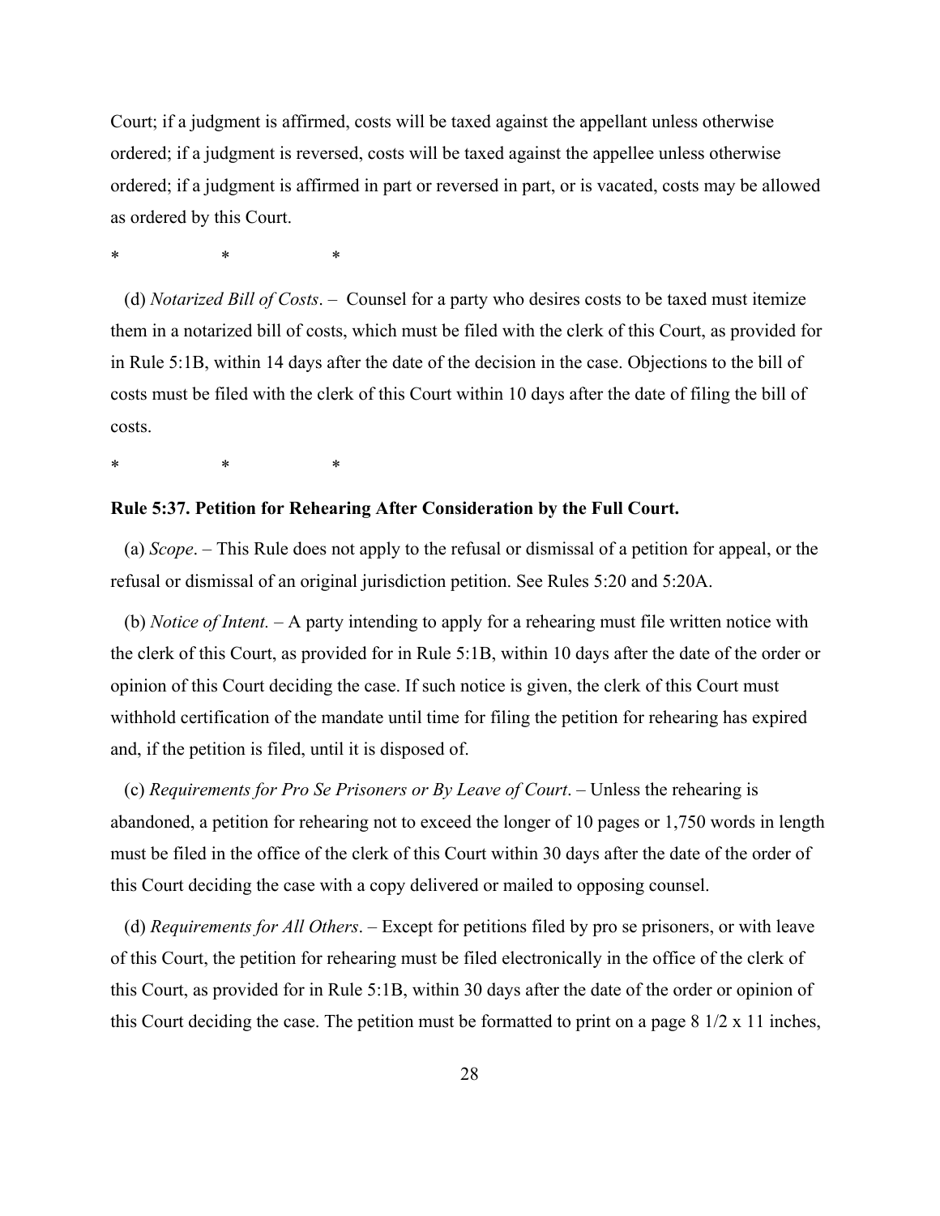Court; if a judgment is affirmed, costs will be taxed against the appellant unless otherwise ordered; if a judgment is reversed, costs will be taxed against the appellee unless otherwise ordered; if a judgment is affirmed in part or reversed in part, or is vacated, costs may be allowed as ordered by this Court.

\*                    \*                    \*

(d) *Notarized Bill of Costs*. – Counsel for a party who desires costs to be taxed must itemize them in a notarized bill of costs, which must be filed with the clerk of this Court, as provided for in Rule 5:1B, within 14 days after the date of the decision in the case. Objections to the bill of costs must be filed with the clerk of this Court within 10 days after the date of filing the bill of costs.

\*                    \*                    \*

**Rule 5:37. Petition for Rehearing After Consideration by the Full Court.**

(a) *Scope*. – This Rule does not apply to the refusal or dismissal of a petition for appeal, or the refusal or dismissal of an original jurisdiction petition. See Rules 5:20 and 5:20A.

(b) *Notice of Intent.* – A party intending to apply for a rehearing must file written notice with the clerk of this Court, as provided for in Rule 5:1B, within 10 days after the date of the order or opinion of this Court deciding the case. If such notice is given, the clerk of this Court must withhold certification of the mandate until time for filing the petition for rehearing has expired and, if the petition is filed, until it is disposed of.

(c) *Requirements for Pro Se Prisoners or By Leave of Court*. – Unless the rehearing is abandoned, a petition for rehearing not to exceed the longer of 10 pages or 1,750 words in length must be filed in the office of the clerk of this Court within 30 days after the date of the order of this Court deciding the case with a copy delivered or mailed to opposing counsel.

(d) *Requirements for All Others*. – Except for petitions filed by pro se prisoners, or with leave of this Court, the petition for rehearing must be filed electronically in the office of the clerk of this Court, as provided for in Rule 5:1B, within 30 days after the date of the order or opinion of this Court deciding the case. The petition must be formatted to print on a page 8 1/2 x 11 inches,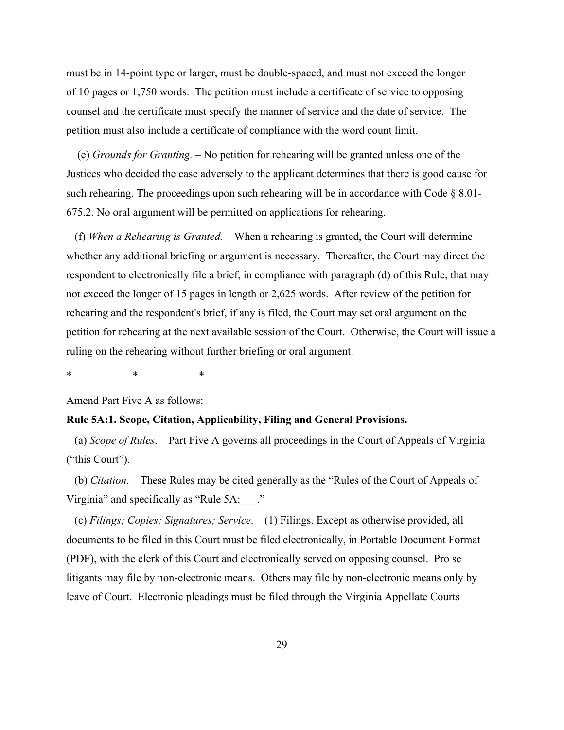must be in 14-point type or larger, must be double-spaced, and must not exceed the longer of 10 pages or 1,750 words. The petition must include a certificate of service to opposing counsel and the certificate must specify the manner of service and the date of service. The petition must also include a certificate of compliance with the word count limit.

(e) *Grounds for Granting.* – No petition for rehearing will be granted unless one of the Justices who decided the case adversely to the applicant determines that there is good cause for such rehearing. The proceedings upon such rehearing will be in accordance with Code § 8.01-675.2. No oral argument will be permitted on applications for rehearing.

(f) *When a Rehearing is Granted.* – When a rehearing is granted, the Court will determine whether any additional briefing or argument is necessary. Thereafter, the Court may direct the respondent to electronically file a brief, in compliance with paragraph (d) of this Rule, that may not exceed the longer of 15 pages in length or 2,625 words. After review of the petition for rehearing and the respondent's brief, if any is filed, the Court may set oral argument on the petition for rehearing at the next available session of the Court. Otherwise, the Court will issue a ruling on the rehearing without further briefing or oral argument.

\*    \*    \*

Amend Part Five A as follows:

**Rule 5A:1. Scope, Citation, Applicability, Filing and General Provisions.**

(a) *Scope of Rules*. – Part Five A governs all proceedings in the Court of Appeals of Virginia ("this Court").

(b) *Citation*. – These Rules may be cited generally as the "Rules of the Court of Appeals of Virginia" and specifically as "Rule 5A:___."

(c) *Filings; Copies; Signatures; Service*. – (1) Filings. Except as otherwise provided, all documents to be filed in this Court must be filed electronically, in Portable Document Format (PDF), with the clerk of this Court and electronically served on opposing counsel. Pro se litigants may file by non-electronic means. Others may file by non-electronic means only by leave of Court. Electronic pleadings must be filed through the Virginia Appellate Courts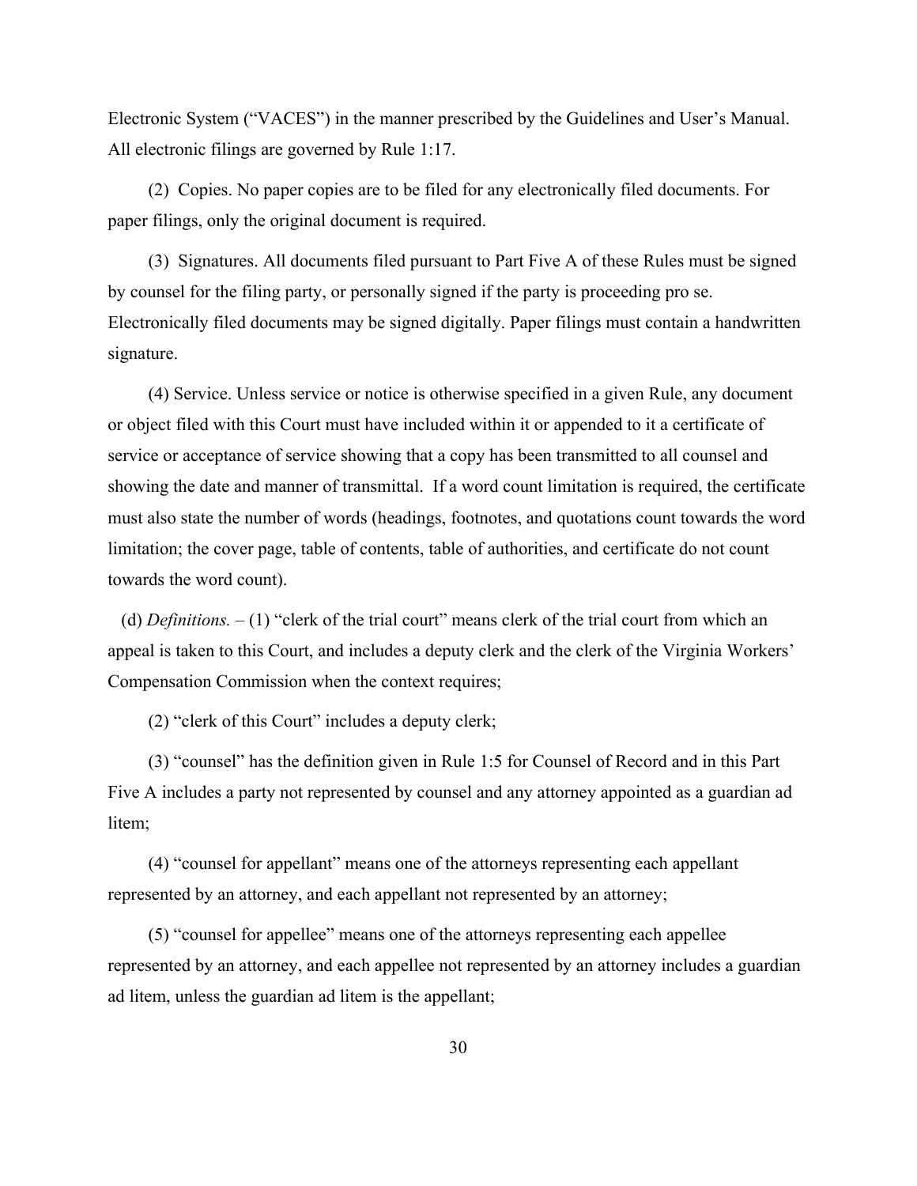Electronic System ("VACES") in the manner prescribed by the Guidelines and User's Manual. All electronic filings are governed by Rule 1:17.

(2) Copies. No paper copies are to be filed for any electronically filed documents. For paper filings, only the original document is required.

(3) Signatures. All documents filed pursuant to Part Five A of these Rules must be signed by counsel for the filing party, or personally signed if the party is proceeding pro se. Electronically filed documents may be signed digitally. Paper filings must contain a handwritten signature.

(4) Service. Unless service or notice is otherwise specified in a given Rule, any document or object filed with this Court must have included within it or appended to it a certificate of service or acceptance of service showing that a copy has been transmitted to all counsel and showing the date and manner of transmittal. If a word count limitation is required, the certificate must also state the number of words (headings, footnotes, and quotations count towards the word limitation; the cover page, table of contents, table of authorities, and certificate do not count towards the word count).

(d) *Definitions.* – (1) "clerk of the trial court" means clerk of the trial court from which an appeal is taken to this Court, and includes a deputy clerk and the clerk of the Virginia Workers' Compensation Commission when the context requires;

(2) "clerk of this Court" includes a deputy clerk;

(3) "counsel" has the definition given in Rule 1:5 for Counsel of Record and in this Part Five A includes a party not represented by counsel and any attorney appointed as a guardian ad litem;

(4) "counsel for appellant" means one of the attorneys representing each appellant represented by an attorney, and each appellant not represented by an attorney;

(5) "counsel for appellee" means one of the attorneys representing each appellee represented by an attorney, and each appellee not represented by an attorney includes a guardian ad litem, unless the guardian ad litem is the appellant;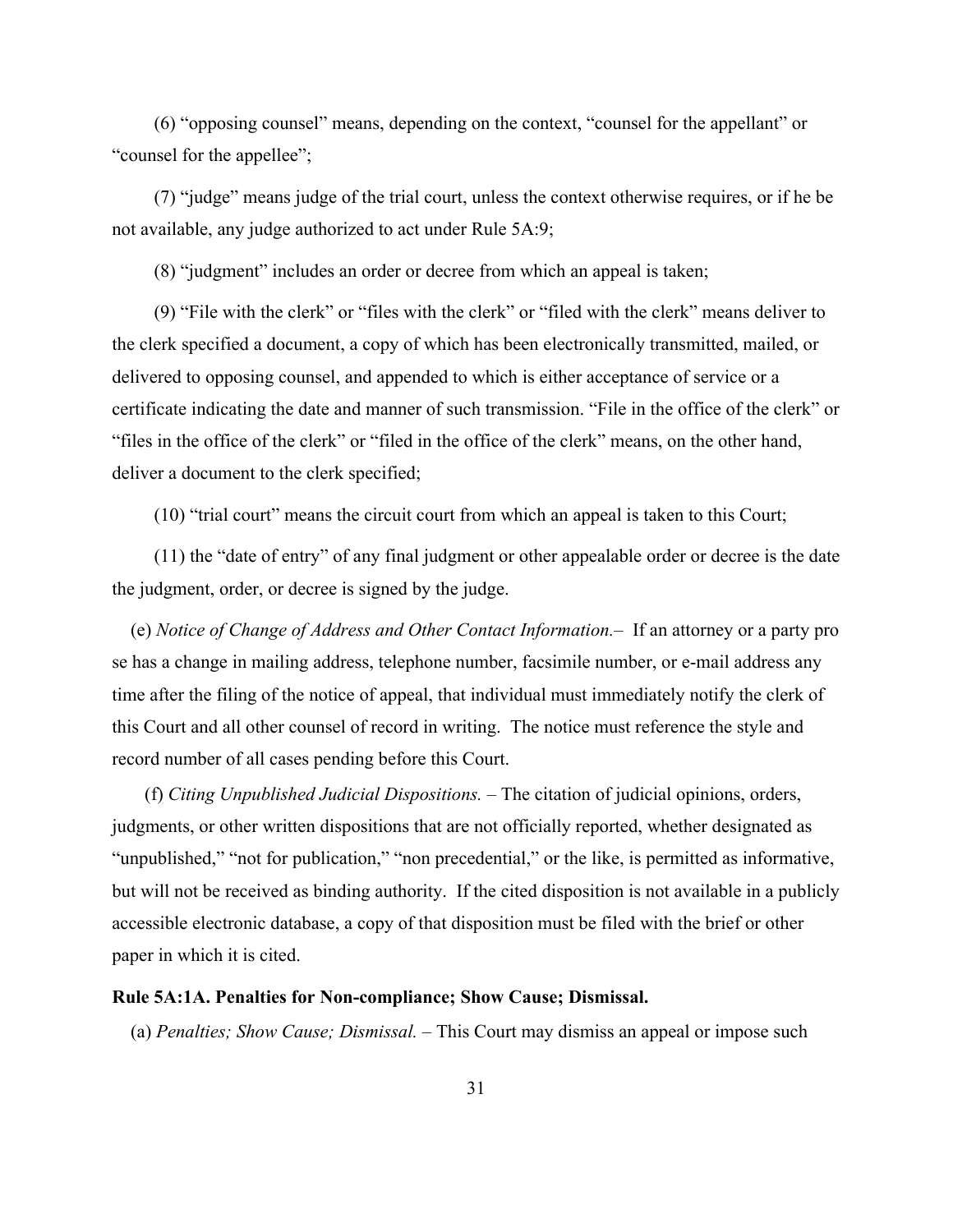(6) “opposing counsel” means, depending on the context, “counsel for the appellant” or “counsel for the appellee”;

(7) “judge” means judge of the trial court, unless the context otherwise requires, or if he be not available, any judge authorized to act under Rule 5A:9;

(8) “judgment” includes an order or decree from which an appeal is taken;

(9) “File with the clerk” or “files with the clerk” or “filed with the clerk” means deliver to the clerk specified a document, a copy of which has been electronically transmitted, mailed, or delivered to opposing counsel, and appended to which is either acceptance of service or a certificate indicating the date and manner of such transmission. “File in the office of the clerk” or “files in the office of the clerk” or “filed in the office of the clerk” means, on the other hand, deliver a document to the clerk specified;

(10) “trial court” means the circuit court from which an appeal is taken to this Court;

(11) the “date of entry” of any final judgment or other appealable order or decree is the date the judgment, order, or decree is signed by the judge.

(e) *Notice of Change of Address and Other Contact Information.*– If an attorney or a party pro se has a change in mailing address, telephone number, facsimile number, or e-mail address any time after the filing of the notice of appeal, that individual must immediately notify the clerk of this Court and all other counsel of record in writing. The notice must reference the style and record number of all cases pending before this Court.

(f) *Citing Unpublished Judicial Dispositions.* – The citation of judicial opinions, orders, judgments, or other written dispositions that are not officially reported, whether designated as “unpublished,” “not for publication,” “non precedential,” or the like, is permitted as informative, but will not be received as binding authority. If the cited disposition is not available in a publicly accessible electronic database, a copy of that disposition must be filed with the brief or other paper in which it is cited.

**Rule 5A:1A. Penalties for Non-compliance; Show Cause; Dismissal.**

(a) *Penalties; Show Cause; Dismissal.* – This Court may dismiss an appeal or impose such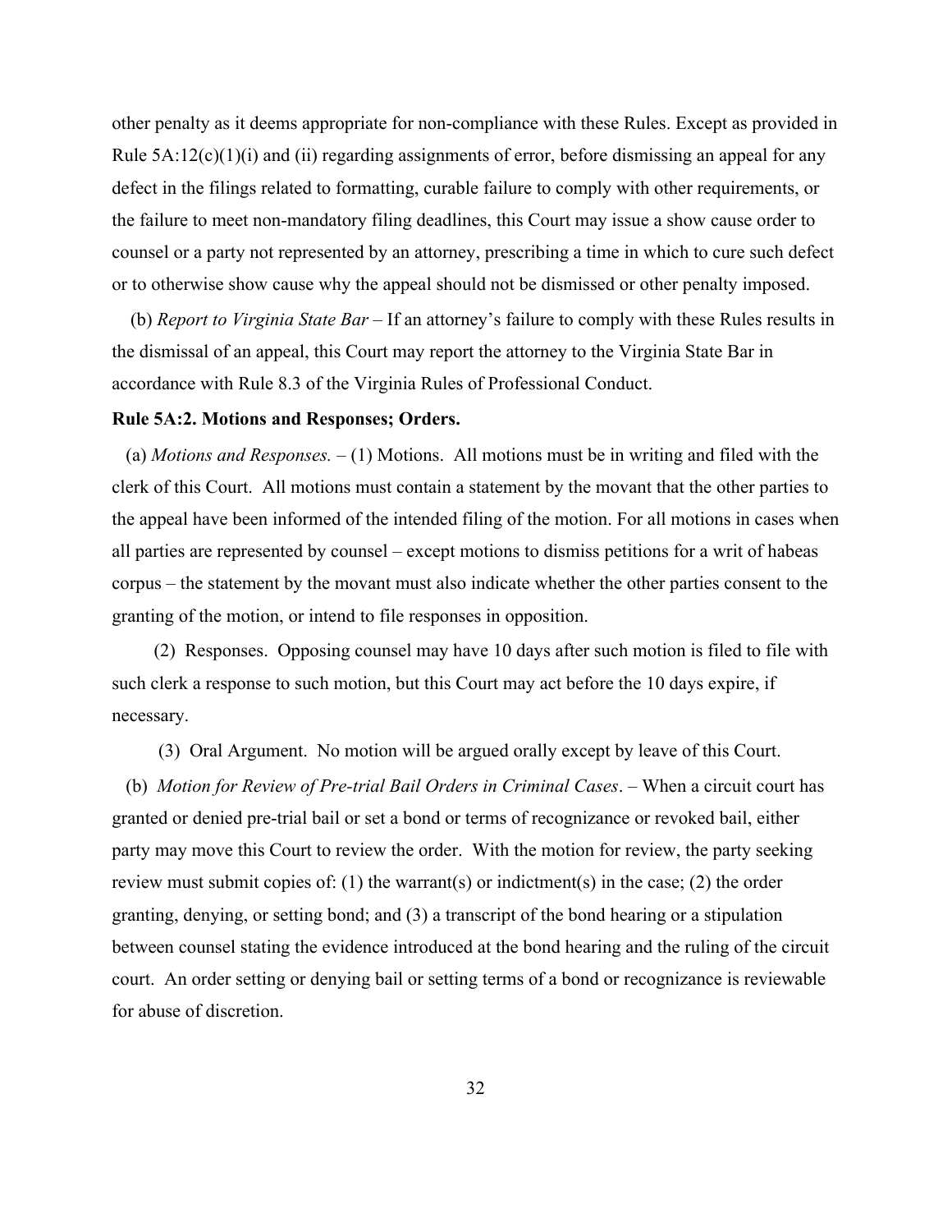other penalty as it deems appropriate for non-compliance with these Rules. Except as provided in Rule 5A:12(c)(1)(i) and (ii) regarding assignments of error, before dismissing an appeal for any defect in the filings related to formatting, curable failure to comply with other requirements, or the failure to meet non-mandatory filing deadlines, this Court may issue a show cause order to counsel or a party not represented by an attorney, prescribing a time in which to cure such defect or to otherwise show cause why the appeal should not be dismissed or other penalty imposed.

(b) *Report to Virginia State Bar* – If an attorney's failure to comply with these Rules results in the dismissal of an appeal, this Court may report the attorney to the Virginia State Bar in accordance with Rule 8.3 of the Virginia Rules of Professional Conduct.

**Rule 5A:2. Motions and Responses; Orders.**

(a) *Motions and Responses.* – (1) Motions. All motions must be in writing and filed with the clerk of this Court. All motions must contain a statement by the movant that the other parties to the appeal have been informed of the intended filing of the motion. For all motions in cases when all parties are represented by counsel – except motions to dismiss petitions for a writ of habeas corpus – the statement by the movant must also indicate whether the other parties consent to the granting of the motion, or intend to file responses in opposition.

(2) Responses. Opposing counsel may have 10 days after such motion is filed to file with such clerk a response to such motion, but this Court may act before the 10 days expire, if necessary.

(3) Oral Argument. No motion will be argued orally except by leave of this Court.

(b) *Motion for Review of Pre-trial Bail Orders in Criminal Cases*. – When a circuit court has granted or denied pre-trial bail or set a bond or terms of recognizance or revoked bail, either party may move this Court to review the order. With the motion for review, the party seeking review must submit copies of: (1) the warrant(s) or indictment(s) in the case; (2) the order granting, denying, or setting bond; and (3) a transcript of the bond hearing or a stipulation between counsel stating the evidence introduced at the bond hearing and the ruling of the circuit court. An order setting or denying bail or setting terms of a bond or recognizance is reviewable for abuse of discretion.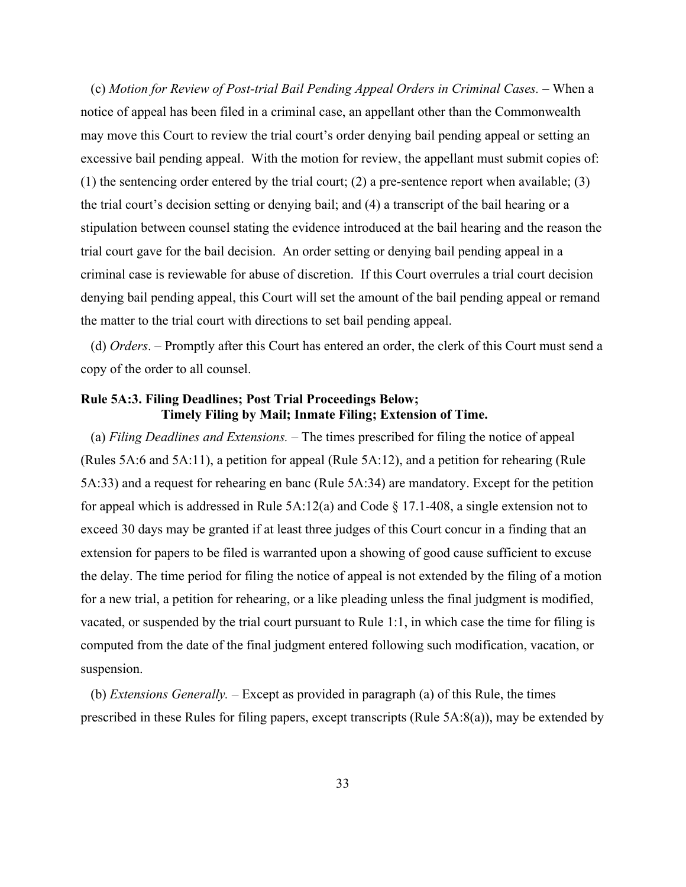(c) *Motion for Review of Post-trial Bail Pending Appeal Orders in Criminal Cases.* – When a notice of appeal has been filed in a criminal case, an appellant other than the Commonwealth may move this Court to review the trial court's order denying bail pending appeal or setting an excessive bail pending appeal. With the motion for review, the appellant must submit copies of: (1) the sentencing order entered by the trial court; (2) a pre-sentence report when available; (3) the trial court's decision setting or denying bail; and (4) a transcript of the bail hearing or a stipulation between counsel stating the evidence introduced at the bail hearing and the reason the trial court gave for the bail decision. An order setting or denying bail pending appeal in a criminal case is reviewable for abuse of discretion. If this Court overrules a trial court decision denying bail pending appeal, this Court will set the amount of the bail pending appeal or remand the matter to the trial court with directions to set bail pending appeal.

(d) *Orders*. – Promptly after this Court has entered an order, the clerk of this Court must send a copy of the order to all counsel.

**Rule 5A:3. Filing Deadlines; Post Trial Proceedings Below; Timely Filing by Mail; Inmate Filing; Extension of Time.**

(a) *Filing Deadlines and Extensions.* – The times prescribed for filing the notice of appeal (Rules 5A:6 and 5A:11), a petition for appeal (Rule 5A:12), and a petition for rehearing (Rule 5A:33) and a request for rehearing en banc (Rule 5A:34) are mandatory. Except for the petition for appeal which is addressed in Rule 5A:12(a) and Code § 17.1-408, a single extension not to exceed 30 days may be granted if at least three judges of this Court concur in a finding that an extension for papers to be filed is warranted upon a showing of good cause sufficient to excuse the delay. The time period for filing the notice of appeal is not extended by the filing of a motion for a new trial, a petition for rehearing, or a like pleading unless the final judgment is modified, vacated, or suspended by the trial court pursuant to Rule 1:1, in which case the time for filing is computed from the date of the final judgment entered following such modification, vacation, or suspension.

(b) *Extensions Generally.* – Except as provided in paragraph (a) of this Rule, the times prescribed in these Rules for filing papers, except transcripts (Rule 5A:8(a)), may be extended by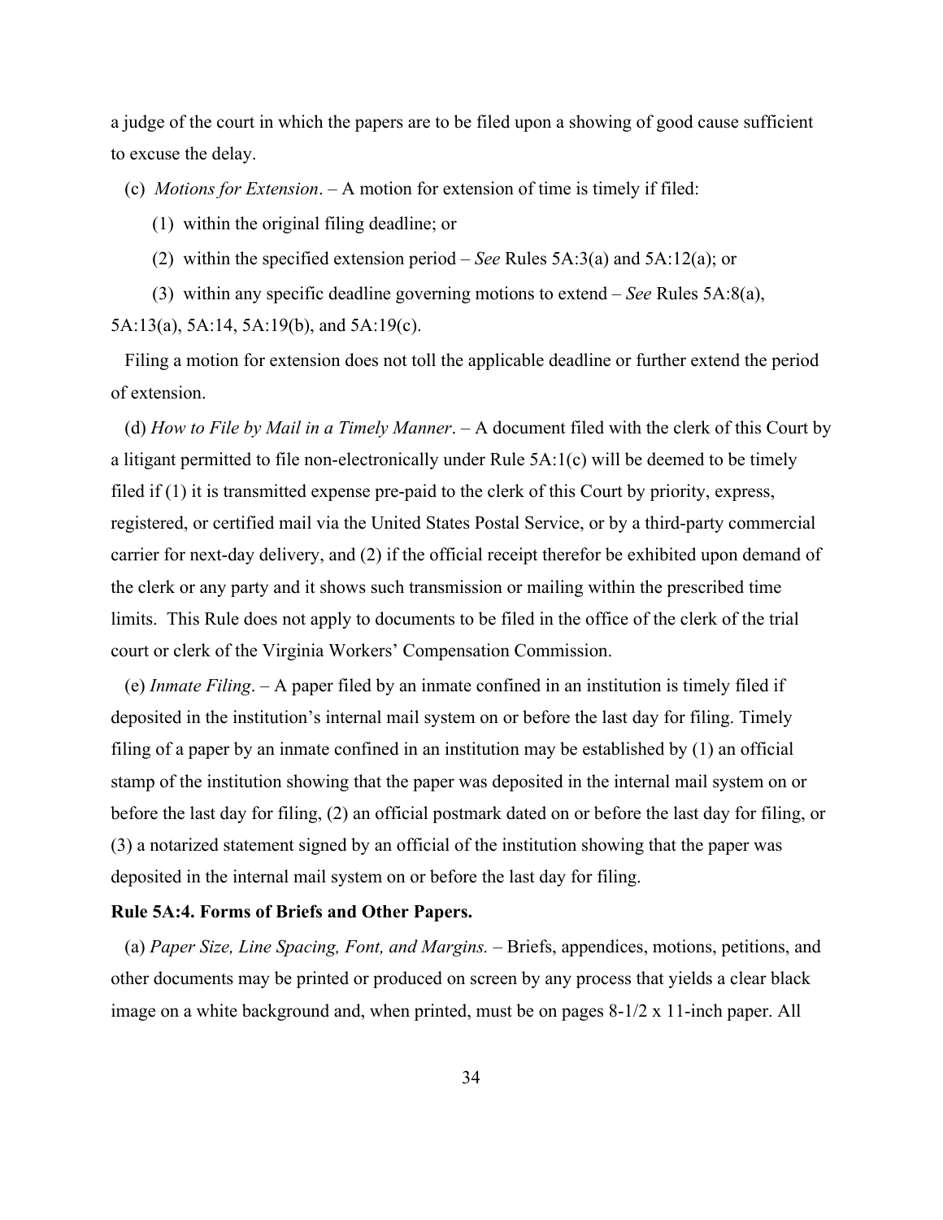a judge of the court in which the papers are to be filed upon a showing of good cause sufficient to excuse the delay.

(c) *Motions for Extension*. – A motion for extension of time is timely if filed:

(1) within the original filing deadline; or

(2) within the specified extension period – *See* Rules 5A:3(a) and 5A:12(a); or

(3) within any specific deadline governing motions to extend – *See* Rules 5A:8(a), 5A:13(a), 5A:14, 5A:19(b), and 5A:19(c).

Filing a motion for extension does not toll the applicable deadline or further extend the period of extension.

(d) *How to File by Mail in a Timely Manner*. – A document filed with the clerk of this Court by a litigant permitted to file non-electronically under Rule 5A:1(c) will be deemed to be timely filed if (1) it is transmitted expense pre-paid to the clerk of this Court by priority, express, registered, or certified mail via the United States Postal Service, or by a third-party commercial carrier for next-day delivery, and (2) if the official receipt therefor be exhibited upon demand of the clerk or any party and it shows such transmission or mailing within the prescribed time limits. This Rule does not apply to documents to be filed in the office of the clerk of the trial court or clerk of the Virginia Workers' Compensation Commission.

(e) *Inmate Filing*. – A paper filed by an inmate confined in an institution is timely filed if deposited in the institution's internal mail system on or before the last day for filing. Timely filing of a paper by an inmate confined in an institution may be established by (1) an official stamp of the institution showing that the paper was deposited in the internal mail system on or before the last day for filing, (2) an official postmark dated on or before the last day for filing, or (3) a notarized statement signed by an official of the institution showing that the paper was deposited in the internal mail system on or before the last day for filing.

**Rule 5A:4. Forms of Briefs and Other Papers.**

(a) *Paper Size, Line Spacing, Font, and Margins.* – Briefs, appendices, motions, petitions, and other documents may be printed or produced on screen by any process that yields a clear black image on a white background and, when printed, must be on pages 8-1/2 x 11-inch paper. All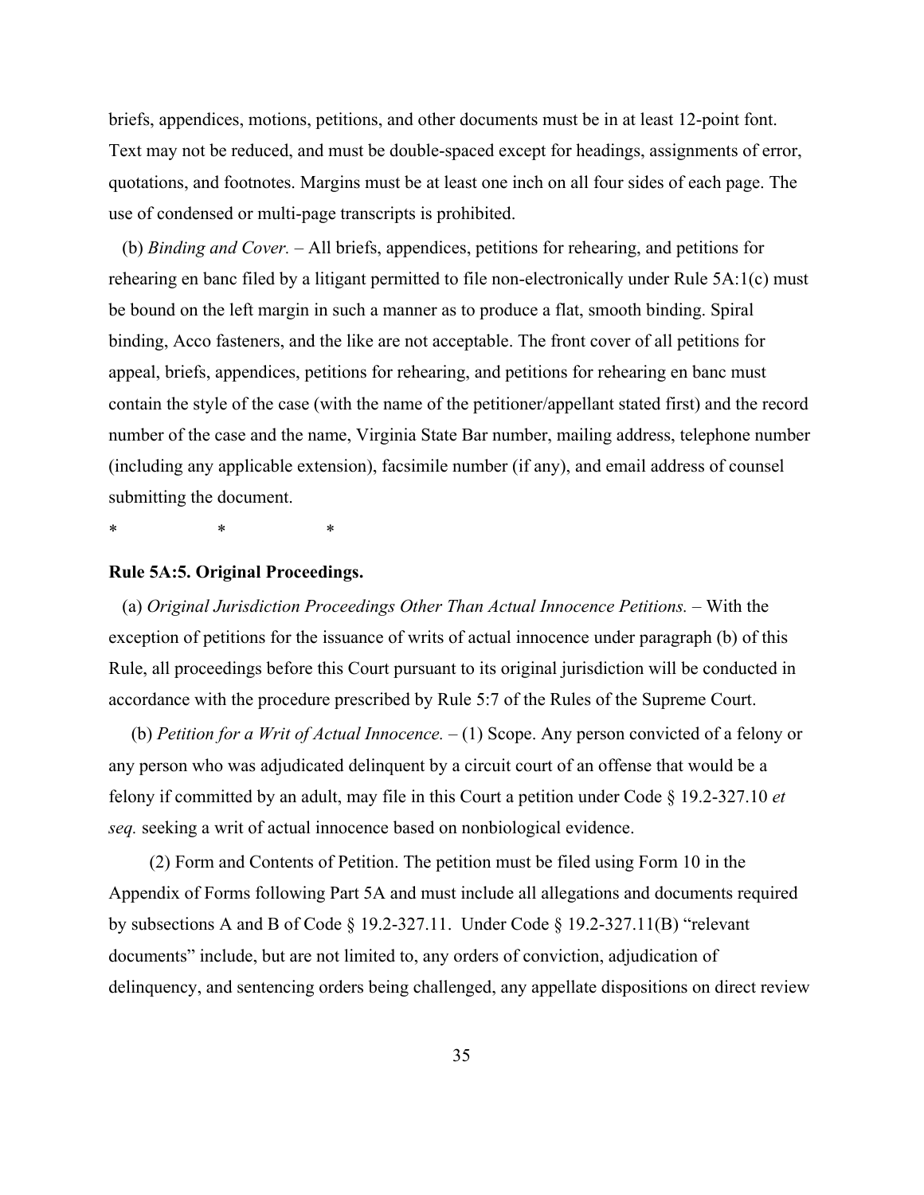briefs, appendices, motions, petitions, and other documents must be in at least 12-point font. Text may not be reduced, and must be double-spaced except for headings, assignments of error, quotations, and footnotes. Margins must be at least one inch on all four sides of each page. The use of condensed or multi-page transcripts is prohibited.

(b) *Binding and Cover.* – All briefs, appendices, petitions for rehearing, and petitions for rehearing en banc filed by a litigant permitted to file non-electronically under Rule 5A:1(c) must be bound on the left margin in such a manner as to produce a flat, smooth binding. Spiral binding, Acco fasteners, and the like are not acceptable. The front cover of all petitions for appeal, briefs, appendices, petitions for rehearing, and petitions for rehearing en banc must contain the style of the case (with the name of the petitioner/appellant stated first) and the record number of the case and the name, Virginia State Bar number, mailing address, telephone number (including any applicable extension), facsimile number (if any), and email address of counsel submitting the document.

\*                    \*                    \*

**Rule 5A:5. Original Proceedings.**

(a) *Original Jurisdiction Proceedings Other Than Actual Innocence Petitions.* – With the exception of petitions for the issuance of writs of actual innocence under paragraph (b) of this Rule, all proceedings before this Court pursuant to its original jurisdiction will be conducted in accordance with the procedure prescribed by Rule 5:7 of the Rules of the Supreme Court.

(b) *Petition for a Writ of Actual Innocence.* – (1) Scope. Any person convicted of a felony or any person who was adjudicated delinquent by a circuit court of an offense that would be a felony if committed by an adult, may file in this Court a petition under Code § 19.2-327.10 *et seq.* seeking a writ of actual innocence based on nonbiological evidence.

(2) Form and Contents of Petition. The petition must be filed using Form 10 in the Appendix of Forms following Part 5A and must include all allegations and documents required by subsections A and B of Code § 19.2-327.11. Under Code § 19.2-327.11(B) "relevant documents" include, but are not limited to, any orders of conviction, adjudication of delinquency, and sentencing orders being challenged, any appellate dispositions on direct review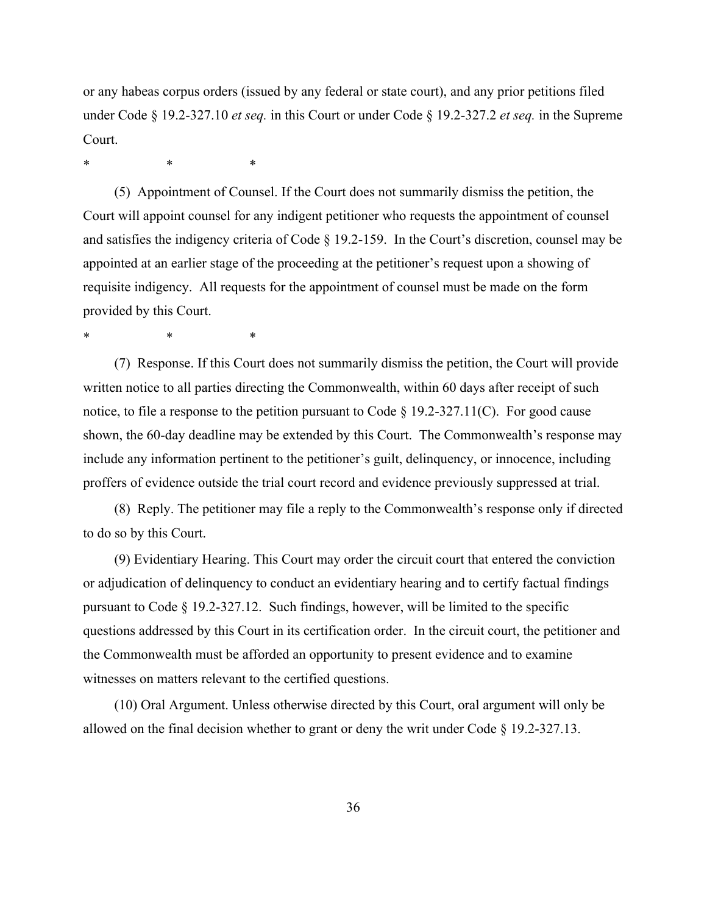or any habeas corpus orders (issued by any federal or state court), and any prior petitions filed under Code § 19.2-327.10 *et seq.* in this Court or under Code § 19.2-327.2 *et seq.* in the Supreme Court.

\*        \*        \*

(5) Appointment of Counsel. If the Court does not summarily dismiss the petition, the Court will appoint counsel for any indigent petitioner who requests the appointment of counsel and satisfies the indigency criteria of Code § 19.2-159. In the Court's discretion, counsel may be appointed at an earlier stage of the proceeding at the petitioner's request upon a showing of requisite indigency. All requests for the appointment of counsel must be made on the form provided by this Court.

\*        \*        \*

(7) Response. If this Court does not summarily dismiss the petition, the Court will provide written notice to all parties directing the Commonwealth, within 60 days after receipt of such notice, to file a response to the petition pursuant to Code § 19.2-327.11(C). For good cause shown, the 60-day deadline may be extended by this Court. The Commonwealth's response may include any information pertinent to the petitioner's guilt, delinquency, or innocence, including proffers of evidence outside the trial court record and evidence previously suppressed at trial.

(8) Reply. The petitioner may file a reply to the Commonwealth's response only if directed to do so by this Court.

(9) Evidentiary Hearing. This Court may order the circuit court that entered the conviction or adjudication of delinquency to conduct an evidentiary hearing and to certify factual findings pursuant to Code § 19.2-327.12. Such findings, however, will be limited to the specific questions addressed by this Court in its certification order. In the circuit court, the petitioner and the Commonwealth must be afforded an opportunity to present evidence and to examine witnesses on matters relevant to the certified questions.

(10) Oral Argument. Unless otherwise directed by this Court, oral argument will only be allowed on the final decision whether to grant or deny the writ under Code § 19.2-327.13.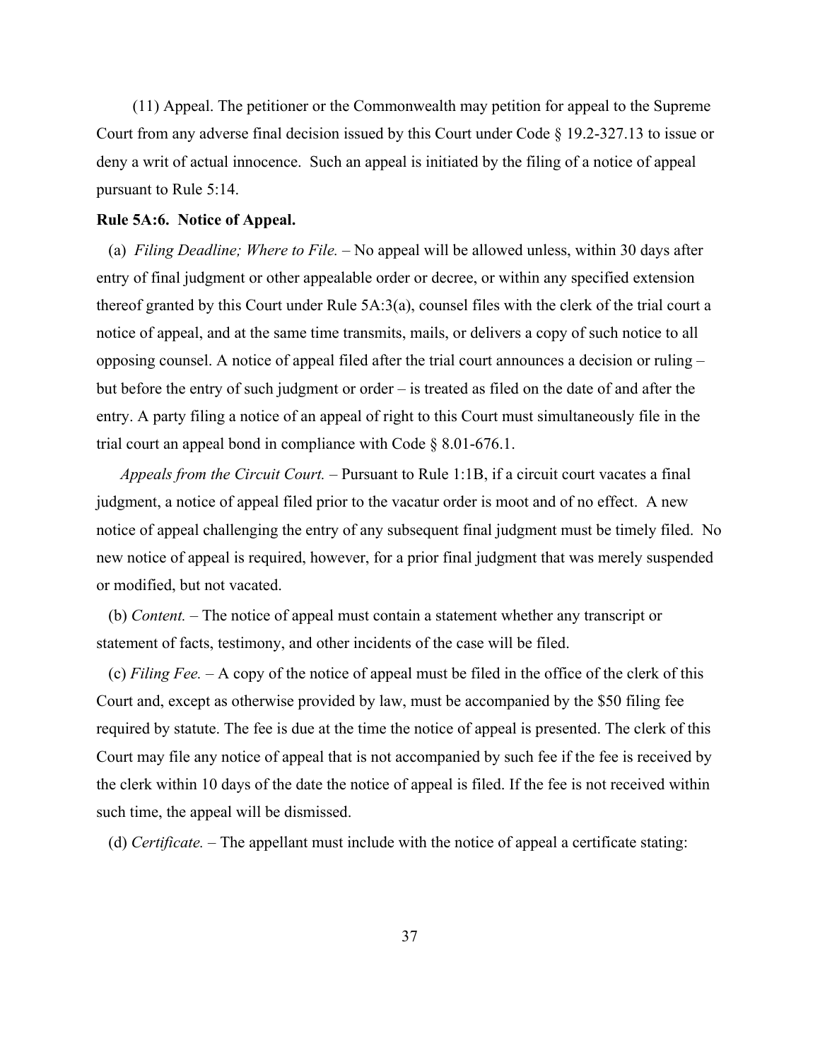(11) Appeal. The petitioner or the Commonwealth may petition for appeal to the Supreme Court from any adverse final decision issued by this Court under Code § 19.2-327.13 to issue or deny a writ of actual innocence. Such an appeal is initiated by the filing of a notice of appeal pursuant to Rule 5:14.

**Rule 5A:6. Notice of Appeal.**

(a) *Filing Deadline; Where to File.* – No appeal will be allowed unless, within 30 days after entry of final judgment or other appealable order or decree, or within any specified extension thereof granted by this Court under Rule 5A:3(a), counsel files with the clerk of the trial court a notice of appeal, and at the same time transmits, mails, or delivers a copy of such notice to all opposing counsel. A notice of appeal filed after the trial court announces a decision or ruling – but before the entry of such judgment or order – is treated as filed on the date of and after the entry. A party filing a notice of an appeal of right to this Court must simultaneously file in the trial court an appeal bond in compliance with Code § 8.01-676.1.

*Appeals from the Circuit Court.* – Pursuant to Rule 1:1B, if a circuit court vacates a final judgment, a notice of appeal filed prior to the vacatur order is moot and of no effect. A new notice of appeal challenging the entry of any subsequent final judgment must be timely filed. No new notice of appeal is required, however, for a prior final judgment that was merely suspended or modified, but not vacated.

(b) *Content.* – The notice of appeal must contain a statement whether any transcript or statement of facts, testimony, and other incidents of the case will be filed.

(c) *Filing Fee.* – A copy of the notice of appeal must be filed in the office of the clerk of this Court and, except as otherwise provided by law, must be accompanied by the $50 filing fee required by statute. The fee is due at the time the notice of appeal is presented. The clerk of this Court may file any notice of appeal that is not accompanied by such fee if the fee is received by the clerk within 10 days of the date the notice of appeal is filed. If the fee is not received within such time, the appeal will be dismissed.

(d) *Certificate.* – The appellant must include with the notice of appeal a certificate stating: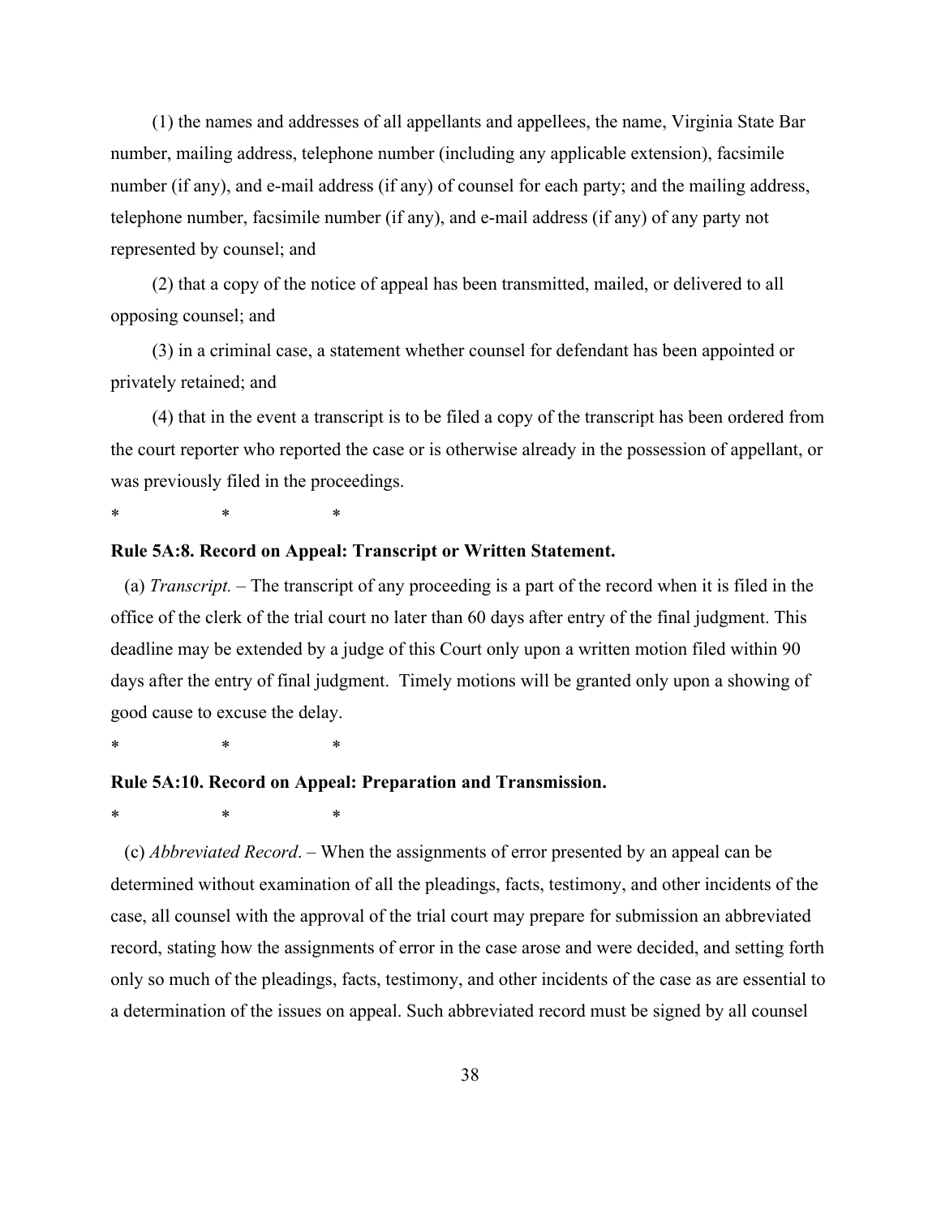(1) the names and addresses of all appellants and appellees, the name, Virginia State Bar number, mailing address, telephone number (including any applicable extension), facsimile number (if any), and e-mail address (if any) of counsel for each party; and the mailing address, telephone number, facsimile number (if any), and e-mail address (if any) of any party not represented by counsel; and

(2) that a copy of the notice of appeal has been transmitted, mailed, or delivered to all opposing counsel; and

(3) in a criminal case, a statement whether counsel for defendant has been appointed or privately retained; and

(4) that in the event a transcript is to be filed a copy of the transcript has been ordered from the court reporter who reported the case or is otherwise already in the possession of appellant, or was previously filed in the proceedings.

\*　　　　\*　　　　\*

**Rule 5A:8. Record on Appeal: Transcript or Written Statement.**

(a) *Transcript.* – The transcript of any proceeding is a part of the record when it is filed in the office of the clerk of the trial court no later than 60 days after entry of the final judgment. This deadline may be extended by a judge of this Court only upon a written motion filed within 90 days after the entry of final judgment. Timely motions will be granted only upon a showing of good cause to excuse the delay.

\*　　　　\*　　　　\*

**Rule 5A:10. Record on Appeal: Preparation and Transmission.**

\*　　　　\*　　　　\*

(c) *Abbreviated Record*. – When the assignments of error presented by an appeal can be determined without examination of all the pleadings, facts, testimony, and other incidents of the case, all counsel with the approval of the trial court may prepare for submission an abbreviated record, stating how the assignments of error in the case arose and were decided, and setting forth only so much of the pleadings, facts, testimony, and other incidents of the case as are essential to a determination of the issues on appeal. Such abbreviated record must be signed by all counsel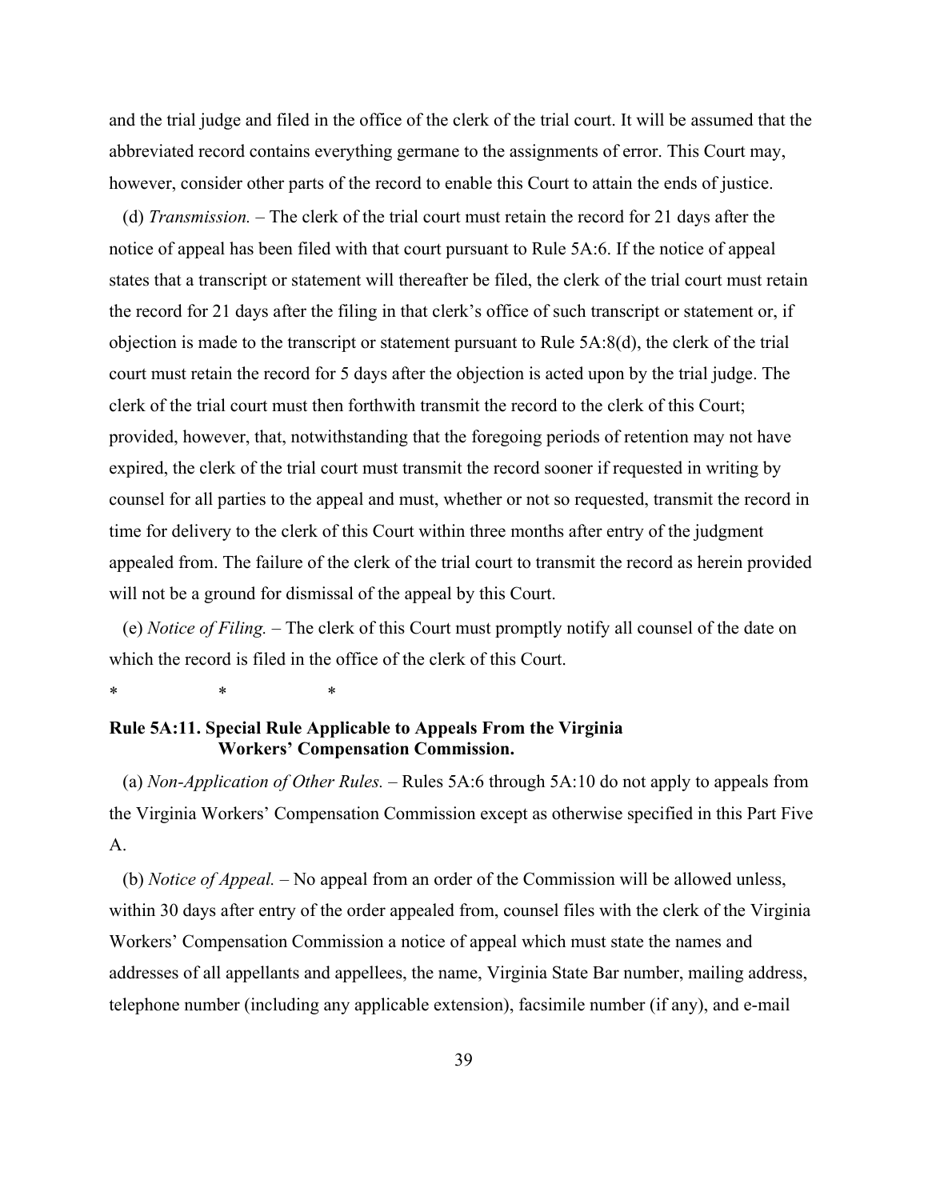and the trial judge and filed in the office of the clerk of the trial court. It will be assumed that the abbreviated record contains everything germane to the assignments of error. This Court may, however, consider other parts of the record to enable this Court to attain the ends of justice.

(d) *Transmission.* – The clerk of the trial court must retain the record for 21 days after the notice of appeal has been filed with that court pursuant to Rule 5A:6. If the notice of appeal states that a transcript or statement will thereafter be filed, the clerk of the trial court must retain the record for 21 days after the filing in that clerk's office of such transcript or statement or, if objection is made to the transcript or statement pursuant to Rule 5A:8(d), the clerk of the trial court must retain the record for 5 days after the objection is acted upon by the trial judge. The clerk of the trial court must then forthwith transmit the record to the clerk of this Court; provided, however, that, notwithstanding that the foregoing periods of retention may not have expired, the clerk of the trial court must transmit the record sooner if requested in writing by counsel for all parties to the appeal and must, whether or not so requested, transmit the record in time for delivery to the clerk of this Court within three months after entry of the judgment appealed from. The failure of the clerk of the trial court to transmit the record as herein provided will not be a ground for dismissal of the appeal by this Court.

(e) *Notice of Filing.* – The clerk of this Court must promptly notify all counsel of the date on which the record is filed in the office of the clerk of this Court.

\*     \*     \*

**Rule 5A:11. Special Rule Applicable to Appeals From the Virginia Workers' Compensation Commission.**

(a) *Non-Application of Other Rules.* – Rules 5A:6 through 5A:10 do not apply to appeals from the Virginia Workers' Compensation Commission except as otherwise specified in this Part Five A.

(b) *Notice of Appeal.* – No appeal from an order of the Commission will be allowed unless, within 30 days after entry of the order appealed from, counsel files with the clerk of the Virginia Workers' Compensation Commission a notice of appeal which must state the names and addresses of all appellants and appellees, the name, Virginia State Bar number, mailing address, telephone number (including any applicable extension), facsimile number (if any), and e-mail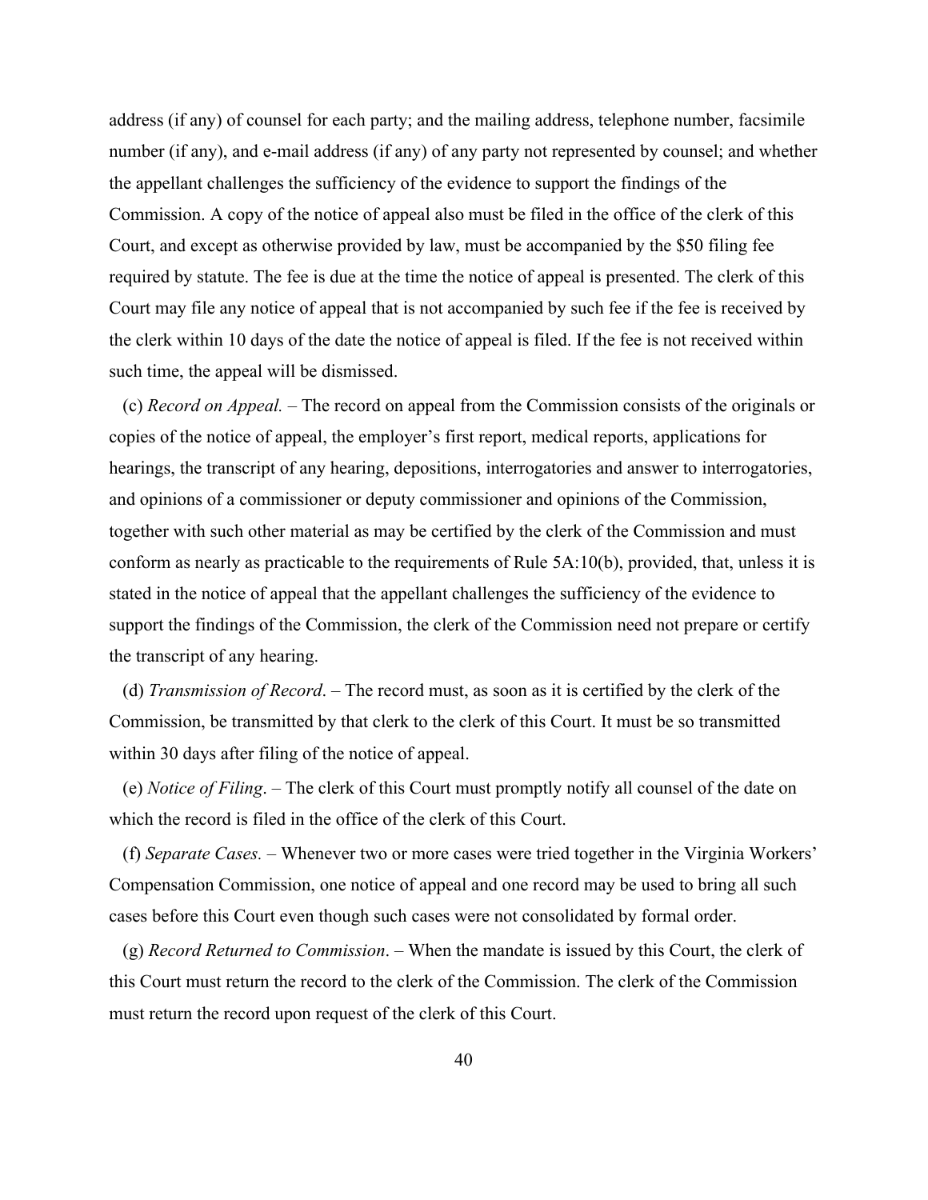address (if any) of counsel for each party; and the mailing address, telephone number, facsimile number (if any), and e-mail address (if any) of any party not represented by counsel; and whether the appellant challenges the sufficiency of the evidence to support the findings of the Commission. A copy of the notice of appeal also must be filed in the office of the clerk of this Court, and except as otherwise provided by law, must be accompanied by the $50 filing fee required by statute. The fee is due at the time the notice of appeal is presented. The clerk of this Court may file any notice of appeal that is not accompanied by such fee if the fee is received by the clerk within 10 days of the date the notice of appeal is filed. If the fee is not received within such time, the appeal will be dismissed.

(c) *Record on Appeal.* – The record on appeal from the Commission consists of the originals or copies of the notice of appeal, the employer's first report, medical reports, applications for hearings, the transcript of any hearing, depositions, interrogatories and answer to interrogatories, and opinions of a commissioner or deputy commissioner and opinions of the Commission, together with such other material as may be certified by the clerk of the Commission and must conform as nearly as practicable to the requirements of Rule 5A:10(b), provided, that, unless it is stated in the notice of appeal that the appellant challenges the sufficiency of the evidence to support the findings of the Commission, the clerk of the Commission need not prepare or certify the transcript of any hearing.

(d) *Transmission of Record*. – The record must, as soon as it is certified by the clerk of the Commission, be transmitted by that clerk to the clerk of this Court. It must be so transmitted within 30 days after filing of the notice of appeal.

(e) *Notice of Filing*. – The clerk of this Court must promptly notify all counsel of the date on which the record is filed in the office of the clerk of this Court.

(f) *Separate Cases.* – Whenever two or more cases were tried together in the Virginia Workers' Compensation Commission, one notice of appeal and one record may be used to bring all such cases before this Court even though such cases were not consolidated by formal order.

(g) *Record Returned to Commission*. – When the mandate is issued by this Court, the clerk of this Court must return the record to the clerk of the Commission. The clerk of the Commission must return the record upon request of the clerk of this Court.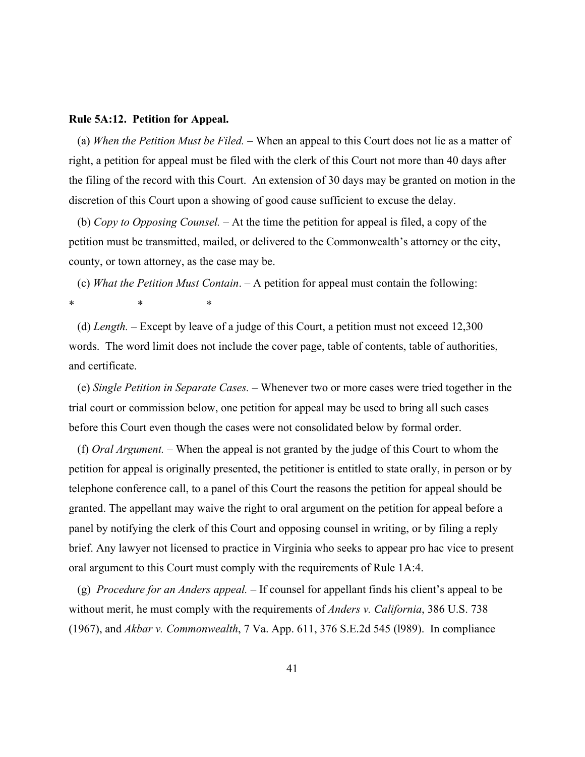**Rule 5A:12. Petition for Appeal.**

(a) *When the Petition Must be Filed.* – When an appeal to this Court does not lie as a matter of right, a petition for appeal must be filed with the clerk of this Court not more than 40 days after the filing of the record with this Court. An extension of 30 days may be granted on motion in the discretion of this Court upon a showing of good cause sufficient to excuse the delay.

(b) *Copy to Opposing Counsel.* – At the time the petition for appeal is filed, a copy of the petition must be transmitted, mailed, or delivered to the Commonwealth's attorney or the city, county, or town attorney, as the case may be.

(c) *What the Petition Must Contain*. – A petition for appeal must contain the following:

\*                    \*                    \*

(d) *Length.* – Except by leave of a judge of this Court, a petition must not exceed 12,300 words. The word limit does not include the cover page, table of contents, table of authorities, and certificate.

(e) *Single Petition in Separate Cases.* – Whenever two or more cases were tried together in the trial court or commission below, one petition for appeal may be used to bring all such cases before this Court even though the cases were not consolidated below by formal order.

(f) *Oral Argument.* – When the appeal is not granted by the judge of this Court to whom the petition for appeal is originally presented, the petitioner is entitled to state orally, in person or by telephone conference call, to a panel of this Court the reasons the petition for appeal should be granted. The appellant may waive the right to oral argument on the petition for appeal before a panel by notifying the clerk of this Court and opposing counsel in writing, or by filing a reply brief. Any lawyer not licensed to practice in Virginia who seeks to appear pro hac vice to present oral argument to this Court must comply with the requirements of Rule 1A:4.

(g) *Procedure for an Anders appeal.* – If counsel for appellant finds his client's appeal to be without merit, he must comply with the requirements of *Anders v. California*, 386 U.S. 738 (1967), and *Akbar v. Commonwealth*, 7 Va. App. 611, 376 S.E.2d 545 (l989). In compliance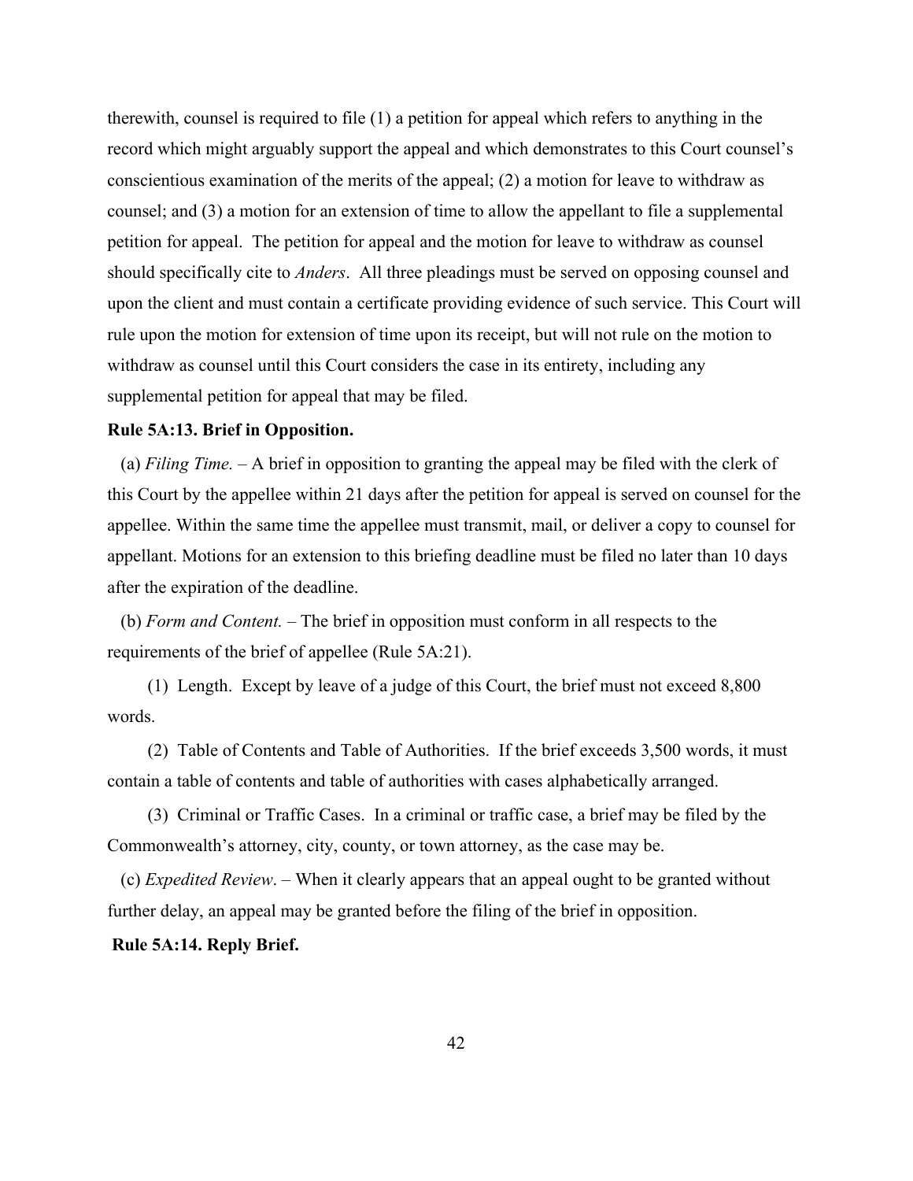therewith, counsel is required to file (1) a petition for appeal which refers to anything in the record which might arguably support the appeal and which demonstrates to this Court counsel's conscientious examination of the merits of the appeal; (2) a motion for leave to withdraw as counsel; and (3) a motion for an extension of time to allow the appellant to file a supplemental petition for appeal. The petition for appeal and the motion for leave to withdraw as counsel should specifically cite to *Anders*. All three pleadings must be served on opposing counsel and upon the client and must contain a certificate providing evidence of such service. This Court will rule upon the motion for extension of time upon its receipt, but will not rule on the motion to withdraw as counsel until this Court considers the case in its entirety, including any supplemental petition for appeal that may be filed.

**Rule 5A:13. Brief in Opposition.**

(a) *Filing Time.* – A brief in opposition to granting the appeal may be filed with the clerk of this Court by the appellee within 21 days after the petition for appeal is served on counsel for the appellee. Within the same time the appellee must transmit, mail, or deliver a copy to counsel for appellant. Motions for an extension to this briefing deadline must be filed no later than 10 days after the expiration of the deadline.

(b) *Form and Content.* – The brief in opposition must conform in all respects to the requirements of the brief of appellee (Rule 5A:21).

(1) Length. Except by leave of a judge of this Court, the brief must not exceed 8,800 words.

(2) Table of Contents and Table of Authorities. If the brief exceeds 3,500 words, it must contain a table of contents and table of authorities with cases alphabetically arranged.

(3) Criminal or Traffic Cases. In a criminal or traffic case, a brief may be filed by the Commonwealth's attorney, city, county, or town attorney, as the case may be.

(c) *Expedited Review*. – When it clearly appears that an appeal ought to be granted without further delay, an appeal may be granted before the filing of the brief in opposition.

**Rule 5A:14. Reply Brief.**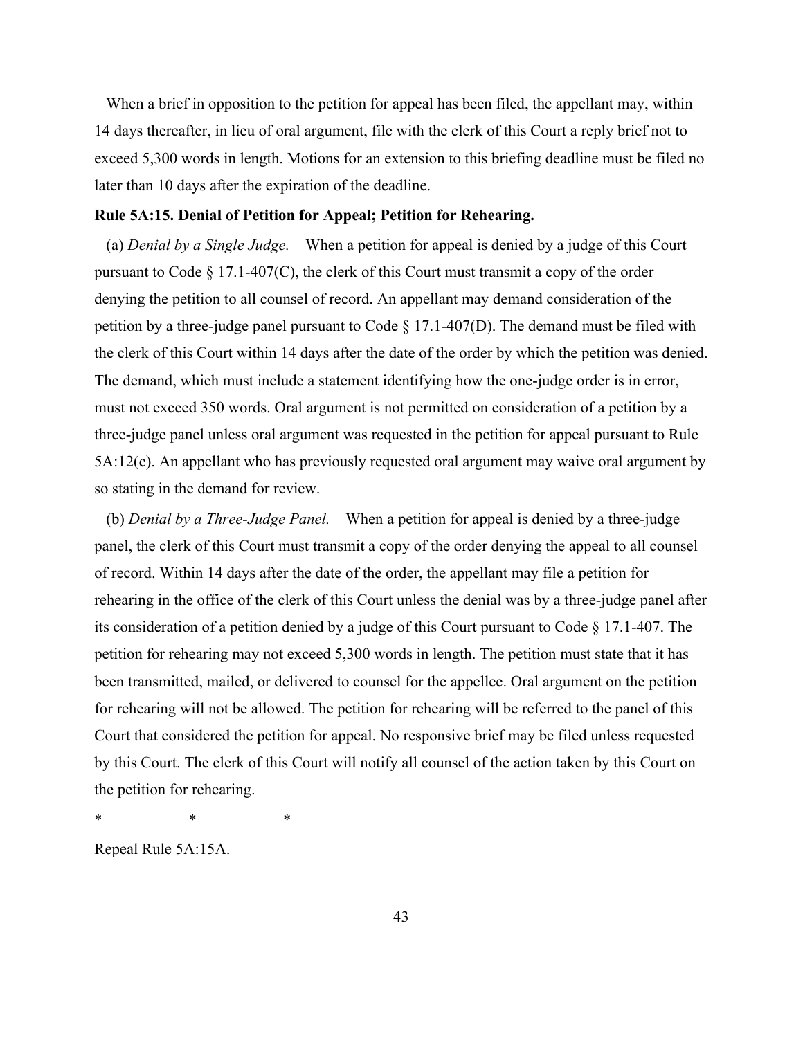When a brief in opposition to the petition for appeal has been filed, the appellant may, within 14 days thereafter, in lieu of oral argument, file with the clerk of this Court a reply brief not to exceed 5,300 words in length. Motions for an extension to this briefing deadline must be filed no later than 10 days after the expiration of the deadline.

**Rule 5A:15. Denial of Petition for Appeal; Petition for Rehearing.**

(a) *Denial by a Single Judge.* – When a petition for appeal is denied by a judge of this Court pursuant to Code § 17.1-407(C), the clerk of this Court must transmit a copy of the order denying the petition to all counsel of record. An appellant may demand consideration of the petition by a three-judge panel pursuant to Code § 17.1-407(D). The demand must be filed with the clerk of this Court within 14 days after the date of the order by which the petition was denied. The demand, which must include a statement identifying how the one-judge order is in error, must not exceed 350 words. Oral argument is not permitted on consideration of a petition by a three-judge panel unless oral argument was requested in the petition for appeal pursuant to Rule 5A:12(c). An appellant who has previously requested oral argument may waive oral argument by so stating in the demand for review.

(b) *Denial by a Three-Judge Panel.* – When a petition for appeal is denied by a three-judge panel, the clerk of this Court must transmit a copy of the order denying the appeal to all counsel of record. Within 14 days after the date of the order, the appellant may file a petition for rehearing in the office of the clerk of this Court unless the denial was by a three-judge panel after its consideration of a petition denied by a judge of this Court pursuant to Code § 17.1-407. The petition for rehearing may not exceed 5,300 words in length. The petition must state that it has been transmitted, mailed, or delivered to counsel for the appellee. Oral argument on the petition for rehearing will not be allowed. The petition for rehearing will be referred to the panel of this Court that considered the petition for appeal. No responsive brief may be filed unless requested by this Court. The clerk of this Court will notify all counsel of the action taken by this Court on the petition for rehearing.

\*   \*   \*

Repeal Rule 5A:15A.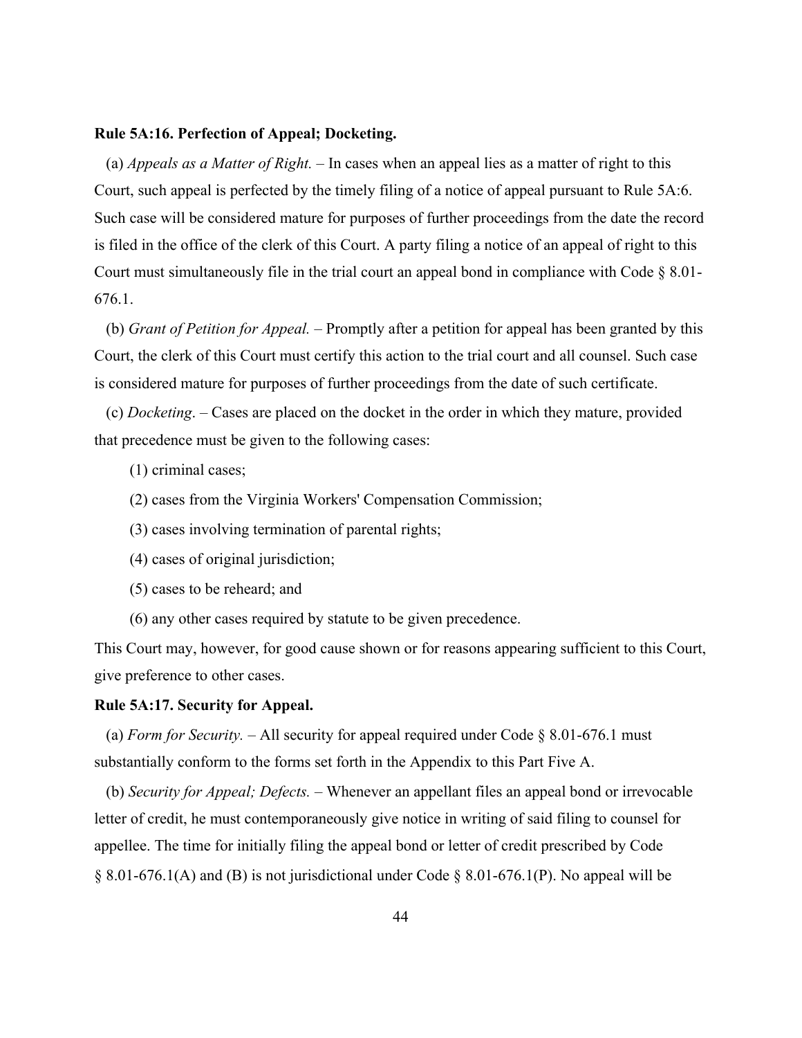**Rule 5A:16. Perfection of Appeal; Docketing.**

(a) *Appeals as a Matter of Right.* – In cases when an appeal lies as a matter of right to this Court, such appeal is perfected by the timely filing of a notice of appeal pursuant to Rule 5A:6. Such case will be considered mature for purposes of further proceedings from the date the record is filed in the office of the clerk of this Court. A party filing a notice of an appeal of right to this Court must simultaneously file in the trial court an appeal bond in compliance with Code § 8.01-676.1.

(b) *Grant of Petition for Appeal.* – Promptly after a petition for appeal has been granted by this Court, the clerk of this Court must certify this action to the trial court and all counsel. Such case is considered mature for purposes of further proceedings from the date of such certificate.

(c) *Docketing*. – Cases are placed on the docket in the order in which they mature, provided that precedence must be given to the following cases:

(1) criminal cases;

(2) cases from the Virginia Workers' Compensation Commission;

(3) cases involving termination of parental rights;

(4) cases of original jurisdiction;

(5) cases to be reheard; and

(6) any other cases required by statute to be given precedence.

This Court may, however, for good cause shown or for reasons appearing sufficient to this Court, give preference to other cases.

**Rule 5A:17. Security for Appeal.**

(a) *Form for Security.* – All security for appeal required under Code § 8.01-676.1 must substantially conform to the forms set forth in the Appendix to this Part Five A.

(b) *Security for Appeal; Defects.* – Whenever an appellant files an appeal bond or irrevocable letter of credit, he must contemporaneously give notice in writing of said filing to counsel for appellee. The time for initially filing the appeal bond or letter of credit prescribed by Code § 8.01-676.1(A) and (B) is not jurisdictional under Code § 8.01-676.1(P). No appeal will be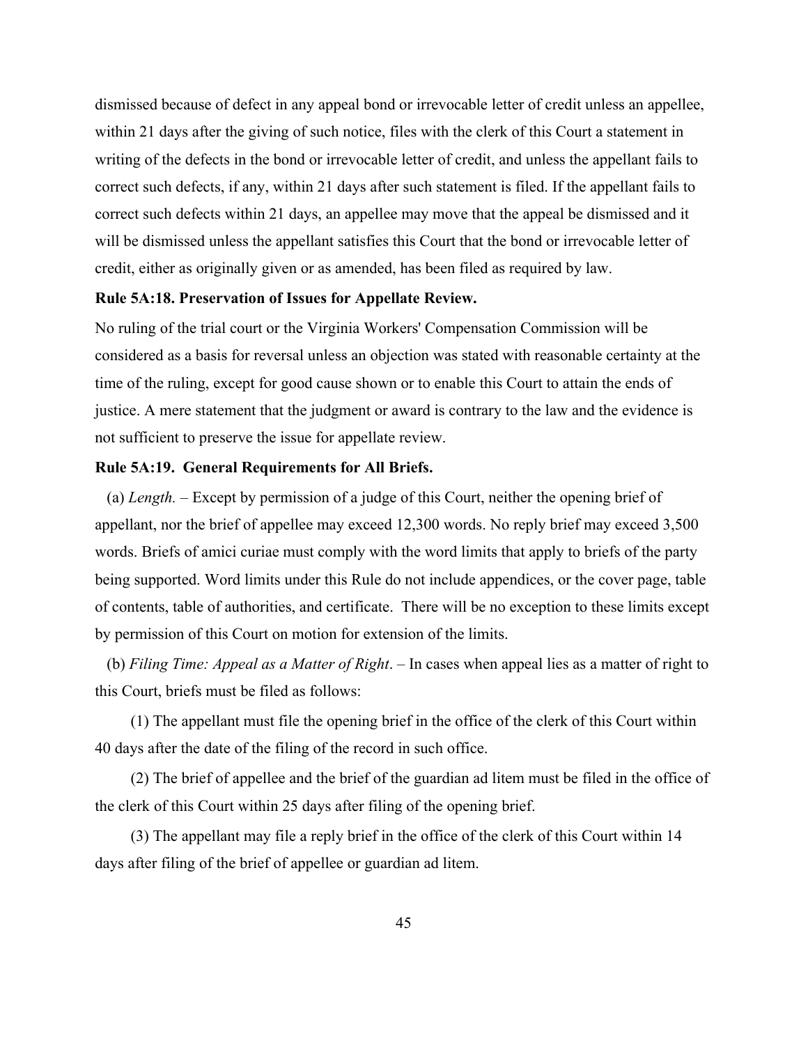dismissed because of defect in any appeal bond or irrevocable letter of credit unless an appellee, within 21 days after the giving of such notice, files with the clerk of this Court a statement in writing of the defects in the bond or irrevocable letter of credit, and unless the appellant fails to correct such defects, if any, within 21 days after such statement is filed. If the appellant fails to correct such defects within 21 days, an appellee may move that the appeal be dismissed and it will be dismissed unless the appellant satisfies this Court that the bond or irrevocable letter of credit, either as originally given or as amended, has been filed as required by law.

**Rule 5A:18. Preservation of Issues for Appellate Review.**

No ruling of the trial court or the Virginia Workers' Compensation Commission will be considered as a basis for reversal unless an objection was stated with reasonable certainty at the time of the ruling, except for good cause shown or to enable this Court to attain the ends of justice. A mere statement that the judgment or award is contrary to the law and the evidence is not sufficient to preserve the issue for appellate review.

**Rule 5A:19. General Requirements for All Briefs.**

(a) *Length.* – Except by permission of a judge of this Court, neither the opening brief of appellant, nor the brief of appellee may exceed 12,300 words. No reply brief may exceed 3,500 words. Briefs of amici curiae must comply with the word limits that apply to briefs of the party being supported. Word limits under this Rule do not include appendices, or the cover page, table of contents, table of authorities, and certificate. There will be no exception to these limits except by permission of this Court on motion for extension of the limits.

(b) *Filing Time: Appeal as a Matter of Right*. – In cases when appeal lies as a matter of right to this Court, briefs must be filed as follows:

(1) The appellant must file the opening brief in the office of the clerk of this Court within 40 days after the date of the filing of the record in such office.

(2) The brief of appellee and the brief of the guardian ad litem must be filed in the office of the clerk of this Court within 25 days after filing of the opening brief.

(3) The appellant may file a reply brief in the office of the clerk of this Court within 14 days after filing of the brief of appellee or guardian ad litem.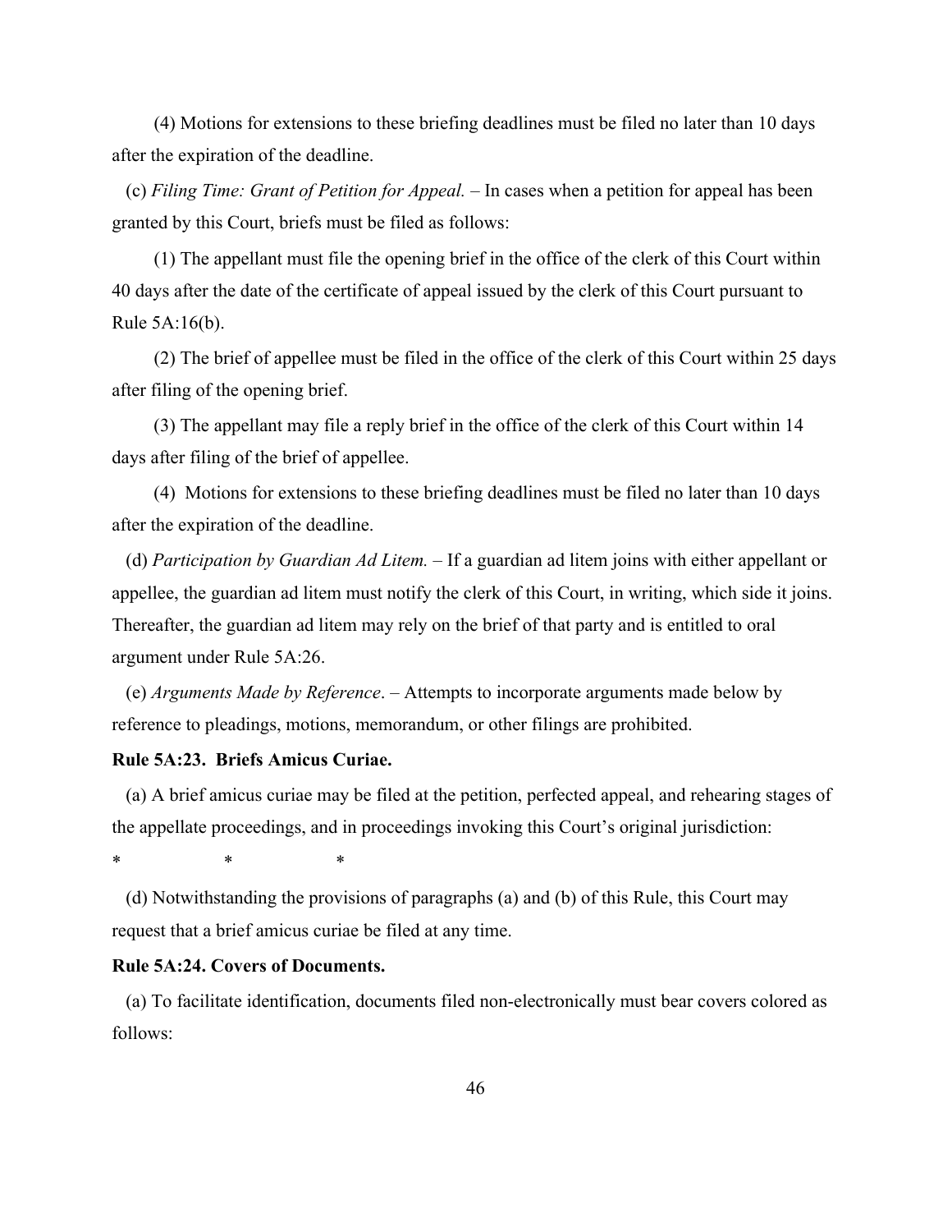(4) Motions for extensions to these briefing deadlines must be filed no later than 10 days after the expiration of the deadline.

(c) *Filing Time: Grant of Petition for Appeal.* – In cases when a petition for appeal has been granted by this Court, briefs must be filed as follows:

(1) The appellant must file the opening brief in the office of the clerk of this Court within 40 days after the date of the certificate of appeal issued by the clerk of this Court pursuant to Rule 5A:16(b).

(2) The brief of appellee must be filed in the office of the clerk of this Court within 25 days after filing of the opening brief.

(3) The appellant may file a reply brief in the office of the clerk of this Court within 14 days after filing of the brief of appellee.

(4) Motions for extensions to these briefing deadlines must be filed no later than 10 days after the expiration of the deadline.

(d) *Participation by Guardian Ad Litem.* – If a guardian ad litem joins with either appellant or appellee, the guardian ad litem must notify the clerk of this Court, in writing, which side it joins. Thereafter, the guardian ad litem may rely on the brief of that party and is entitled to oral argument under Rule 5A:26.

(e) *Arguments Made by Reference*. – Attempts to incorporate arguments made below by reference to pleadings, motions, memorandum, or other filings are prohibited.

**Rule 5A:23. Briefs Amicus Curiae.**

(a) A brief amicus curiae may be filed at the petition, perfected appeal, and rehearing stages of the appellate proceedings, and in proceedings invoking this Court's original jurisdiction:

\* \* \*

(d) Notwithstanding the provisions of paragraphs (a) and (b) of this Rule, this Court may request that a brief amicus curiae be filed at any time.

**Rule 5A:24. Covers of Documents.**

(a) To facilitate identification, documents filed non-electronically must bear covers colored as follows: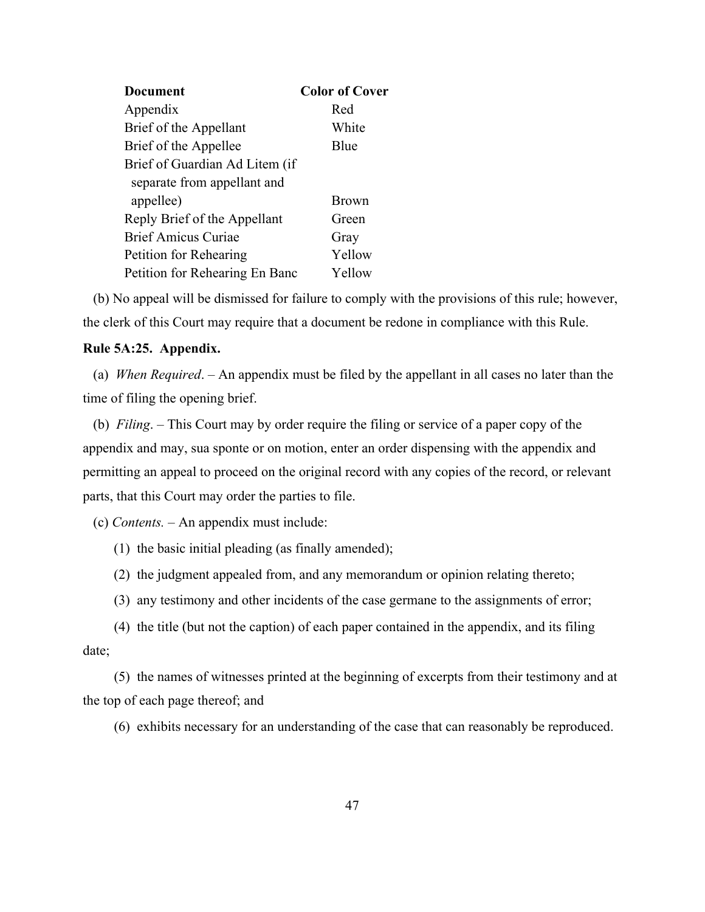| Document | Color of Cover |
| --- | --- |
| Appendix | Red |
| Brief of the Appellant | White |
| Brief of the Appellee | Blue |
| Brief of Guardian Ad Litem (if separate from appellant and appellee) | Brown |
| Reply Brief of the Appellant | Green |
| Brief Amicus Curiae | Gray |
| Petition for Rehearing | Yellow |
| Petition for Rehearing En Banc | Yellow |

(b) No appeal will be dismissed for failure to comply with the provisions of this rule; however, the clerk of this Court may require that a document be redone in compliance with this Rule.

**Rule 5A:25. Appendix.**

(a) *When Required*. – An appendix must be filed by the appellant in all cases no later than the time of filing the opening brief.

(b) *Filing*. – This Court may by order require the filing or service of a paper copy of the appendix and may, sua sponte or on motion, enter an order dispensing with the appendix and permitting an appeal to proceed on the original record with any copies of the record, or relevant parts, that this Court may order the parties to file.

(c) *Contents.* – An appendix must include:

(1) the basic initial pleading (as finally amended);

(2) the judgment appealed from, and any memorandum or opinion relating thereto;

(3) any testimony and other incidents of the case germane to the assignments of error;

(4) the title (but not the caption) of each paper contained in the appendix, and its filing date;

(5) the names of witnesses printed at the beginning of excerpts from their testimony and at the top of each page thereof; and

(6) exhibits necessary for an understanding of the case that can reasonably be reproduced.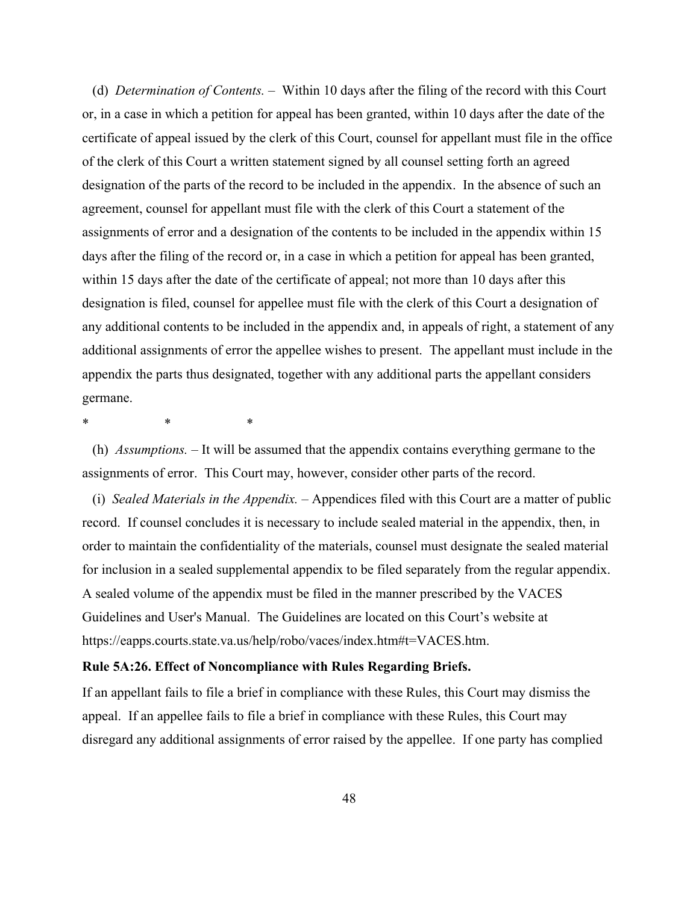(d) *Determination of Contents.* – Within 10 days after the filing of the record with this Court or, in a case in which a petition for appeal has been granted, within 10 days after the date of the certificate of appeal issued by the clerk of this Court, counsel for appellant must file in the office of the clerk of this Court a written statement signed by all counsel setting forth an agreed designation of the parts of the record to be included in the appendix. In the absence of such an agreement, counsel for appellant must file with the clerk of this Court a statement of the assignments of error and a designation of the contents to be included in the appendix within 15 days after the filing of the record or, in a case in which a petition for appeal has been granted, within 15 days after the date of the certificate of appeal; not more than 10 days after this designation is filed, counsel for appellee must file with the clerk of this Court a designation of any additional contents to be included in the appendix and, in appeals of right, a statement of any additional assignments of error the appellee wishes to present. The appellant must include in the appendix the parts thus designated, together with any additional parts the appellant considers germane.

\* \* \*

(h) *Assumptions.* – It will be assumed that the appendix contains everything germane to the assignments of error. This Court may, however, consider other parts of the record.

(i) *Sealed Materials in the Appendix.* – Appendices filed with this Court are a matter of public record. If counsel concludes it is necessary to include sealed material in the appendix, then, in order to maintain the confidentiality of the materials, counsel must designate the sealed material for inclusion in a sealed supplemental appendix to be filed separately from the regular appendix. A sealed volume of the appendix must be filed in the manner prescribed by the VACES Guidelines and User's Manual. The Guidelines are located on this Court's website at https://eapps.courts.state.va.us/help/robo/vaces/index.htm#t=VACES.htm.

**Rule 5A:26. Effect of Noncompliance with Rules Regarding Briefs.**

If an appellant fails to file a brief in compliance with these Rules, this Court may dismiss the appeal. If an appellee fails to file a brief in compliance with these Rules, this Court may disregard any additional assignments of error raised by the appellee. If one party has complied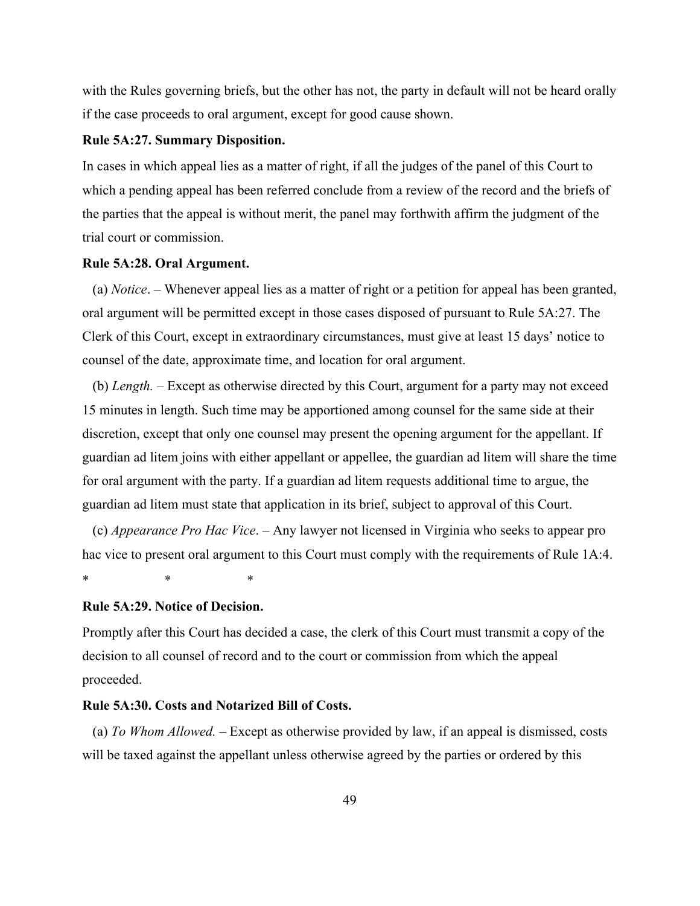with the Rules governing briefs, but the other has not, the party in default will not be heard orally if the case proceeds to oral argument, except for good cause shown.

**Rule 5A:27. Summary Disposition.**

In cases in which appeal lies as a matter of right, if all the judges of the panel of this Court to which a pending appeal has been referred conclude from a review of the record and the briefs of the parties that the appeal is without merit, the panel may forthwith affirm the judgment of the trial court or commission.

**Rule 5A:28. Oral Argument.**

(a) *Notice*. – Whenever appeal lies as a matter of right or a petition for appeal has been granted, oral argument will be permitted except in those cases disposed of pursuant to Rule 5A:27. The Clerk of this Court, except in extraordinary circumstances, must give at least 15 days' notice to counsel of the date, approximate time, and location for oral argument.

(b) *Length.* – Except as otherwise directed by this Court, argument for a party may not exceed 15 minutes in length. Such time may be apportioned among counsel for the same side at their discretion, except that only one counsel may present the opening argument for the appellant. If guardian ad litem joins with either appellant or appellee, the guardian ad litem will share the time for oral argument with the party. If a guardian ad litem requests additional time to argue, the guardian ad litem must state that application in its brief, subject to approval of this Court.

(c) *Appearance Pro Hac Vice*. – Any lawyer not licensed in Virginia who seeks to appear pro hac vice to present oral argument to this Court must comply with the requirements of Rule 1A:4.

\*    \*    \*

**Rule 5A:29. Notice of Decision.**

Promptly after this Court has decided a case, the clerk of this Court must transmit a copy of the decision to all counsel of record and to the court or commission from which the appeal proceeded.

**Rule 5A:30. Costs and Notarized Bill of Costs.**

(a) *To Whom Allowed.* – Except as otherwise provided by law, if an appeal is dismissed, costs will be taxed against the appellant unless otherwise agreed by the parties or ordered by this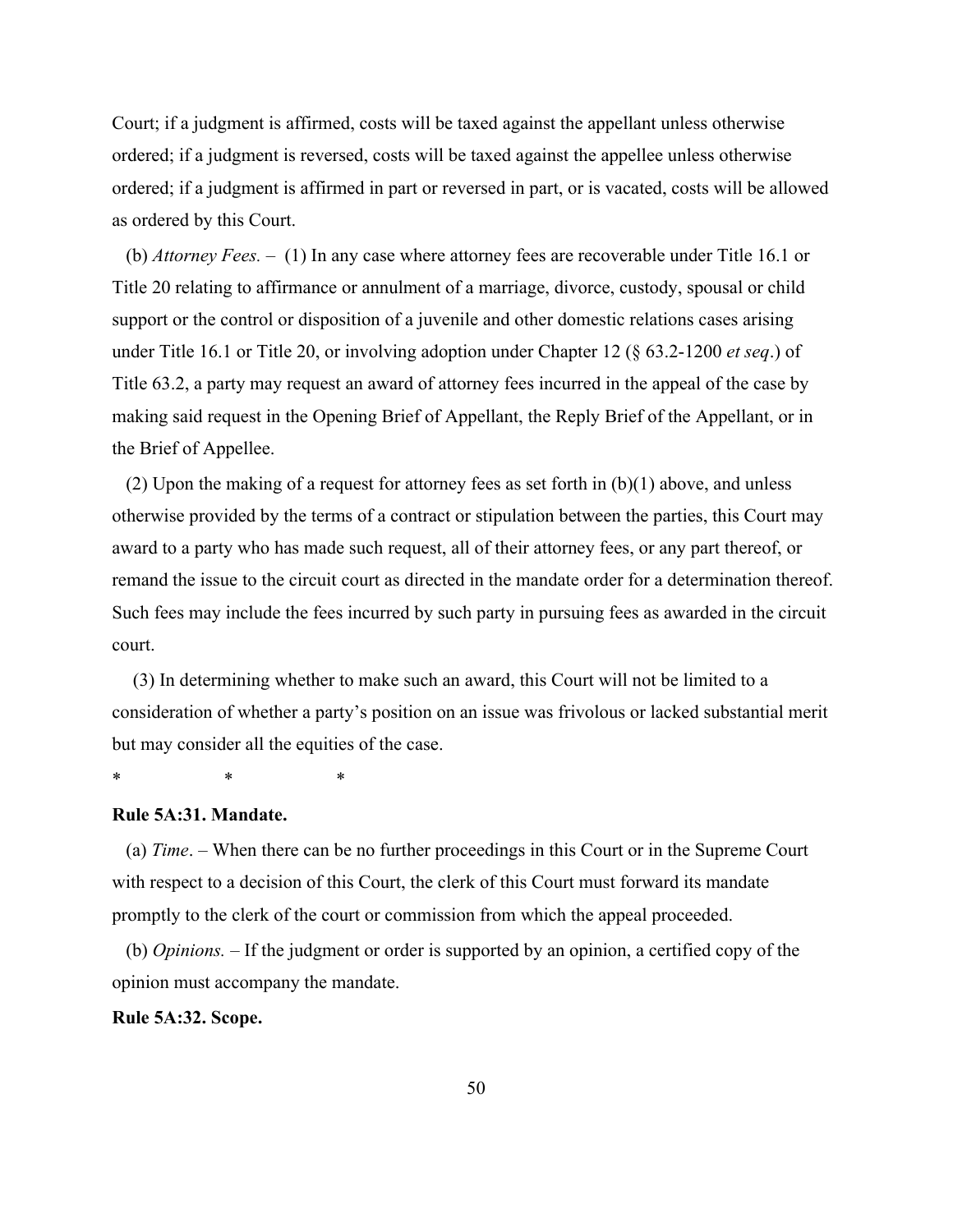Court; if a judgment is affirmed, costs will be taxed against the appellant unless otherwise ordered; if a judgment is reversed, costs will be taxed against the appellee unless otherwise ordered; if a judgment is affirmed in part or reversed in part, or is vacated, costs will be allowed as ordered by this Court.

(b) *Attorney Fees.* – (1) In any case where attorney fees are recoverable under Title 16.1 or Title 20 relating to affirmance or annulment of a marriage, divorce, custody, spousal or child support or the control or disposition of a juvenile and other domestic relations cases arising under Title 16.1 or Title 20, or involving adoption under Chapter 12 (§ 63.2-1200 *et seq*.) of Title 63.2, a party may request an award of attorney fees incurred in the appeal of the case by making said request in the Opening Brief of Appellant, the Reply Brief of the Appellant, or in the Brief of Appellee.

(2) Upon the making of a request for attorney fees as set forth in (b)(1) above, and unless otherwise provided by the terms of a contract or stipulation between the parties, this Court may award to a party who has made such request, all of their attorney fees, or any part thereof, or remand the issue to the circuit court as directed in the mandate order for a determination thereof. Such fees may include the fees incurred by such party in pursuing fees as awarded in the circuit court.

(3) In determining whether to make such an award, this Court will not be limited to a consideration of whether a party's position on an issue was frivolous or lacked substantial merit but may consider all the equities of the case.

\*　　　\*　　　\*

**Rule 5A:31. Mandate.**

(a) *Time*. – When there can be no further proceedings in this Court or in the Supreme Court with respect to a decision of this Court, the clerk of this Court must forward its mandate promptly to the clerk of the court or commission from which the appeal proceeded.

(b) *Opinions.* – If the judgment or order is supported by an opinion, a certified copy of the opinion must accompany the mandate.

**Rule 5A:32. Scope.**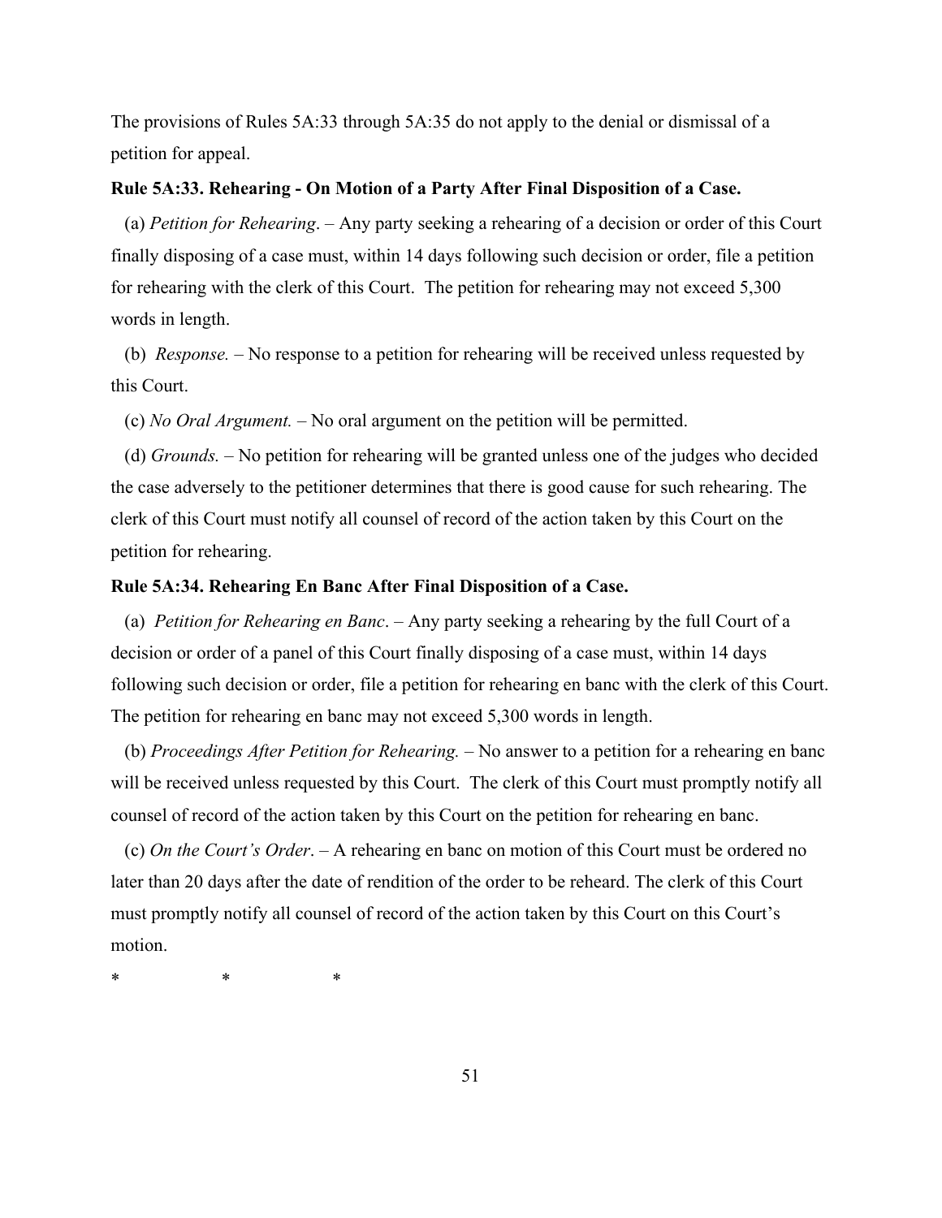The provisions of Rules 5A:33 through 5A:35 do not apply to the denial or dismissal of a petition for appeal.

**Rule 5A:33. Rehearing - On Motion of a Party After Final Disposition of a Case.**

(a) *Petition for Rehearing*. – Any party seeking a rehearing of a decision or order of this Court finally disposing of a case must, within 14 days following such decision or order, file a petition for rehearing with the clerk of this Court. The petition for rehearing may not exceed 5,300 words in length.

(b) *Response.* – No response to a petition for rehearing will be received unless requested by this Court.

(c) *No Oral Argument.* – No oral argument on the petition will be permitted.

(d) *Grounds.* – No petition for rehearing will be granted unless one of the judges who decided the case adversely to the petitioner determines that there is good cause for such rehearing. The clerk of this Court must notify all counsel of record of the action taken by this Court on the petition for rehearing.

**Rule 5A:34. Rehearing En Banc After Final Disposition of a Case.**

(a) *Petition for Rehearing en Banc*. – Any party seeking a rehearing by the full Court of a decision or order of a panel of this Court finally disposing of a case must, within 14 days following such decision or order, file a petition for rehearing en banc with the clerk of this Court. The petition for rehearing en banc may not exceed 5,300 words in length.

(b) *Proceedings After Petition for Rehearing.* – No answer to a petition for a rehearing en banc will be received unless requested by this Court. The clerk of this Court must promptly notify all counsel of record of the action taken by this Court on the petition for rehearing en banc.

(c) *On the Court's Order*. – A rehearing en banc on motion of this Court must be ordered no later than 20 days after the date of rendition of the order to be reheard. The clerk of this Court must promptly notify all counsel of record of the action taken by this Court on this Court's motion.

\* \* \*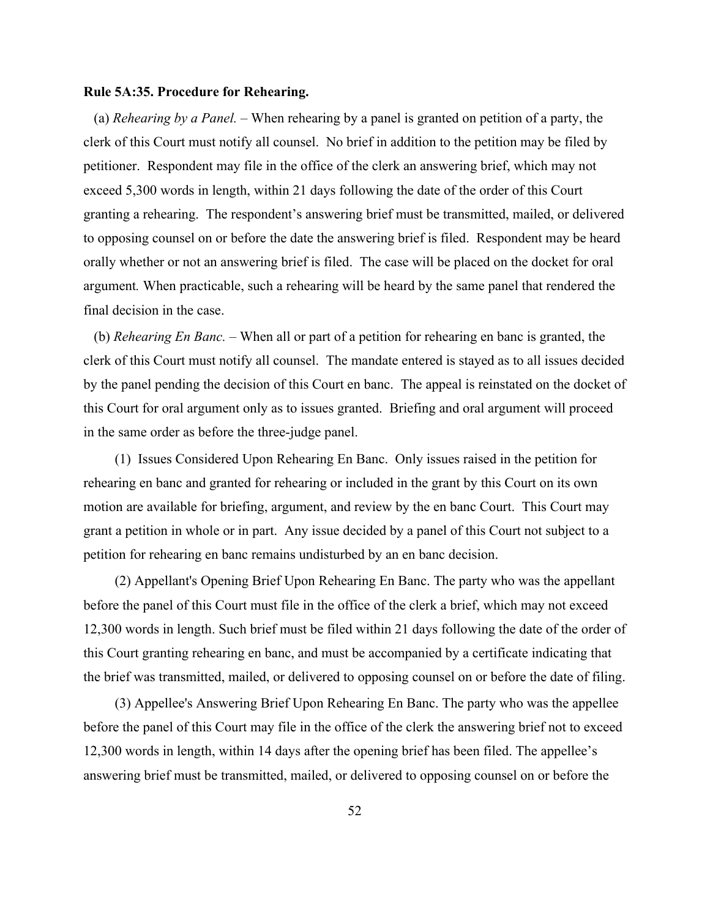**Rule 5A:35. Procedure for Rehearing.**

(a) *Rehearing by a Panel.* – When rehearing by a panel is granted on petition of a party, the clerk of this Court must notify all counsel. No brief in addition to the petition may be filed by petitioner. Respondent may file in the office of the clerk an answering brief, which may not exceed 5,300 words in length, within 21 days following the date of the order of this Court granting a rehearing. The respondent's answering brief must be transmitted, mailed, or delivered to opposing counsel on or before the date the answering brief is filed. Respondent may be heard orally whether or not an answering brief is filed. The case will be placed on the docket for oral argument. When practicable, such a rehearing will be heard by the same panel that rendered the final decision in the case.

(b) *Rehearing En Banc.* – When all or part of a petition for rehearing en banc is granted, the clerk of this Court must notify all counsel. The mandate entered is stayed as to all issues decided by the panel pending the decision of this Court en banc. The appeal is reinstated on the docket of this Court for oral argument only as to issues granted. Briefing and oral argument will proceed in the same order as before the three-judge panel.

(1) Issues Considered Upon Rehearing En Banc. Only issues raised in the petition for rehearing en banc and granted for rehearing or included in the grant by this Court on its own motion are available for briefing, argument, and review by the en banc Court. This Court may grant a petition in whole or in part. Any issue decided by a panel of this Court not subject to a petition for rehearing en banc remains undisturbed by an en banc decision.

(2) Appellant's Opening Brief Upon Rehearing En Banc. The party who was the appellant before the panel of this Court must file in the office of the clerk a brief, which may not exceed 12,300 words in length. Such brief must be filed within 21 days following the date of the order of this Court granting rehearing en banc, and must be accompanied by a certificate indicating that the brief was transmitted, mailed, or delivered to opposing counsel on or before the date of filing.

(3) Appellee's Answering Brief Upon Rehearing En Banc. The party who was the appellee before the panel of this Court may file in the office of the clerk the answering brief not to exceed 12,300 words in length, within 14 days after the opening brief has been filed. The appellee's answering brief must be transmitted, mailed, or delivered to opposing counsel on or before the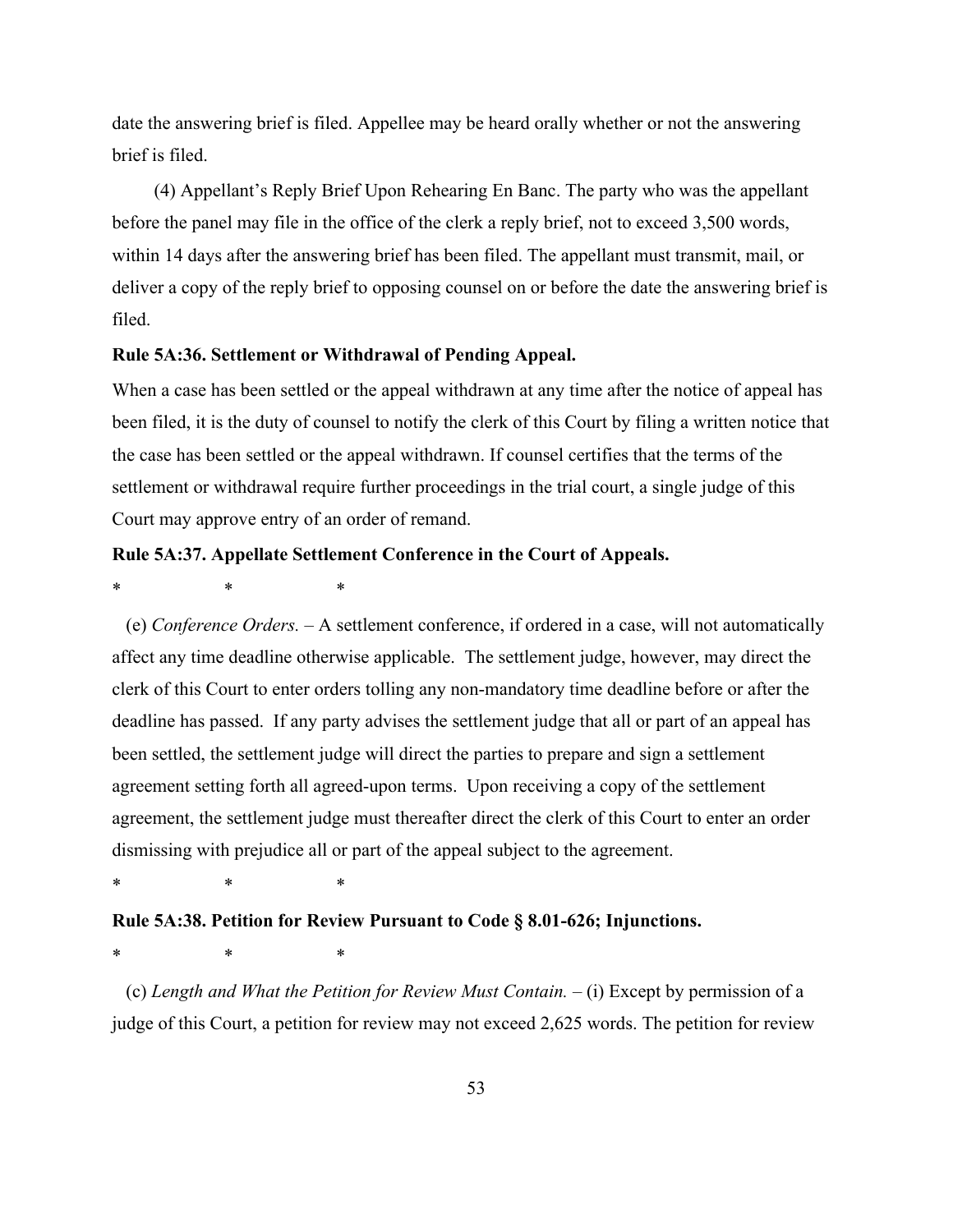date the answering brief is filed. Appellee may be heard orally whether or not the answering brief is filed.

(4) Appellant's Reply Brief Upon Rehearing En Banc. The party who was the appellant before the panel may file in the office of the clerk a reply brief, not to exceed 3,500 words, within 14 days after the answering brief has been filed. The appellant must transmit, mail, or deliver a copy of the reply brief to opposing counsel on or before the date the answering brief is filed.

**Rule 5A:36. Settlement or Withdrawal of Pending Appeal.**

When a case has been settled or the appeal withdrawn at any time after the notice of appeal has been filed, it is the duty of counsel to notify the clerk of this Court by filing a written notice that the case has been settled or the appeal withdrawn. If counsel certifies that the terms of the settlement or withdrawal require further proceedings in the trial court, a single judge of this Court may approve entry of an order of remand.

**Rule 5A:37. Appellate Settlement Conference in the Court of Appeals.**

\*    \*    \*

(e) *Conference Orders.* – A settlement conference, if ordered in a case, will not automatically affect any time deadline otherwise applicable. The settlement judge, however, may direct the clerk of this Court to enter orders tolling any non-mandatory time deadline before or after the deadline has passed. If any party advises the settlement judge that all or part of an appeal has been settled, the settlement judge will direct the parties to prepare and sign a settlement agreement setting forth all agreed-upon terms. Upon receiving a copy of the settlement agreement, the settlement judge must thereafter direct the clerk of this Court to enter an order dismissing with prejudice all or part of the appeal subject to the agreement.

\*    \*    \*

**Rule 5A:38. Petition for Review Pursuant to Code § 8.01-626; Injunctions.**

\*    \*    \*

(c) *Length and What the Petition for Review Must Contain.* – (i) Except by permission of a judge of this Court, a petition for review may not exceed 2,625 words. The petition for review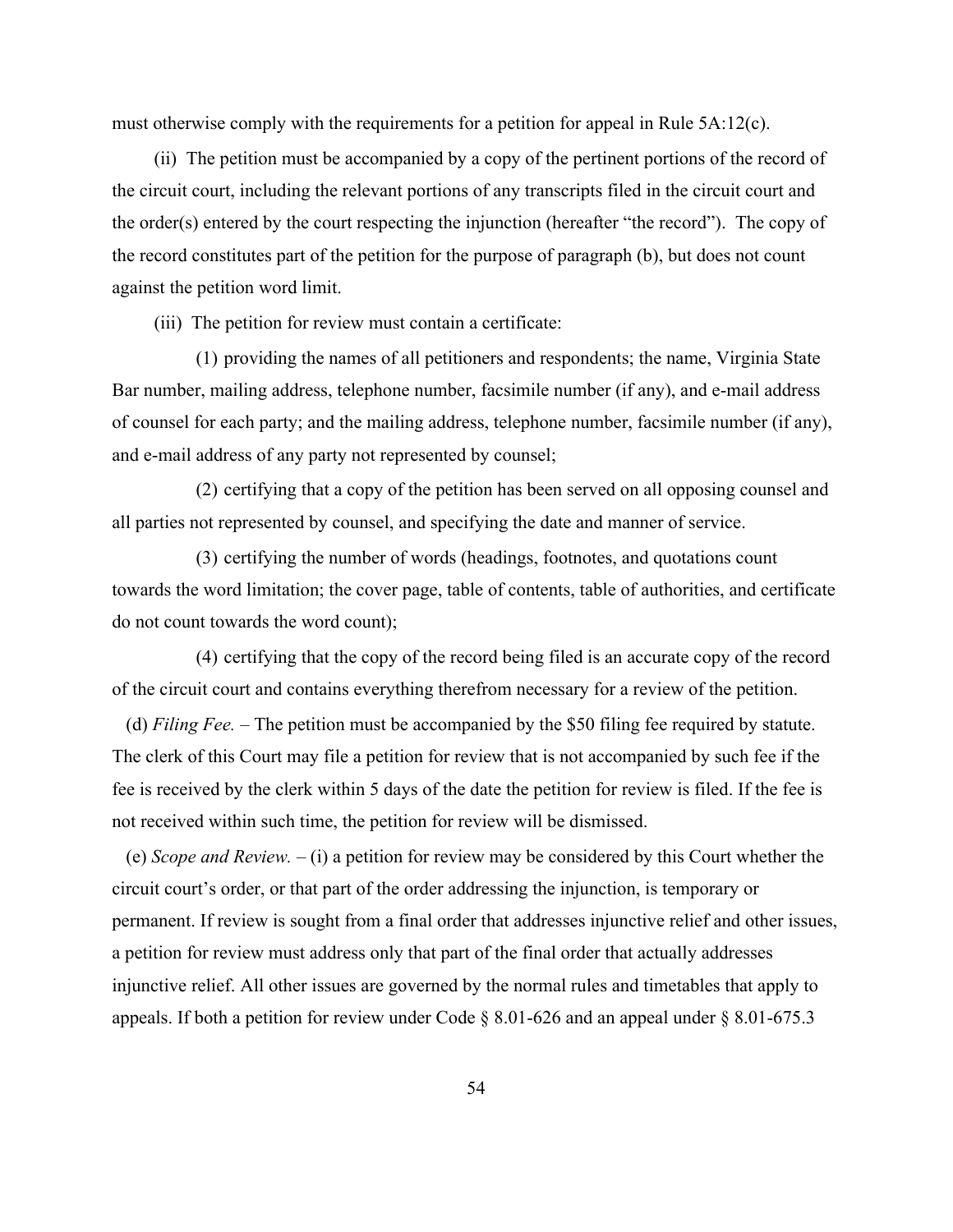must otherwise comply with the requirements for a petition for appeal in Rule 5A:12(c).

(ii) The petition must be accompanied by a copy of the pertinent portions of the record of the circuit court, including the relevant portions of any transcripts filed in the circuit court and the order(s) entered by the court respecting the injunction (hereafter "the record"). The copy of the record constitutes part of the petition for the purpose of paragraph (b), but does not count against the petition word limit.

(iii) The petition for review must contain a certificate:

(1) providing the names of all petitioners and respondents; the name, Virginia State Bar number, mailing address, telephone number, facsimile number (if any), and e-mail address of counsel for each party; and the mailing address, telephone number, facsimile number (if any), and e-mail address of any party not represented by counsel;

(2) certifying that a copy of the petition has been served on all opposing counsel and all parties not represented by counsel, and specifying the date and manner of service.

(3) certifying the number of words (headings, footnotes, and quotations count towards the word limitation; the cover page, table of contents, table of authorities, and certificate do not count towards the word count);

(4) certifying that the copy of the record being filed is an accurate copy of the record of the circuit court and contains everything therefrom necessary for a review of the petition.

(d) *Filing Fee.* – The petition must be accompanied by the $50 filing fee required by statute. The clerk of this Court may file a petition for review that is not accompanied by such fee if the fee is received by the clerk within 5 days of the date the petition for review is filed. If the fee is not received within such time, the petition for review will be dismissed.

(e) *Scope and Review.* – (i) a petition for review may be considered by this Court whether the circuit court's order, or that part of the order addressing the injunction, is temporary or permanent. If review is sought from a final order that addresses injunctive relief and other issues, a petition for review must address only that part of the final order that actually addresses injunctive relief. All other issues are governed by the normal rules and timetables that apply to appeals. If both a petition for review under Code § 8.01-626 and an appeal under § 8.01-675.3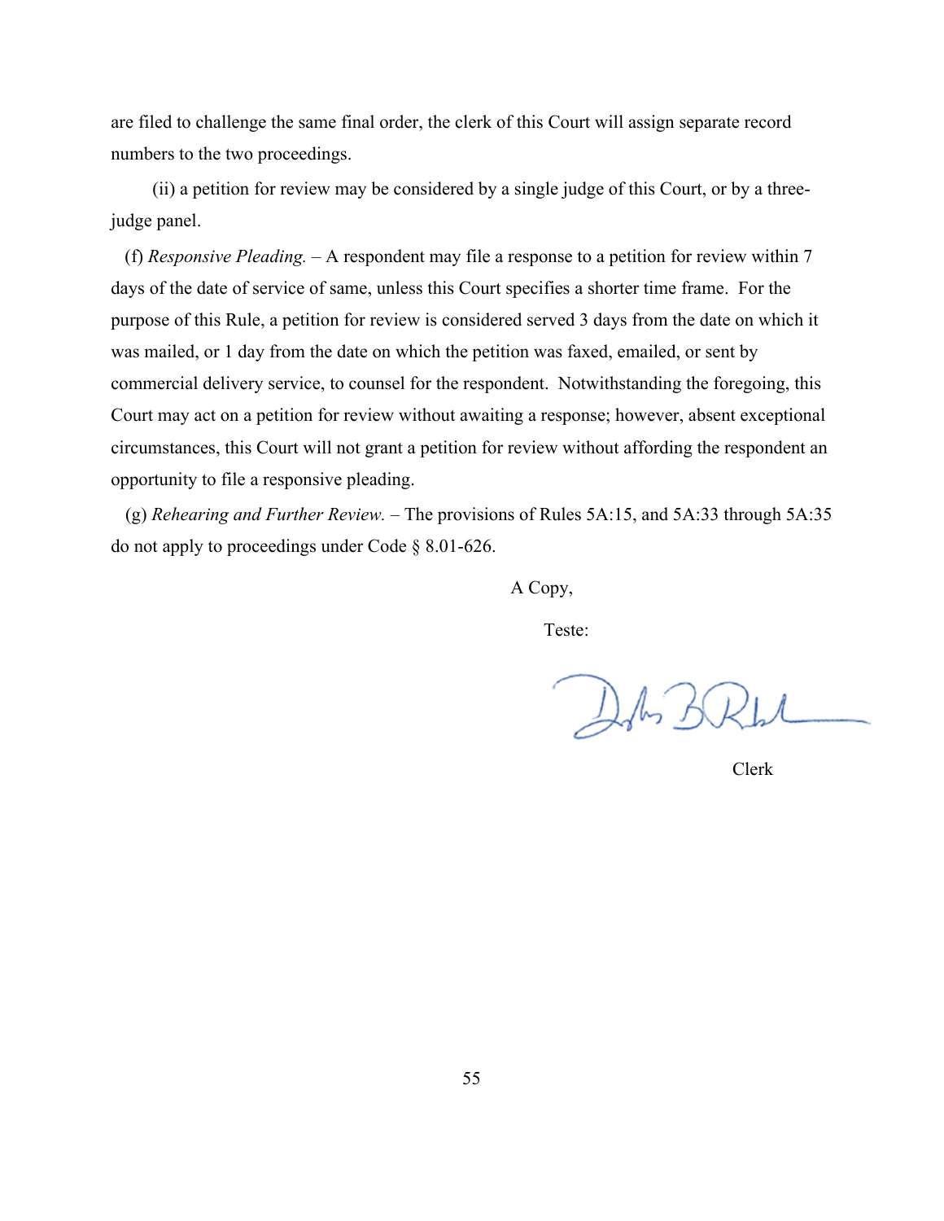are filed to challenge the same final order, the clerk of this Court will assign separate record numbers to the two proceedings.

(ii) a petition for review may be considered by a single judge of this Court, or by a three-judge panel.

(f) *Responsive Pleading.* – A respondent may file a response to a petition for review within 7 days of the date of service of same, unless this Court specifies a shorter time frame. For the purpose of this Rule, a petition for review is considered served 3 days from the date on which it was mailed, or 1 day from the date on which the petition was faxed, emailed, or sent by commercial delivery service, to counsel for the respondent. Notwithstanding the foregoing, this Court may act on a petition for review without awaiting a response; however, absent exceptional circumstances, this Court will not grant a petition for review without affording the respondent an opportunity to file a responsive pleading.

(g) *Rehearing and Further Review.* – The provisions of Rules 5A:15, and 5A:33 through 5A:35 do not apply to proceedings under Code § 8.01-626.

A Copy,

Teste:

Clerk